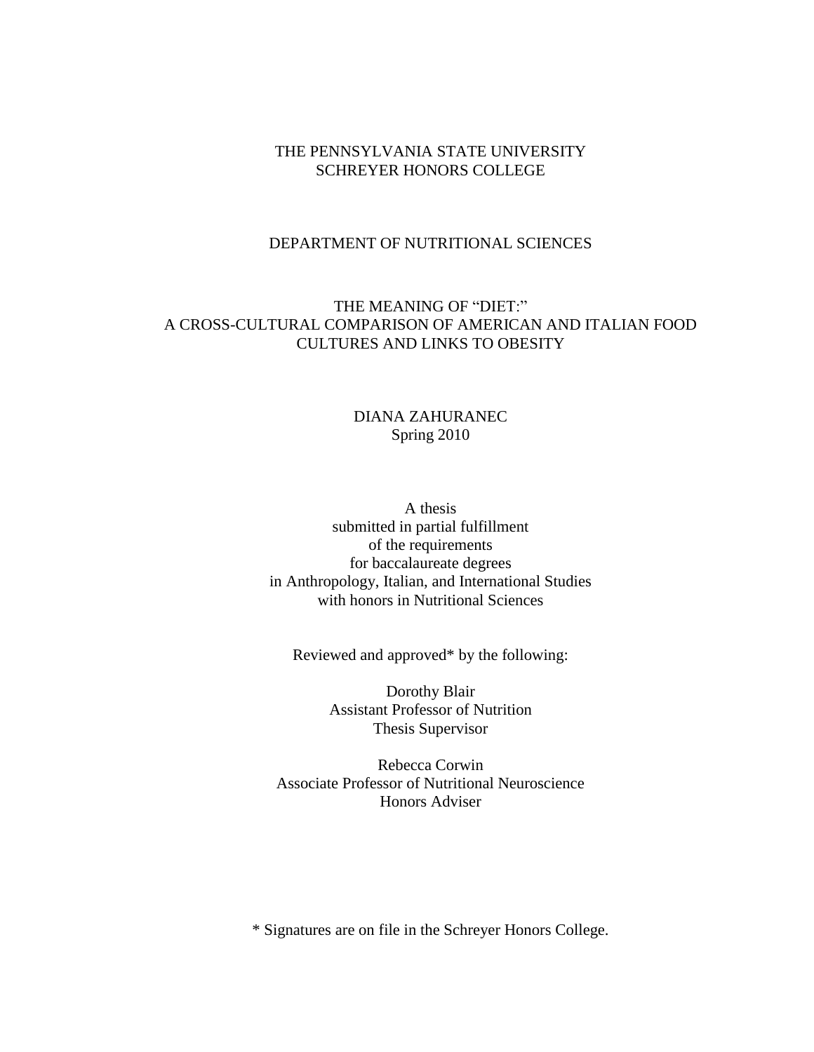THE PENNSYLVANIA STATE UNIVERSITY
SCHREYER HONORS COLLEGE

DEPARTMENT OF NUTRITIONAL SCIENCES

# THE MEANING OF "DIET:" A CROSS-CULTURAL COMPARISON OF AMERICAN AND ITALIAN FOOD CULTURES AND LINKS TO OBESITY

DIANA ZAHURANEC
Spring 2010

A thesis
submitted in partial fulfillment
of the requirements
for baccalaureate degrees
in Anthropology, Italian, and International Studies
with honors in Nutritional Sciences

Reviewed and approved* by the following:

Dorothy Blair
Assistant Professor of Nutrition
Thesis Supervisor

Rebecca Corwin
Associate Professor of Nutritional Neuroscience
Honors Adviser

* Signatures are on file in the Schreyer Honors College.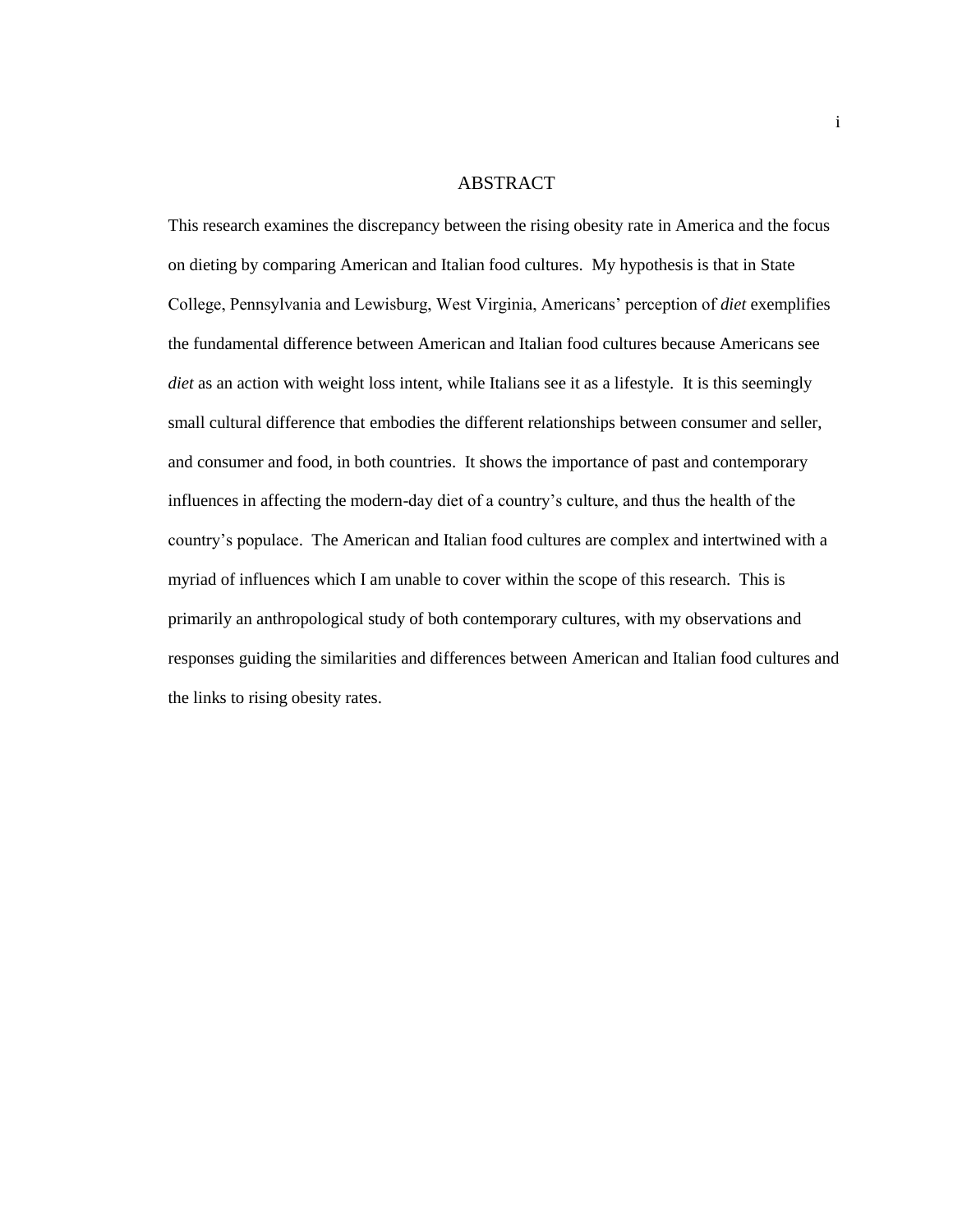# ABSTRACT

This research examines the discrepancy between the rising obesity rate in America and the focus on dieting by comparing American and Italian food cultures. My hypothesis is that in State College, Pennsylvania and Lewisburg, West Virginia, Americans' perception of *diet* exemplifies the fundamental difference between American and Italian food cultures because Americans see *diet* as an action with weight loss intent, while Italians see it as a lifestyle. It is this seemingly small cultural difference that embodies the different relationships between consumer and seller, and consumer and food, in both countries. It shows the importance of past and contemporary influences in affecting the modern-day diet of a country's culture, and thus the health of the country's populace. The American and Italian food cultures are complex and intertwined with a myriad of influences which I am unable to cover within the scope of this research. This is primarily an anthropological study of both contemporary cultures, with my observations and responses guiding the similarities and differences between American and Italian food cultures and the links to rising obesity rates.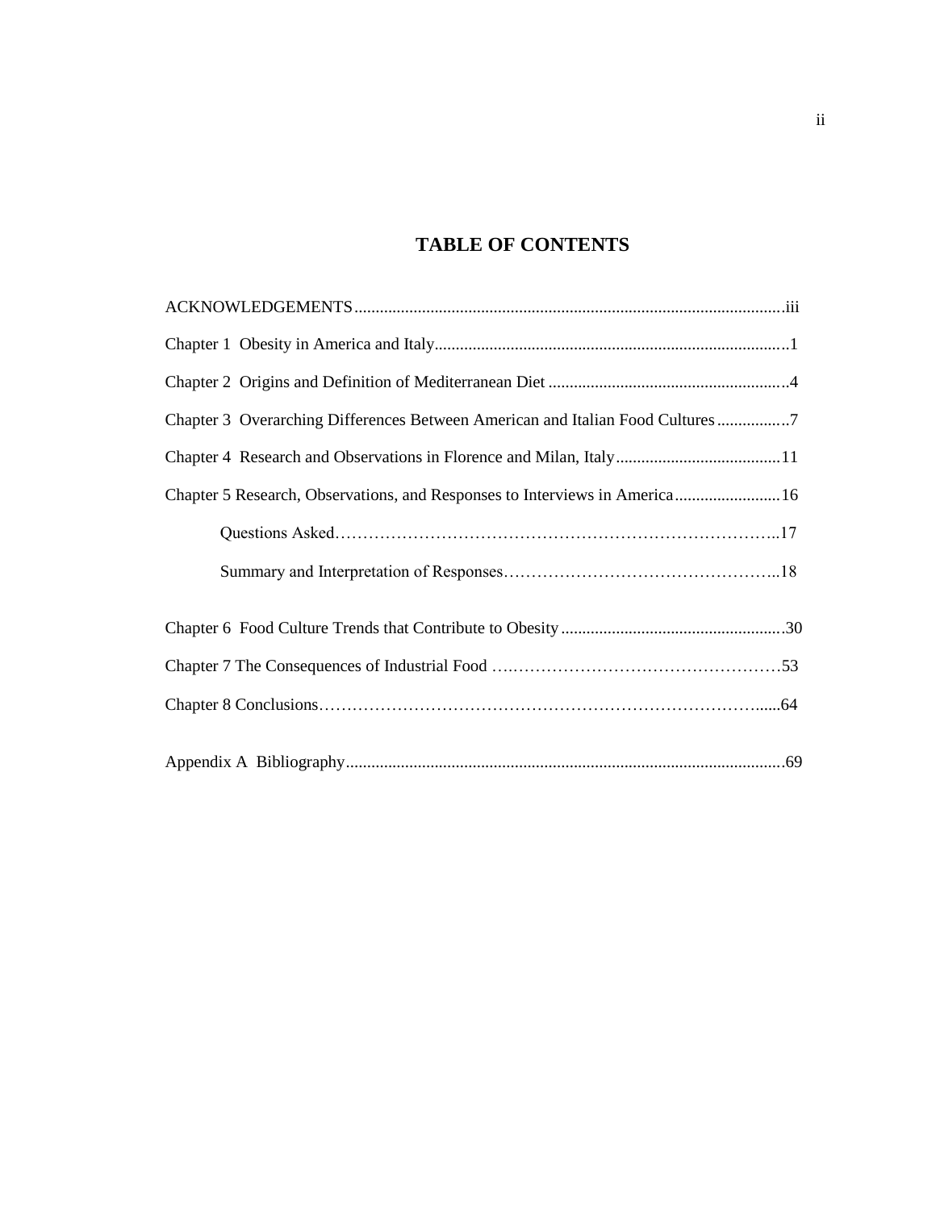# TABLE OF CONTENTS

ACKNOWLEDGEMENTS....................................................................................................iii

Chapter 1 Obesity in America and Italy....................................................................................1

Chapter 2 Origins and Definition of Mediterranean Diet ........................................................4

Chapter 3 Overarching Differences Between American and Italian Food Cultures ................7

Chapter 4 Research and Observations in Florence and Milan, Italy.......................................11

Chapter 5 Research, Observations, and Responses to Interviews in America.........................16

Questions Asked……………………………………………………………………..17

Summary and Interpretation of Responses…………………………………………..18

Chapter 6 Food Culture Trends that Contribute to Obesity.....................................................30

Chapter 7 The Consequences of Industrial Food ….…………………………………………53

Chapter 8 Conclusions………………………………………………………………….....64

Appendix A Bibliography........................................................................................................69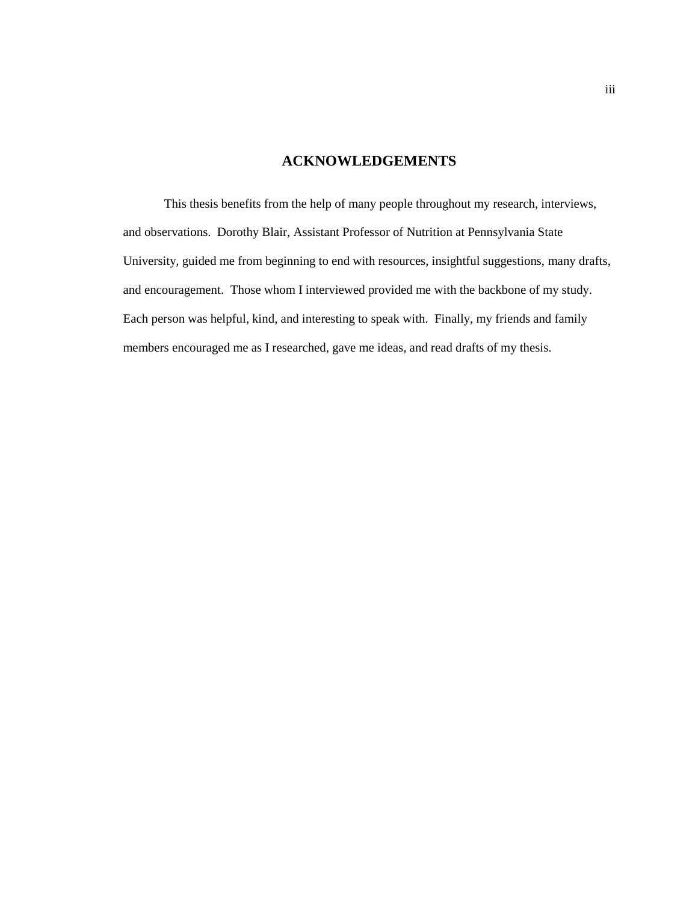# ACKNOWLEDGEMENTS

This thesis benefits from the help of many people throughout my research, interviews, and observations. Dorothy Blair, Assistant Professor of Nutrition at Pennsylvania State University, guided me from beginning to end with resources, insightful suggestions, many drafts, and encouragement. Those whom I interviewed provided me with the backbone of my study. Each person was helpful, kind, and interesting to speak with. Finally, my friends and family members encouraged me as I researched, gave me ideas, and read drafts of my thesis.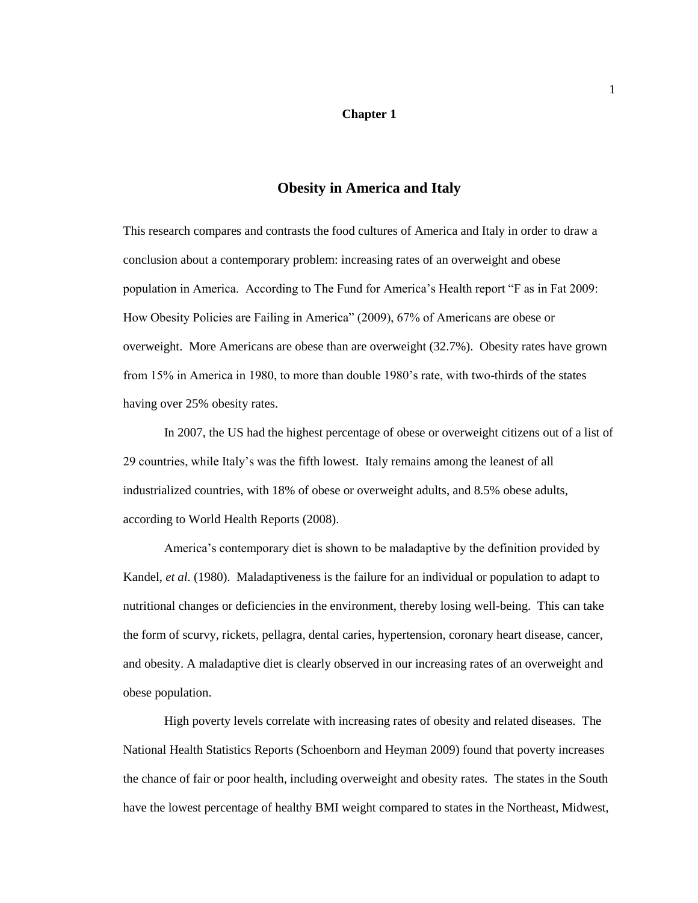# Chapter 1

## Obesity in America and Italy

This research compares and contrasts the food cultures of America and Italy in order to draw a conclusion about a contemporary problem: increasing rates of an overweight and obese population in America. According to The Fund for America's Health report "F as in Fat 2009: How Obesity Policies are Failing in America" (2009), 67% of Americans are obese or overweight. More Americans are obese than are overweight (32.7%). Obesity rates have grown from 15% in America in 1980, to more than double 1980's rate, with two-thirds of the states having over 25% obesity rates.

In 2007, the US had the highest percentage of obese or overweight citizens out of a list of 29 countries, while Italy's was the fifth lowest. Italy remains among the leanest of all industrialized countries, with 18% of obese or overweight adults, and 8.5% obese adults, according to World Health Reports (2008).

America's contemporary diet is shown to be maladaptive by the definition provided by Kandel, *et al.* (1980). Maladaptiveness is the failure for an individual or population to adapt to nutritional changes or deficiencies in the environment, thereby losing well-being. This can take the form of scurvy, rickets, pellagra, dental caries, hypertension, coronary heart disease, cancer, and obesity. A maladaptive diet is clearly observed in our increasing rates of an overweight and obese population.

High poverty levels correlate with increasing rates of obesity and related diseases. The National Health Statistics Reports (Schoenborn and Heyman 2009) found that poverty increases the chance of fair or poor health, including overweight and obesity rates. The states in the South have the lowest percentage of healthy BMI weight compared to states in the Northeast, Midwest,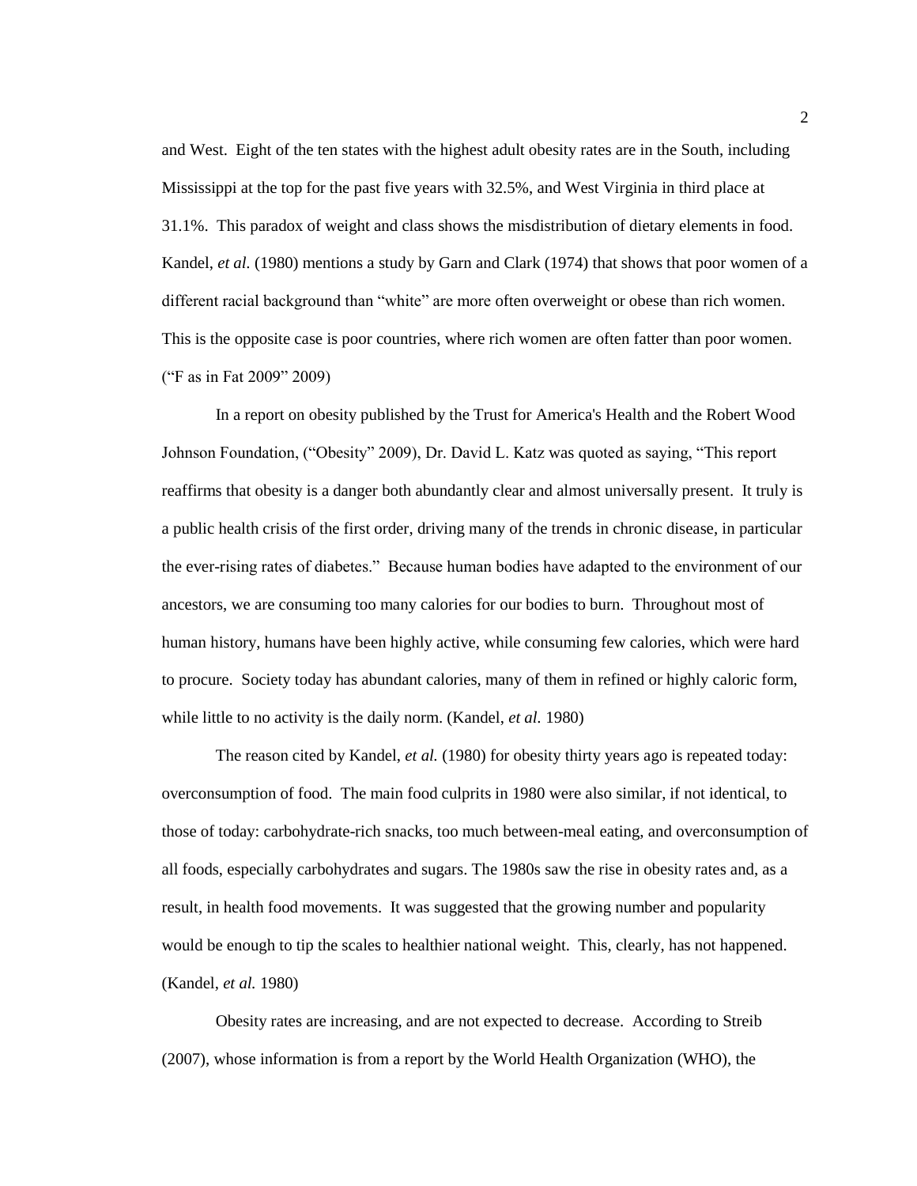and West. Eight of the ten states with the highest adult obesity rates are in the South, including Mississippi at the top for the past five years with 32.5%, and West Virginia in third place at 31.1%. This paradox of weight and class shows the misdistribution of dietary elements in food. Kandel, *et al.* (1980) mentions a study by Garn and Clark (1974) that shows that poor women of a different racial background than "white" are more often overweight or obese than rich women. This is the opposite case is poor countries, where rich women are often fatter than poor women. ("F as in Fat 2009" 2009)

In a report on obesity published by the Trust for America's Health and the Robert Wood Johnson Foundation, ("Obesity" 2009), Dr. David L. Katz was quoted as saying, "This report reaffirms that obesity is a danger both abundantly clear and almost universally present. It truly is a public health crisis of the first order, driving many of the trends in chronic disease, in particular the ever-rising rates of diabetes." Because human bodies have adapted to the environment of our ancestors, we are consuming too many calories for our bodies to burn. Throughout most of human history, humans have been highly active, while consuming few calories, which were hard to procure. Society today has abundant calories, many of them in refined or highly caloric form, while little to no activity is the daily norm. (Kandel, *et al.* 1980)

The reason cited by Kandel, *et al.* (1980) for obesity thirty years ago is repeated today: overconsumption of food. The main food culprits in 1980 were also similar, if not identical, to those of today: carbohydrate-rich snacks, too much between-meal eating, and overconsumption of all foods, especially carbohydrates and sugars. The 1980s saw the rise in obesity rates and, as a result, in health food movements. It was suggested that the growing number and popularity would be enough to tip the scales to healthier national weight. This, clearly, has not happened. (Kandel, *et al.* 1980)

Obesity rates are increasing, and are not expected to decrease. According to Streib (2007), whose information is from a report by the World Health Organization (WHO), the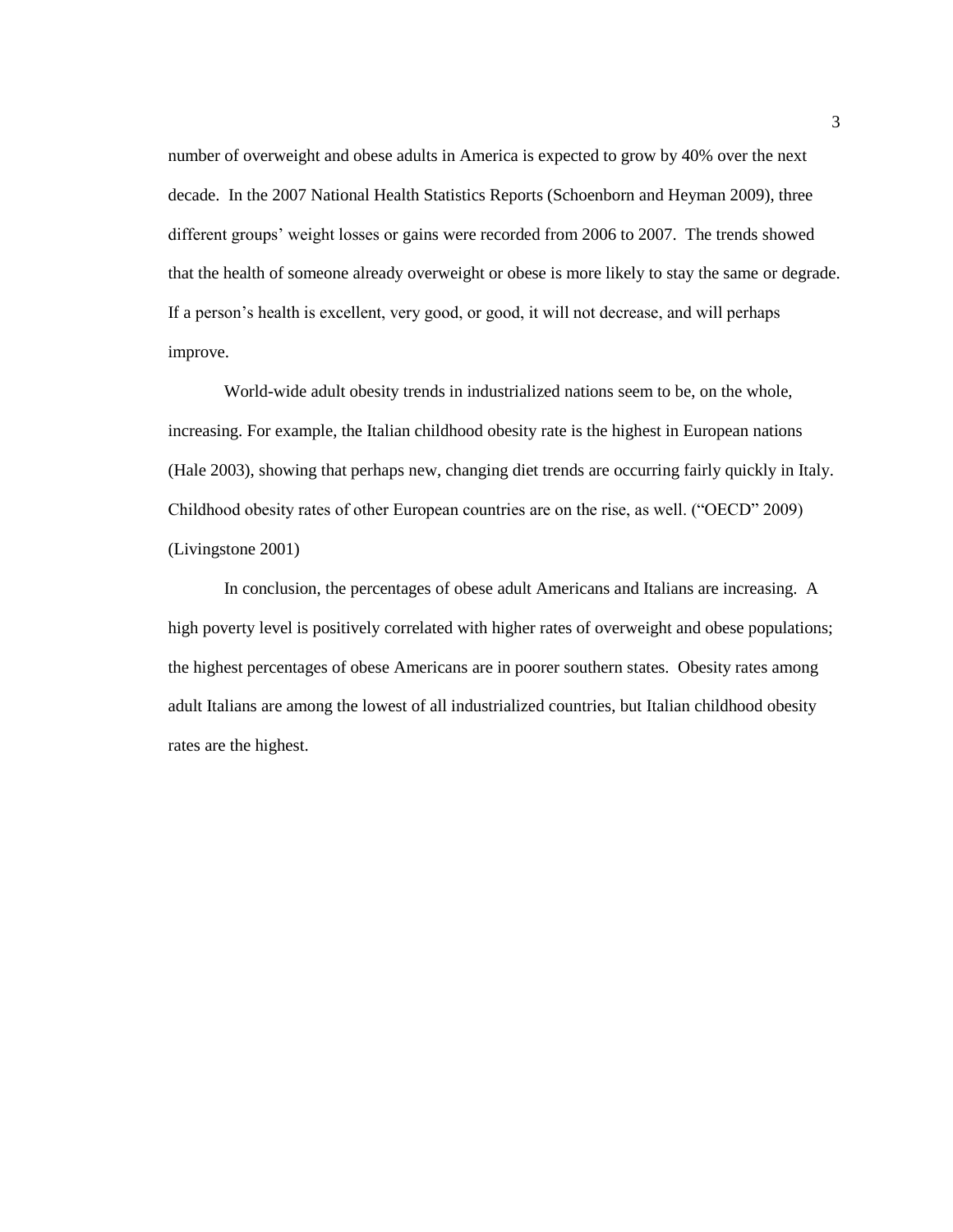number of overweight and obese adults in America is expected to grow by 40% over the next decade. In the 2007 National Health Statistics Reports (Schoenborn and Heyman 2009), three different groups' weight losses or gains were recorded from 2006 to 2007. The trends showed that the health of someone already overweight or obese is more likely to stay the same or degrade. If a person's health is excellent, very good, or good, it will not decrease, and will perhaps improve.

World-wide adult obesity trends in industrialized nations seem to be, on the whole, increasing. For example, the Italian childhood obesity rate is the highest in European nations (Hale 2003), showing that perhaps new, changing diet trends are occurring fairly quickly in Italy. Childhood obesity rates of other European countries are on the rise, as well. ("OECD" 2009) (Livingstone 2001)

In conclusion, the percentages of obese adult Americans and Italians are increasing. A high poverty level is positively correlated with higher rates of overweight and obese populations; the highest percentages of obese Americans are in poorer southern states. Obesity rates among adult Italians are among the lowest of all industrialized countries, but Italian childhood obesity rates are the highest.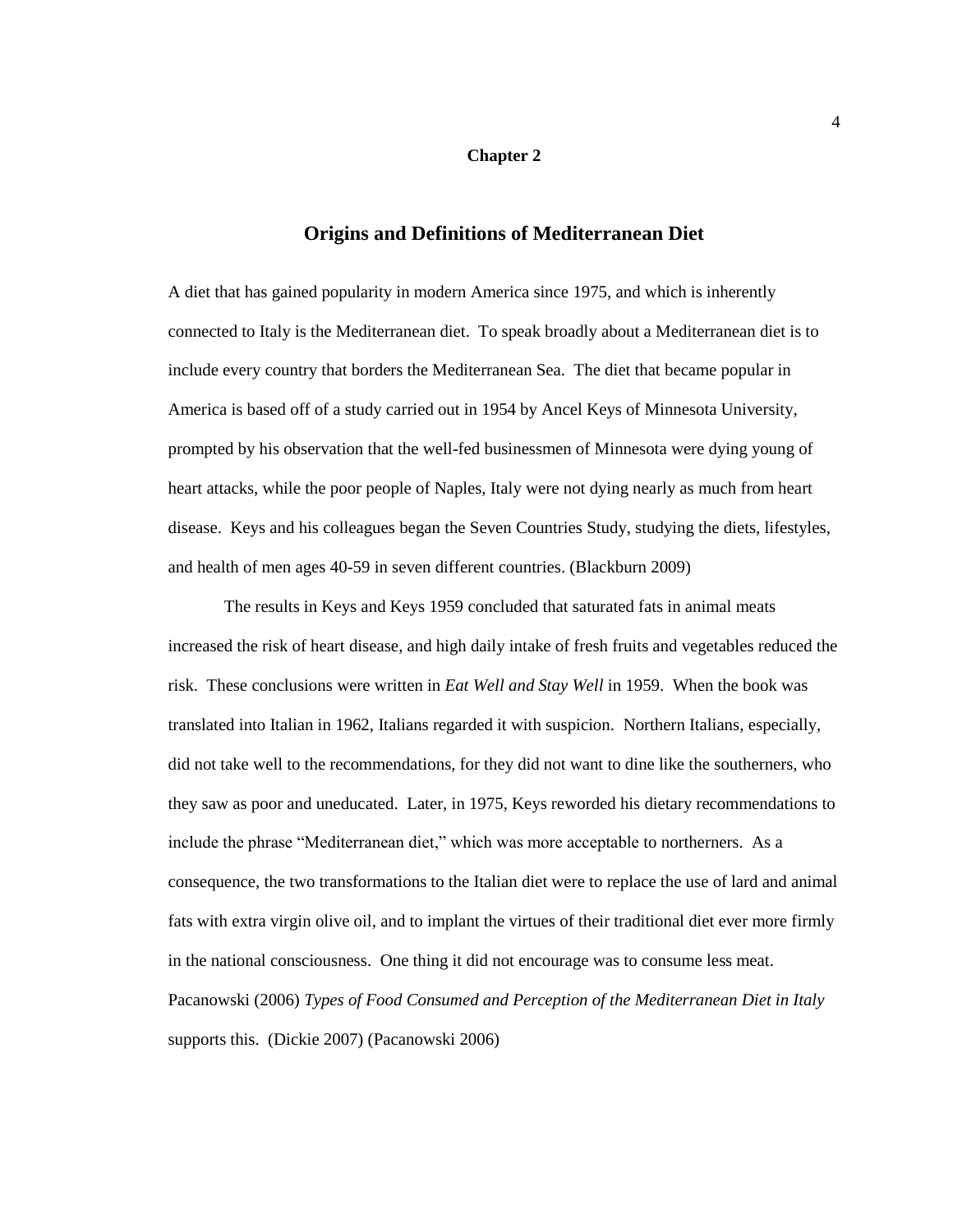# Chapter 2

## Origins and Definitions of Mediterranean Diet

A diet that has gained popularity in modern America since 1975, and which is inherently connected to Italy is the Mediterranean diet. To speak broadly about a Mediterranean diet is to include every country that borders the Mediterranean Sea. The diet that became popular in America is based off of a study carried out in 1954 by Ancel Keys of Minnesota University, prompted by his observation that the well-fed businessmen of Minnesota were dying young of heart attacks, while the poor people of Naples, Italy were not dying nearly as much from heart disease. Keys and his colleagues began the Seven Countries Study, studying the diets, lifestyles, and health of men ages 40-59 in seven different countries. (Blackburn 2009)

The results in Keys and Keys 1959 concluded that saturated fats in animal meats increased the risk of heart disease, and high daily intake of fresh fruits and vegetables reduced the risk. These conclusions were written in *Eat Well and Stay Well* in 1959. When the book was translated into Italian in 1962, Italians regarded it with suspicion. Northern Italians, especially, did not take well to the recommendations, for they did not want to dine like the southerners, who they saw as poor and uneducated. Later, in 1975, Keys reworded his dietary recommendations to include the phrase "Mediterranean diet," which was more acceptable to northerners. As a consequence, the two transformations to the Italian diet were to replace the use of lard and animal fats with extra virgin olive oil, and to implant the virtues of their traditional diet ever more firmly in the national consciousness. One thing it did not encourage was to consume less meat. Pacanowski (2006) *Types of Food Consumed and Perception of the Mediterranean Diet in Italy* supports this. (Dickie 2007) (Pacanowski 2006)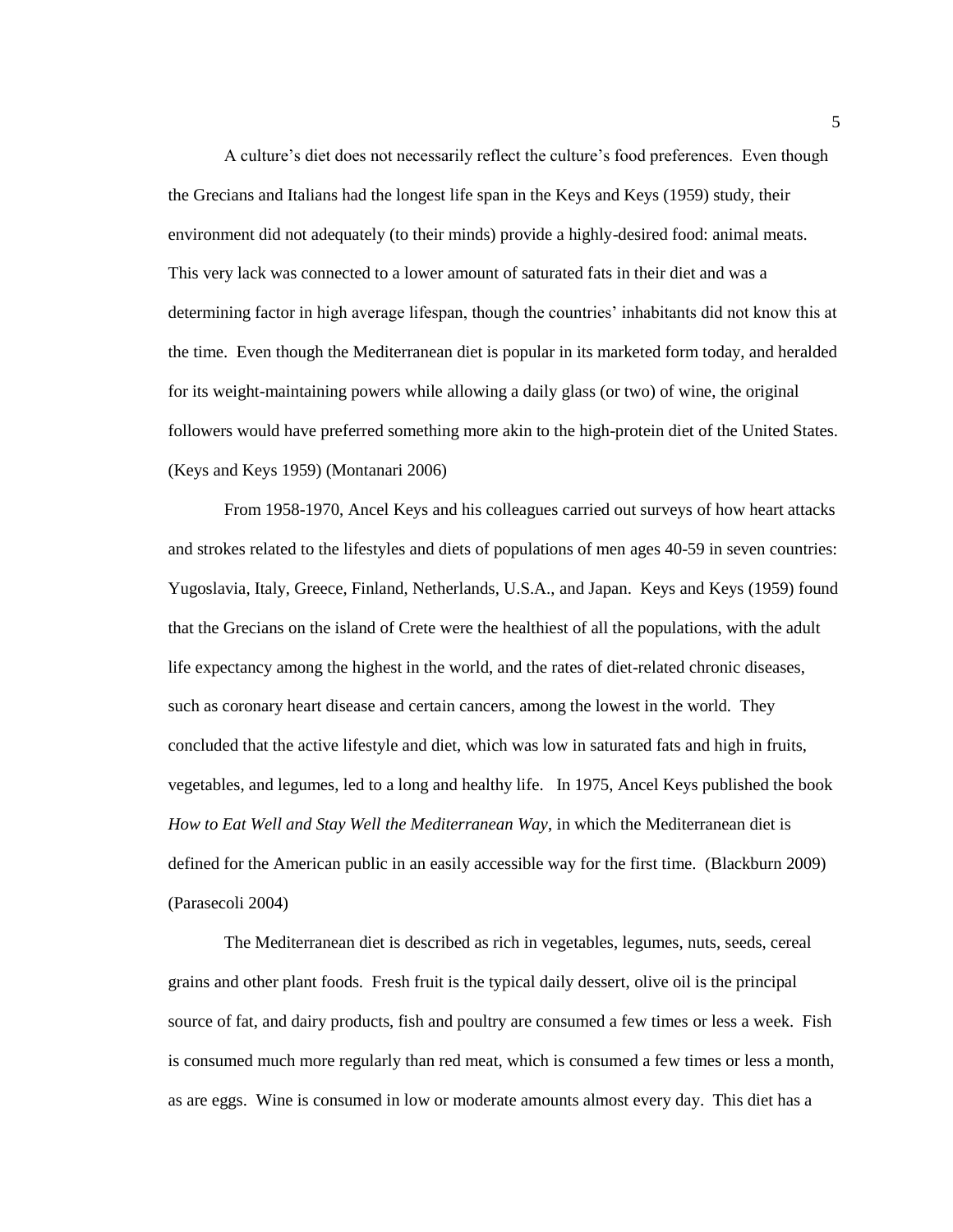A culture's diet does not necessarily reflect the culture's food preferences. Even though the Grecians and Italians had the longest life span in the Keys and Keys (1959) study, their environment did not adequately (to their minds) provide a highly-desired food: animal meats. This very lack was connected to a lower amount of saturated fats in their diet and was a determining factor in high average lifespan, though the countries' inhabitants did not know this at the time. Even though the Mediterranean diet is popular in its marketed form today, and heralded for its weight-maintaining powers while allowing a daily glass (or two) of wine, the original followers would have preferred something more akin to the high-protein diet of the United States. (Keys and Keys 1959) (Montanari 2006)

From 1958-1970, Ancel Keys and his colleagues carried out surveys of how heart attacks and strokes related to the lifestyles and diets of populations of men ages 40-59 in seven countries: Yugoslavia, Italy, Greece, Finland, Netherlands, U.S.A., and Japan. Keys and Keys (1959) found that the Grecians on the island of Crete were the healthiest of all the populations, with the adult life expectancy among the highest in the world, and the rates of diet-related chronic diseases, such as coronary heart disease and certain cancers, among the lowest in the world. They concluded that the active lifestyle and diet, which was low in saturated fats and high in fruits, vegetables, and legumes, led to a long and healthy life. In 1975, Ancel Keys published the book *How to Eat Well and Stay Well the Mediterranean Way*, in which the Mediterranean diet is defined for the American public in an easily accessible way for the first time. (Blackburn 2009) (Parasecoli 2004)

The Mediterranean diet is described as rich in vegetables, legumes, nuts, seeds, cereal grains and other plant foods. Fresh fruit is the typical daily dessert, olive oil is the principal source of fat, and dairy products, fish and poultry are consumed a few times or less a week. Fish is consumed much more regularly than red meat, which is consumed a few times or less a month, as are eggs. Wine is consumed in low or moderate amounts almost every day. This diet has a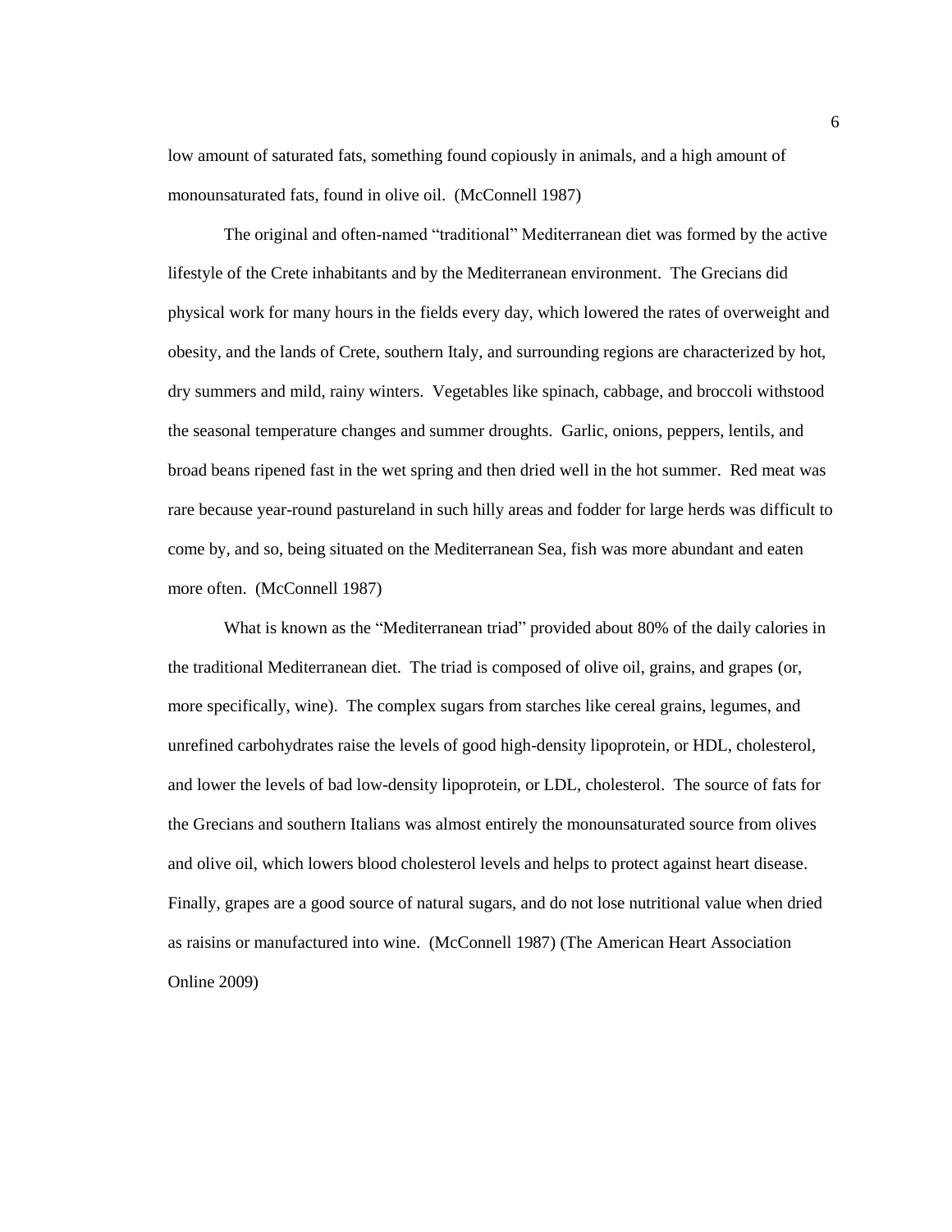low amount of saturated fats, something found copiously in animals, and a high amount of monounsaturated fats, found in olive oil. (McConnell 1987)

The original and often-named "traditional" Mediterranean diet was formed by the active lifestyle of the Crete inhabitants and by the Mediterranean environment. The Grecians did physical work for many hours in the fields every day, which lowered the rates of overweight and obesity, and the lands of Crete, southern Italy, and surrounding regions are characterized by hot, dry summers and mild, rainy winters. Vegetables like spinach, cabbage, and broccoli withstood the seasonal temperature changes and summer droughts. Garlic, onions, peppers, lentils, and broad beans ripened fast in the wet spring and then dried well in the hot summer. Red meat was rare because year-round pastureland in such hilly areas and fodder for large herds was difficult to come by, and so, being situated on the Mediterranean Sea, fish was more abundant and eaten more often. (McConnell 1987)

What is known as the "Mediterranean triad" provided about 80% of the daily calories in the traditional Mediterranean diet. The triad is composed of olive oil, grains, and grapes (or, more specifically, wine). The complex sugars from starches like cereal grains, legumes, and unrefined carbohydrates raise the levels of good high-density lipoprotein, or HDL, cholesterol, and lower the levels of bad low-density lipoprotein, or LDL, cholesterol. The source of fats for the Grecians and southern Italians was almost entirely the monounsaturated source from olives and olive oil, which lowers blood cholesterol levels and helps to protect against heart disease. Finally, grapes are a good source of natural sugars, and do not lose nutritional value when dried as raisins or manufactured into wine. (McConnell 1987) (The American Heart Association Online 2009)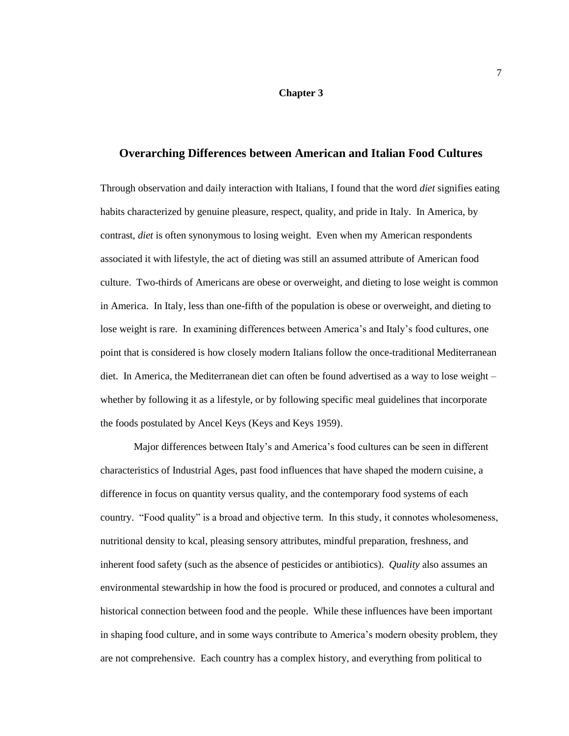# Chapter 3

## Overarching Differences between American and Italian Food Cultures

Through observation and daily interaction with Italians, I found that the word *diet* signifies eating habits characterized by genuine pleasure, respect, quality, and pride in Italy. In America, by contrast, *diet* is often synonymous to losing weight. Even when my American respondents associated it with lifestyle, the act of dieting was still an assumed attribute of American food culture. Two-thirds of Americans are obese or overweight, and dieting to lose weight is common in America. In Italy, less than one-fifth of the population is obese or overweight, and dieting to lose weight is rare. In examining differences between America's and Italy's food cultures, one point that is considered is how closely modern Italians follow the once-traditional Mediterranean diet. In America, the Mediterranean diet can often be found advertised as a way to lose weight – whether by following it as a lifestyle, or by following specific meal guidelines that incorporate the foods postulated by Ancel Keys (Keys and Keys 1959).

Major differences between Italy's and America's food cultures can be seen in different characteristics of Industrial Ages, past food influences that have shaped the modern cuisine, a difference in focus on quantity versus quality, and the contemporary food systems of each country. "Food quality" is a broad and objective term. In this study, it connotes wholesomeness, nutritional density to kcal, pleasing sensory attributes, mindful preparation, freshness, and inherent food safety (such as the absence of pesticides or antibiotics). *Quality* also assumes an environmental stewardship in how the food is procured or produced, and connotes a cultural and historical connection between food and the people. While these influences have been important in shaping food culture, and in some ways contribute to America's modern obesity problem, they are not comprehensive. Each country has a complex history, and everything from political to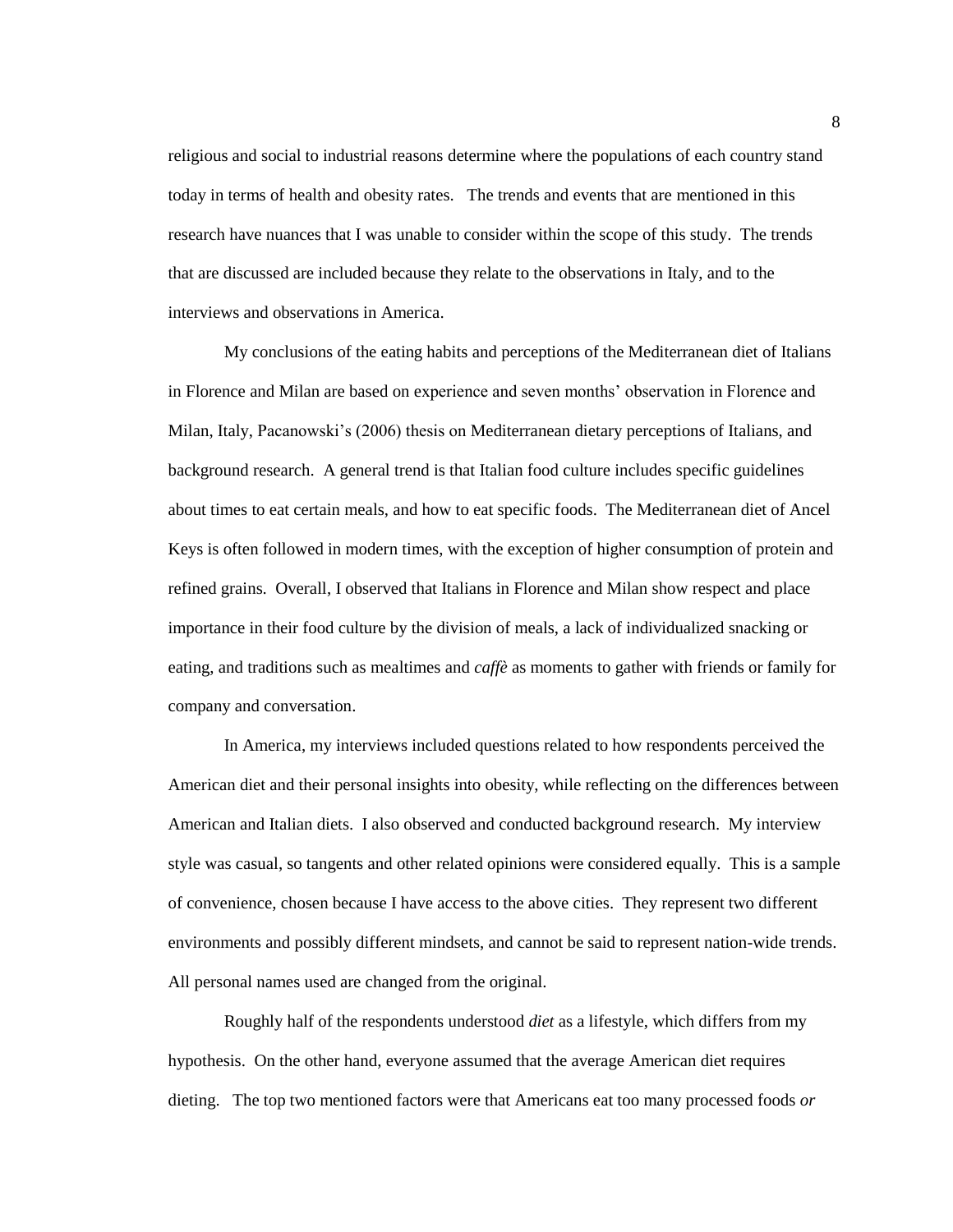religious and social to industrial reasons determine where the populations of each country stand today in terms of health and obesity rates. The trends and events that are mentioned in this research have nuances that I was unable to consider within the scope of this study. The trends that are discussed are included because they relate to the observations in Italy, and to the interviews and observations in America.

My conclusions of the eating habits and perceptions of the Mediterranean diet of Italians in Florence and Milan are based on experience and seven months' observation in Florence and Milan, Italy, Pacanowski's (2006) thesis on Mediterranean dietary perceptions of Italians, and background research. A general trend is that Italian food culture includes specific guidelines about times to eat certain meals, and how to eat specific foods. The Mediterranean diet of Ancel Keys is often followed in modern times, with the exception of higher consumption of protein and refined grains. Overall, I observed that Italians in Florence and Milan show respect and place importance in their food culture by the division of meals, a lack of individualized snacking or eating, and traditions such as mealtimes and *caffè* as moments to gather with friends or family for company and conversation.

In America, my interviews included questions related to how respondents perceived the American diet and their personal insights into obesity, while reflecting on the differences between American and Italian diets. I also observed and conducted background research. My interview style was casual, so tangents and other related opinions were considered equally. This is a sample of convenience, chosen because I have access to the above cities. They represent two different environments and possibly different mindsets, and cannot be said to represent nation-wide trends. All personal names used are changed from the original.

Roughly half of the respondents understood *diet* as a lifestyle, which differs from my hypothesis. On the other hand, everyone assumed that the average American diet requires dieting. The top two mentioned factors were that Americans eat too many processed foods *or*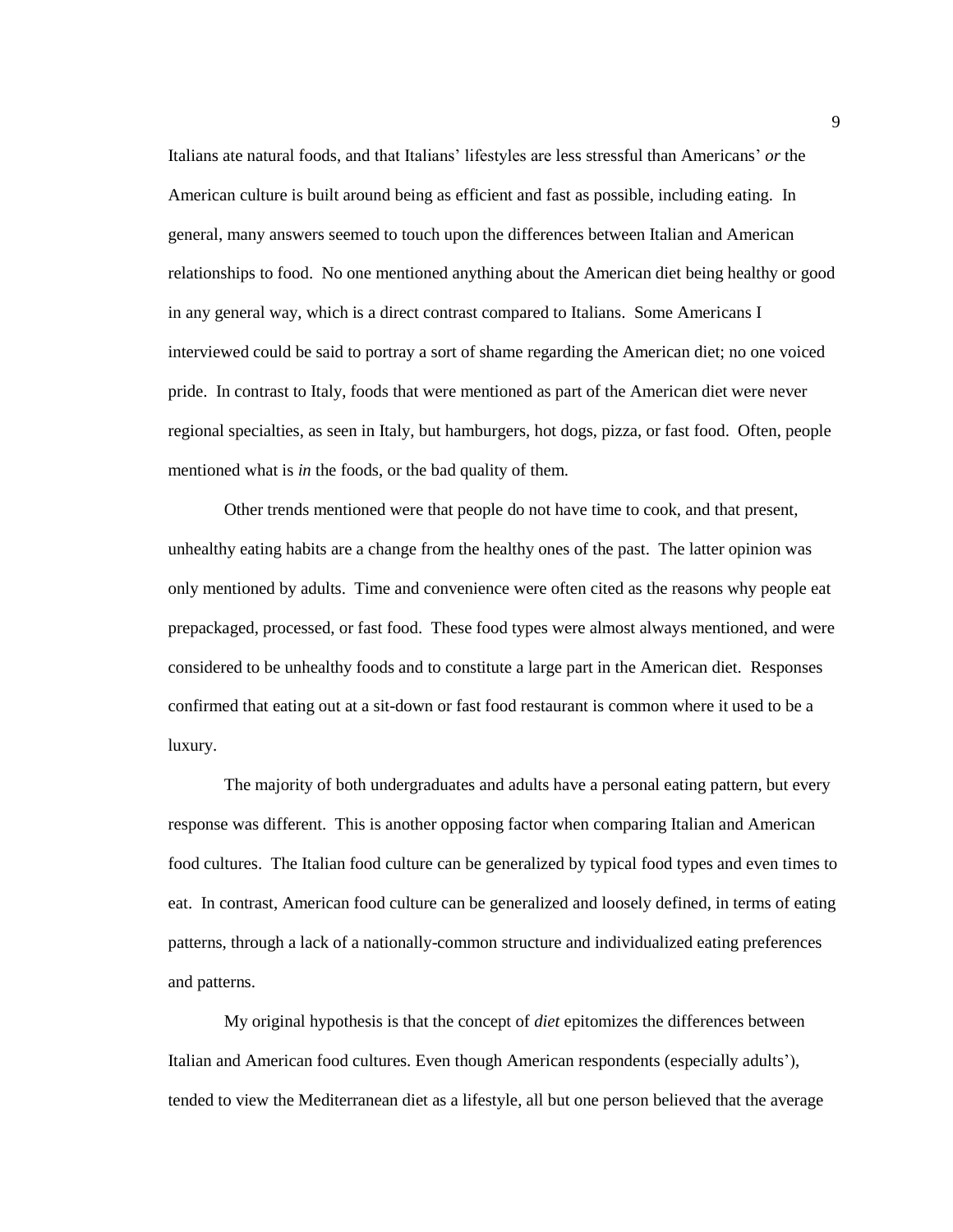Italians ate natural foods, and that Italians' lifestyles are less stressful than Americans' *or* the American culture is built around being as efficient and fast as possible, including eating. In general, many answers seemed to touch upon the differences between Italian and American relationships to food. No one mentioned anything about the American diet being healthy or good in any general way, which is a direct contrast compared to Italians. Some Americans I interviewed could be said to portray a sort of shame regarding the American diet; no one voiced pride. In contrast to Italy, foods that were mentioned as part of the American diet were never regional specialties, as seen in Italy, but hamburgers, hot dogs, pizza, or fast food. Often, people mentioned what is *in* the foods, or the bad quality of them.

Other trends mentioned were that people do not have time to cook, and that present, unhealthy eating habits are a change from the healthy ones of the past. The latter opinion was only mentioned by adults. Time and convenience were often cited as the reasons why people eat prepackaged, processed, or fast food. These food types were almost always mentioned, and were considered to be unhealthy foods and to constitute a large part in the American diet. Responses confirmed that eating out at a sit-down or fast food restaurant is common where it used to be a luxury.

The majority of both undergraduates and adults have a personal eating pattern, but every response was different. This is another opposing factor when comparing Italian and American food cultures. The Italian food culture can be generalized by typical food types and even times to eat. In contrast, American food culture can be generalized and loosely defined, in terms of eating patterns, through a lack of a nationally-common structure and individualized eating preferences and patterns.

My original hypothesis is that the concept of *diet* epitomizes the differences between Italian and American food cultures. Even though American respondents (especially adults'), tended to view the Mediterranean diet as a lifestyle, all but one person believed that the average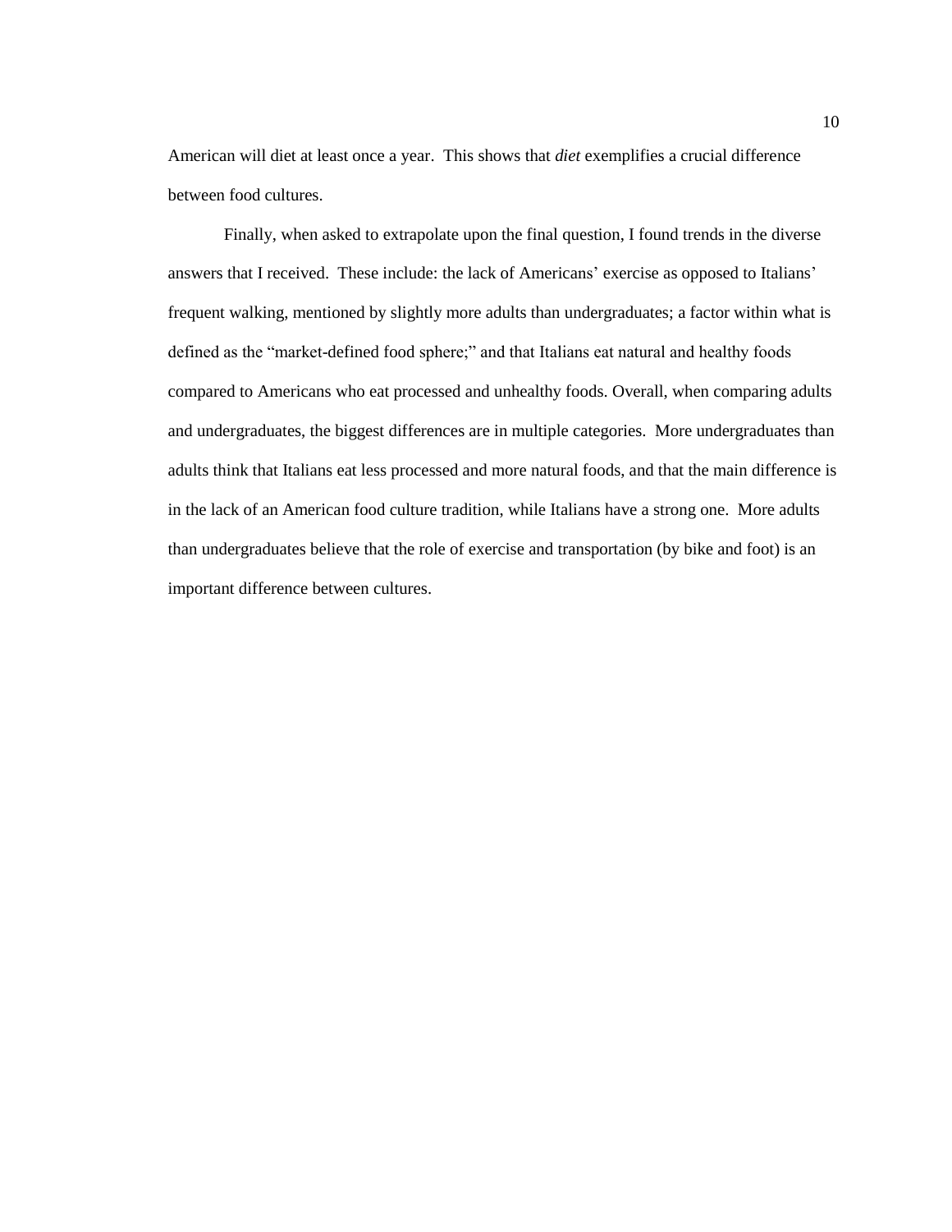American will diet at least once a year. This shows that *diet* exemplifies a crucial difference between food cultures.

Finally, when asked to extrapolate upon the final question, I found trends in the diverse answers that I received. These include: the lack of Americans' exercise as opposed to Italians' frequent walking, mentioned by slightly more adults than undergraduates; a factor within what is defined as the "market-defined food sphere;" and that Italians eat natural and healthy foods compared to Americans who eat processed and unhealthy foods. Overall, when comparing adults and undergraduates, the biggest differences are in multiple categories. More undergraduates than adults think that Italians eat less processed and more natural foods, and that the main difference is in the lack of an American food culture tradition, while Italians have a strong one. More adults than undergraduates believe that the role of exercise and transportation (by bike and foot) is an important difference between cultures.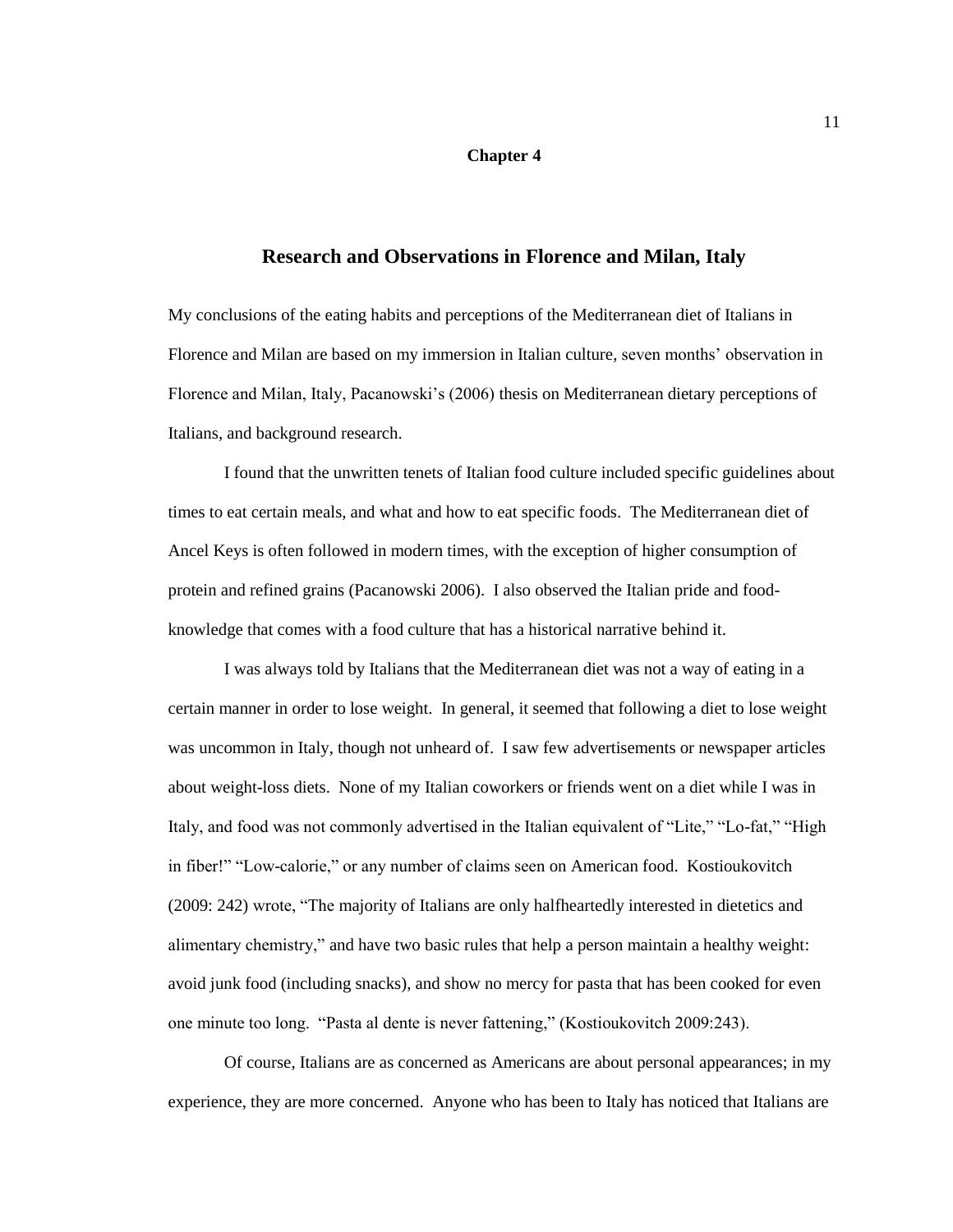# Chapter 4

## Research and Observations in Florence and Milan, Italy

My conclusions of the eating habits and perceptions of the Mediterranean diet of Italians in Florence and Milan are based on my immersion in Italian culture, seven months' observation in Florence and Milan, Italy, Pacanowski's (2006) thesis on Mediterranean dietary perceptions of Italians, and background research.

I found that the unwritten tenets of Italian food culture included specific guidelines about times to eat certain meals, and what and how to eat specific foods. The Mediterranean diet of Ancel Keys is often followed in modern times, with the exception of higher consumption of protein and refined grains (Pacanowski 2006). I also observed the Italian pride and food-knowledge that comes with a food culture that has a historical narrative behind it.

I was always told by Italians that the Mediterranean diet was not a way of eating in a certain manner in order to lose weight. In general, it seemed that following a diet to lose weight was uncommon in Italy, though not unheard of. I saw few advertisements or newspaper articles about weight-loss diets. None of my Italian coworkers or friends went on a diet while I was in Italy, and food was not commonly advertised in the Italian equivalent of "Lite," "Lo-fat," "High in fiber!" "Low-calorie," or any number of claims seen on American food. Kostioukovitch (2009: 242) wrote, "The majority of Italians are only halfheartedly interested in dietetics and alimentary chemistry," and have two basic rules that help a person maintain a healthy weight: avoid junk food (including snacks), and show no mercy for pasta that has been cooked for even one minute too long. "Pasta al dente is never fattening," (Kostioukovitch 2009:243).

Of course, Italians are as concerned as Americans are about personal appearances; in my experience, they are more concerned. Anyone who has been to Italy has noticed that Italians are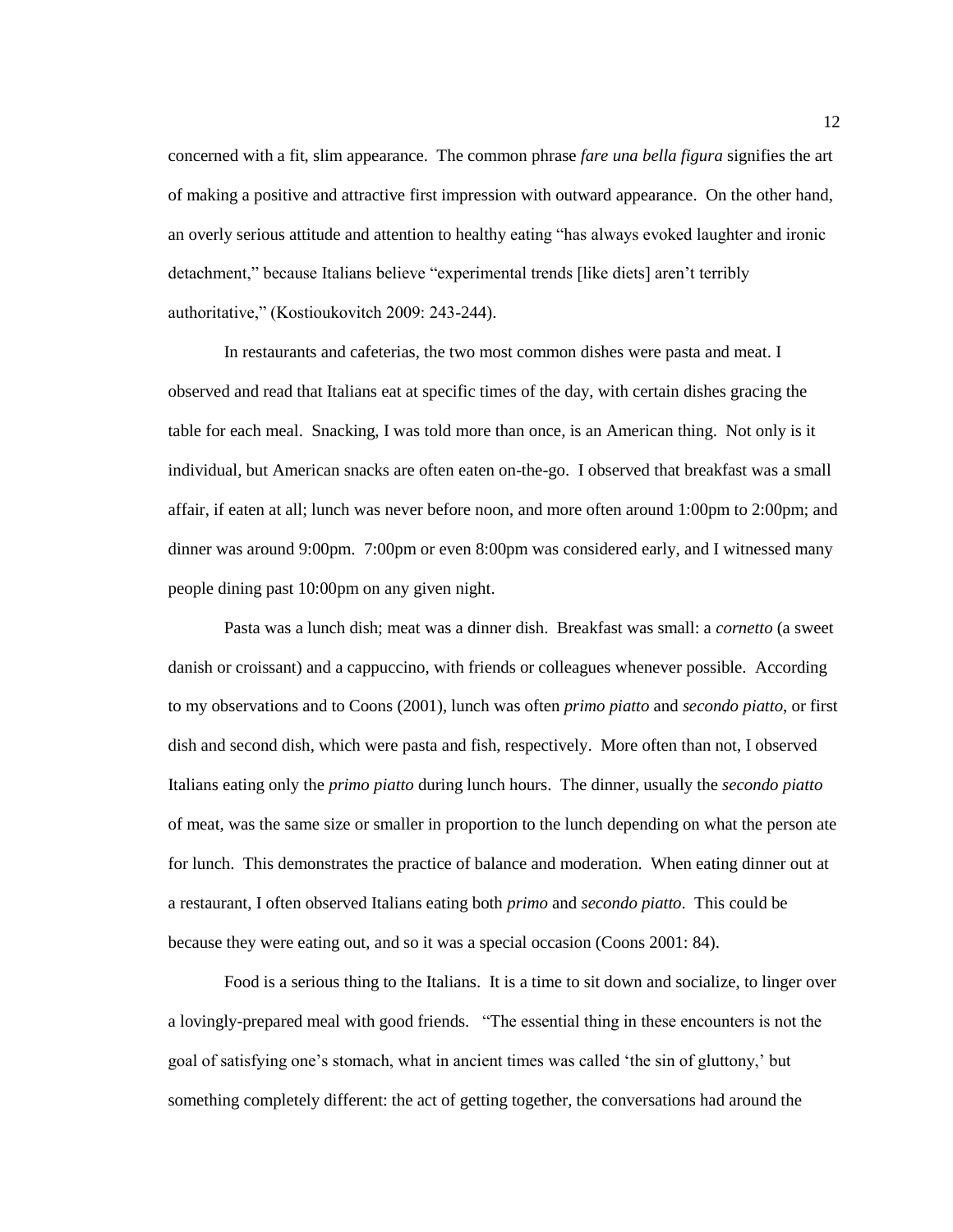concerned with a fit, slim appearance. The common phrase *fare una bella figura* signifies the art of making a positive and attractive first impression with outward appearance. On the other hand, an overly serious attitude and attention to healthy eating "has always evoked laughter and ironic detachment," because Italians believe "experimental trends [like diets] aren't terribly authoritative," (Kostioukovitch 2009: 243-244).

In restaurants and cafeterias, the two most common dishes were pasta and meat. I observed and read that Italians eat at specific times of the day, with certain dishes gracing the table for each meal. Snacking, I was told more than once, is an American thing. Not only is it individual, but American snacks are often eaten on-the-go. I observed that breakfast was a small affair, if eaten at all; lunch was never before noon, and more often around 1:00pm to 2:00pm; and dinner was around 9:00pm. 7:00pm or even 8:00pm was considered early, and I witnessed many people dining past 10:00pm on any given night.

Pasta was a lunch dish; meat was a dinner dish. Breakfast was small: a *cornetto* (a sweet danish or croissant) and a cappuccino, with friends or colleagues whenever possible. According to my observations and to Coons (2001), lunch was often *primo piatto* and *secondo piatto*, or first dish and second dish, which were pasta and fish, respectively. More often than not, I observed Italians eating only the *primo piatto* during lunch hours. The dinner, usually the *secondo piatto* of meat, was the same size or smaller in proportion to the lunch depending on what the person ate for lunch. This demonstrates the practice of balance and moderation. When eating dinner out at a restaurant, I often observed Italians eating both *primo* and *secondo piatto*. This could be because they were eating out, and so it was a special occasion (Coons 2001: 84).

Food is a serious thing to the Italians. It is a time to sit down and socialize, to linger over a lovingly-prepared meal with good friends. "The essential thing in these encounters is not the goal of satisfying one's stomach, what in ancient times was called 'the sin of gluttony,' but something completely different: the act of getting together, the conversations had around the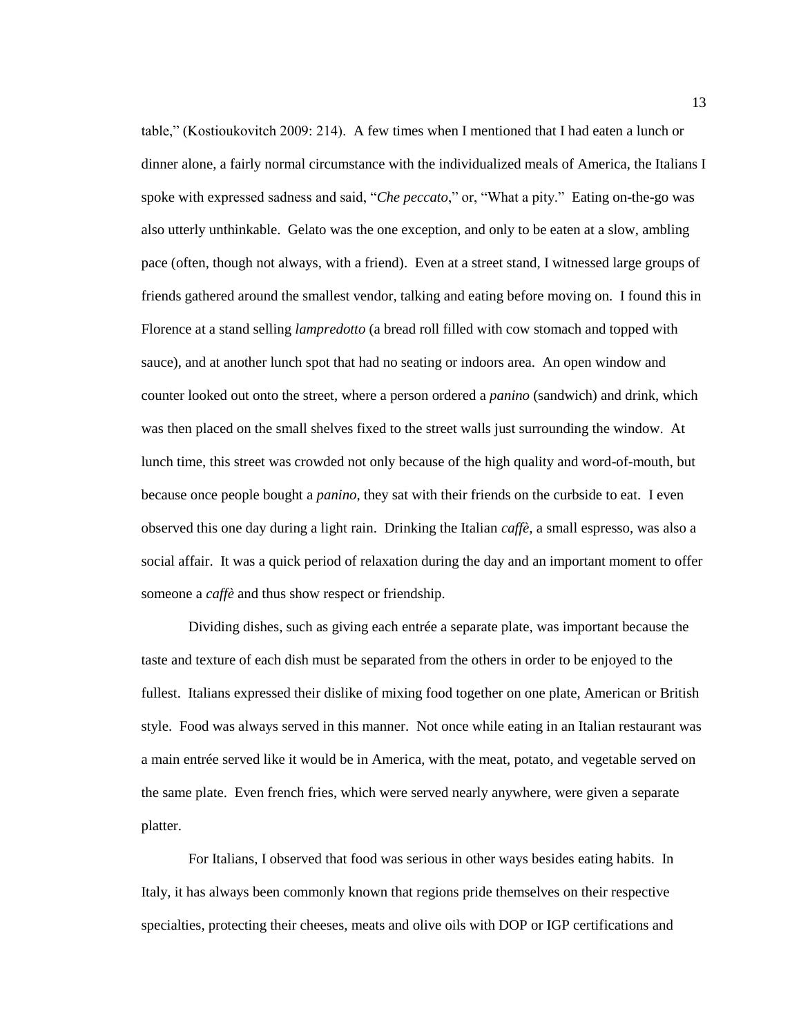table," (Kostioukovitch 2009: 214). A few times when I mentioned that I had eaten a lunch or dinner alone, a fairly normal circumstance with the individualized meals of America, the Italians I spoke with expressed sadness and said, "*Che peccato*," or, "What a pity." Eating on-the-go was also utterly unthinkable. Gelato was the one exception, and only to be eaten at a slow, ambling pace (often, though not always, with a friend). Even at a street stand, I witnessed large groups of friends gathered around the smallest vendor, talking and eating before moving on. I found this in Florence at a stand selling *lampredotto* (a bread roll filled with cow stomach and topped with sauce), and at another lunch spot that had no seating or indoors area. An open window and counter looked out onto the street, where a person ordered a *panino* (sandwich) and drink, which was then placed on the small shelves fixed to the street walls just surrounding the window. At lunch time, this street was crowded not only because of the high quality and word-of-mouth, but because once people bought a *panino*, they sat with their friends on the curbside to eat. I even observed this one day during a light rain. Drinking the Italian *caffè*, a small espresso, was also a social affair. It was a quick period of relaxation during the day and an important moment to offer someone a *caffè* and thus show respect or friendship.

Dividing dishes, such as giving each entrée a separate plate, was important because the taste and texture of each dish must be separated from the others in order to be enjoyed to the fullest. Italians expressed their dislike of mixing food together on one plate, American or British style. Food was always served in this manner. Not once while eating in an Italian restaurant was a main entrée served like it would be in America, with the meat, potato, and vegetable served on the same plate. Even french fries, which were served nearly anywhere, were given a separate platter.

For Italians, I observed that food was serious in other ways besides eating habits. In Italy, it has always been commonly known that regions pride themselves on their respective specialties, protecting their cheeses, meats and olive oils with DOP or IGP certifications and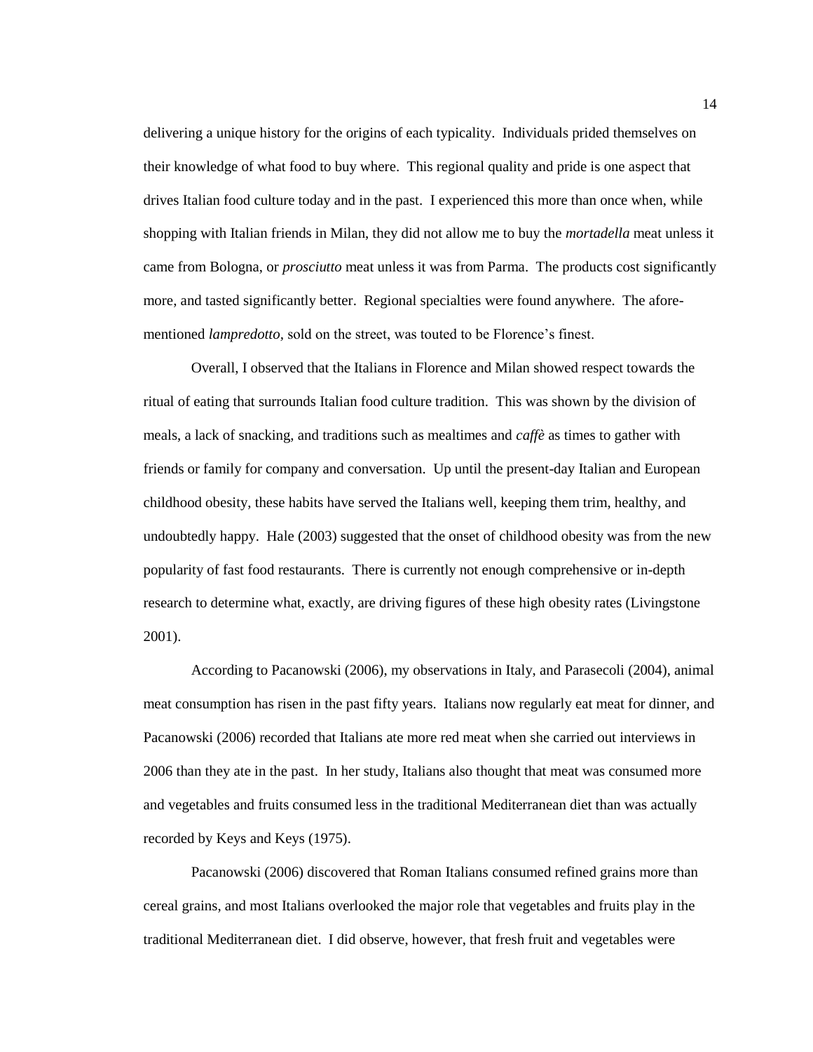delivering a unique history for the origins of each typicality. Individuals prided themselves on their knowledge of what food to buy where. This regional quality and pride is one aspect that drives Italian food culture today and in the past. I experienced this more than once when, while shopping with Italian friends in Milan, they did not allow me to buy the *mortadella* meat unless it came from Bologna, or *prosciutto* meat unless it was from Parma. The products cost significantly more, and tasted significantly better. Regional specialties were found anywhere. The afore-mentioned *lampredotto*, sold on the street, was touted to be Florence's finest.

Overall, I observed that the Italians in Florence and Milan showed respect towards the ritual of eating that surrounds Italian food culture tradition. This was shown by the division of meals, a lack of snacking, and traditions such as mealtimes and *caffè* as times to gather with friends or family for company and conversation. Up until the present-day Italian and European childhood obesity, these habits have served the Italians well, keeping them trim, healthy, and undoubtedly happy. Hale (2003) suggested that the onset of childhood obesity was from the new popularity of fast food restaurants. There is currently not enough comprehensive or in-depth research to determine what, exactly, are driving figures of these high obesity rates (Livingstone 2001).

According to Pacanowski (2006), my observations in Italy, and Parasecoli (2004), animal meat consumption has risen in the past fifty years. Italians now regularly eat meat for dinner, and Pacanowski (2006) recorded that Italians ate more red meat when she carried out interviews in 2006 than they ate in the past. In her study, Italians also thought that meat was consumed more and vegetables and fruits consumed less in the traditional Mediterranean diet than was actually recorded by Keys and Keys (1975).

Pacanowski (2006) discovered that Roman Italians consumed refined grains more than cereal grains, and most Italians overlooked the major role that vegetables and fruits play in the traditional Mediterranean diet. I did observe, however, that fresh fruit and vegetables were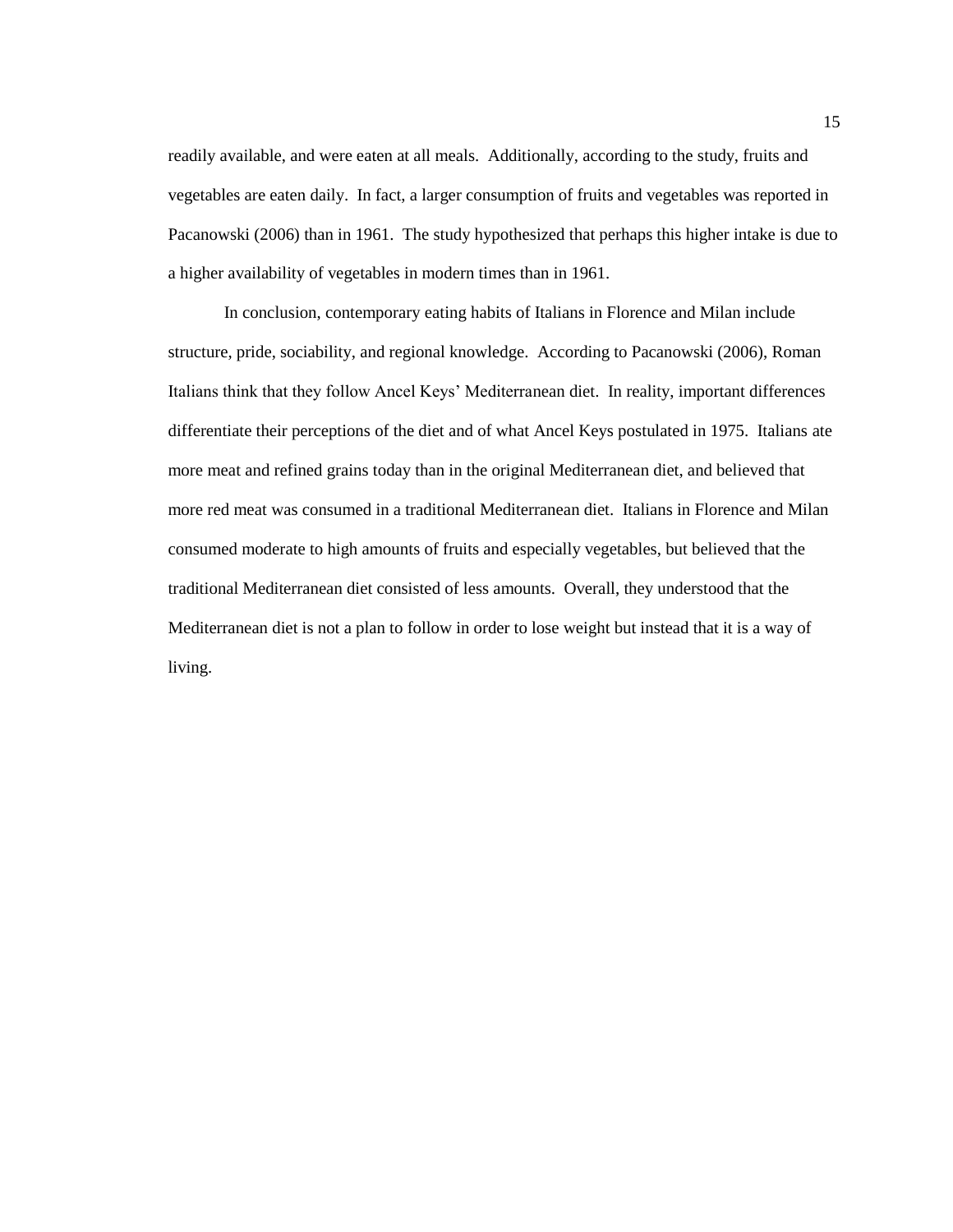readily available, and were eaten at all meals. Additionally, according to the study, fruits and vegetables are eaten daily. In fact, a larger consumption of fruits and vegetables was reported in Pacanowski (2006) than in 1961. The study hypothesized that perhaps this higher intake is due to a higher availability of vegetables in modern times than in 1961.

In conclusion, contemporary eating habits of Italians in Florence and Milan include structure, pride, sociability, and regional knowledge. According to Pacanowski (2006), Roman Italians think that they follow Ancel Keys' Mediterranean diet. In reality, important differences differentiate their perceptions of the diet and of what Ancel Keys postulated in 1975. Italians ate more meat and refined grains today than in the original Mediterranean diet, and believed that more red meat was consumed in a traditional Mediterranean diet. Italians in Florence and Milan consumed moderate to high amounts of fruits and especially vegetables, but believed that the traditional Mediterranean diet consisted of less amounts. Overall, they understood that the Mediterranean diet is not a plan to follow in order to lose weight but instead that it is a way of living.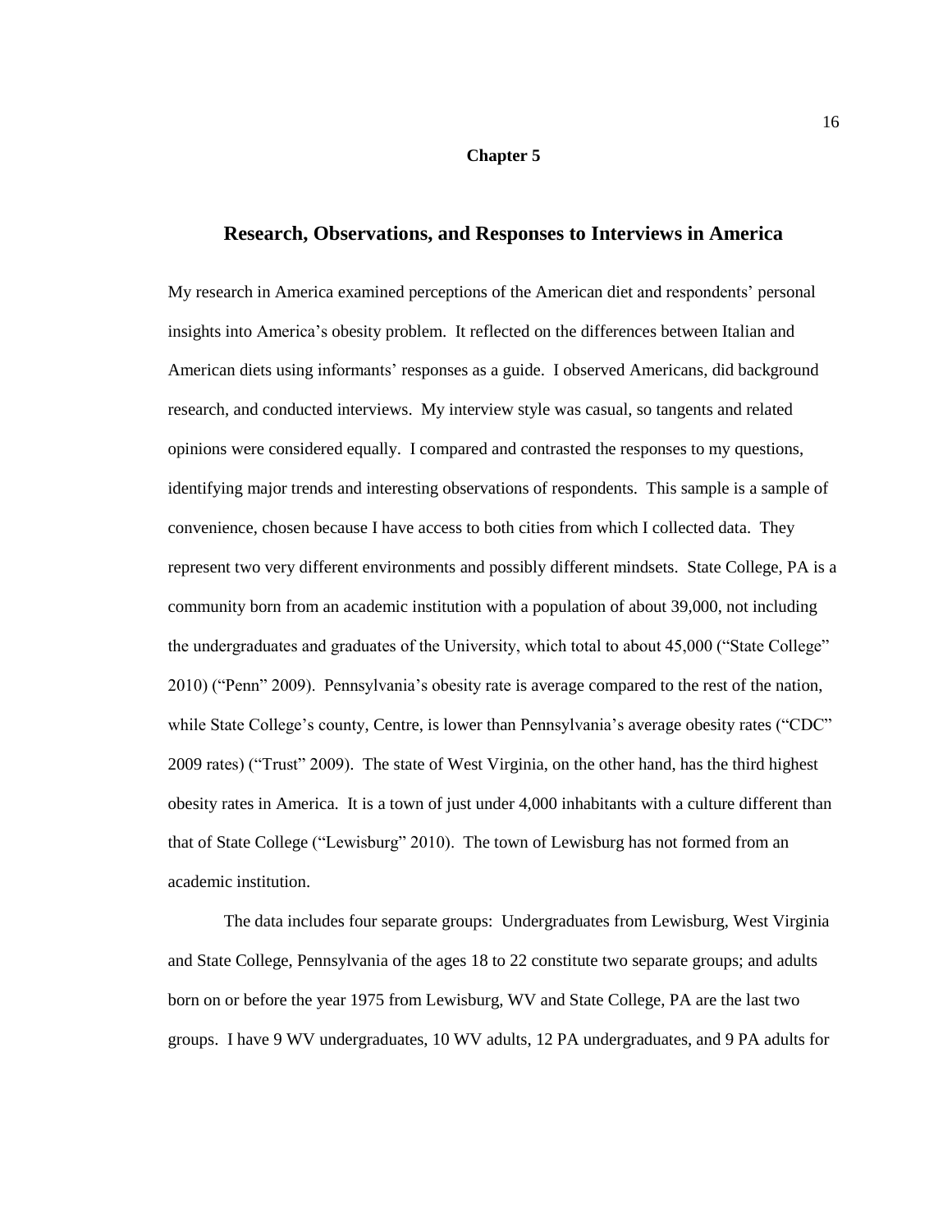# Chapter 5

## Research, Observations, and Responses to Interviews in America

My research in America examined perceptions of the American diet and respondents' personal insights into America's obesity problem. It reflected on the differences between Italian and American diets using informants' responses as a guide. I observed Americans, did background research, and conducted interviews. My interview style was casual, so tangents and related opinions were considered equally. I compared and contrasted the responses to my questions, identifying major trends and interesting observations of respondents. This sample is a sample of convenience, chosen because I have access to both cities from which I collected data. They represent two very different environments and possibly different mindsets. State College, PA is a community born from an academic institution with a population of about 39,000, not including the undergraduates and graduates of the University, which total to about 45,000 ("State College" 2010) ("Penn" 2009). Pennsylvania's obesity rate is average compared to the rest of the nation, while State College's county, Centre, is lower than Pennsylvania's average obesity rates ("CDC" 2009 rates) ("Trust" 2009). The state of West Virginia, on the other hand, has the third highest obesity rates in America. It is a town of just under 4,000 inhabitants with a culture different than that of State College ("Lewisburg" 2010). The town of Lewisburg has not formed from an academic institution.

The data includes four separate groups: Undergraduates from Lewisburg, West Virginia and State College, Pennsylvania of the ages 18 to 22 constitute two separate groups; and adults born on or before the year 1975 from Lewisburg, WV and State College, PA are the last two groups. I have 9 WV undergraduates, 10 WV adults, 12 PA undergraduates, and 9 PA adults for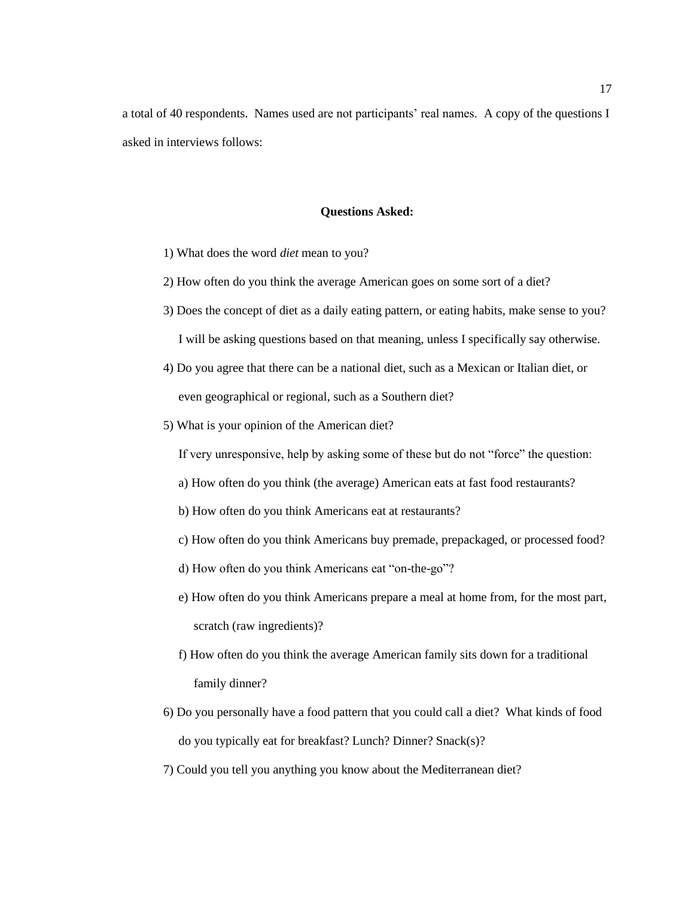a total of 40 respondents. Names used are not participants' real names. A copy of the questions I asked in interviews follows:

**Questions Asked:**

1) What does the word *diet* mean to you?

2) How often do you think the average American goes on some sort of a diet?

3) Does the concept of diet as a daily eating pattern, or eating habits, make sense to you? I will be asking questions based on that meaning, unless I specifically say otherwise.

4) Do you agree that there can be a national diet, such as a Mexican or Italian diet, or even geographical or regional, such as a Southern diet?

5) What is your opinion of the American diet?

   If very unresponsive, help by asking some of these but do not "force" the question:

   a) How often do you think (the average) American eats at fast food restaurants?

   b) How often do you think Americans eat at restaurants?

   c) How often do you think Americans buy premade, prepackaged, or processed food?

   d) How often do you think Americans eat "on-the-go"?

   e) How often do you think Americans prepare a meal at home from, for the most part, scratch (raw ingredients)?

   f) How often do you think the average American family sits down for a traditional family dinner?

6) Do you personally have a food pattern that you could call a diet? What kinds of food do you typically eat for breakfast? Lunch? Dinner? Snack(s)?

7) Could you tell you anything you know about the Mediterranean diet?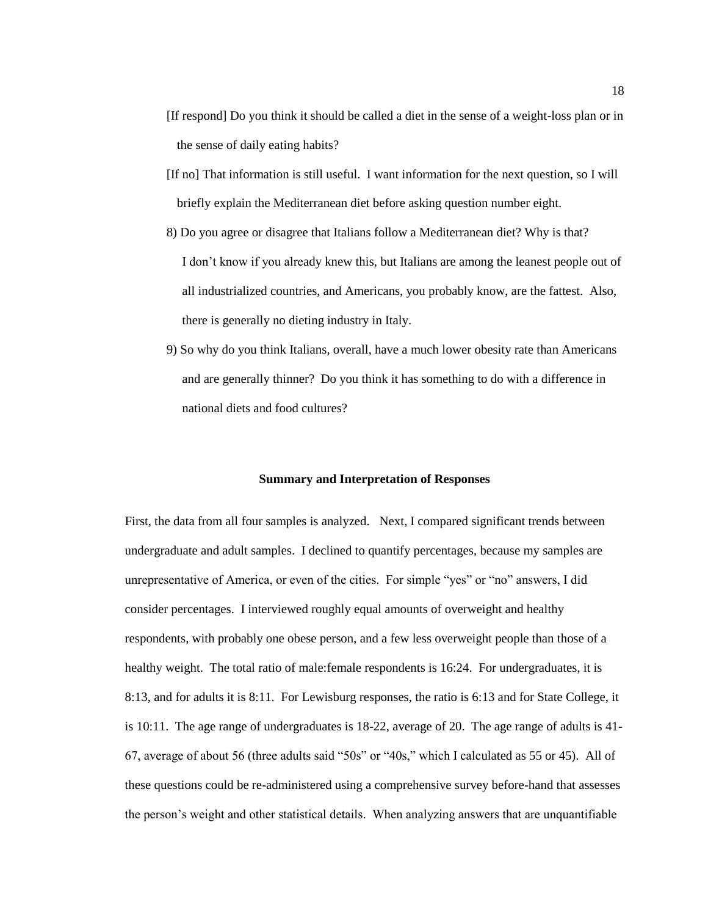[If respond] Do you think it should be called a diet in the sense of a weight-loss plan or in the sense of daily eating habits?

[If no] That information is still useful. I want information for the next question, so I will briefly explain the Mediterranean diet before asking question number eight.

8) Do you agree or disagree that Italians follow a Mediterranean diet? Why is that?
   I don't know if you already knew this, but Italians are among the leanest people out of all industrialized countries, and Americans, you probably know, are the fattest. Also, there is generally no dieting industry in Italy.

9) So why do you think Italians, overall, have a much lower obesity rate than Americans and are generally thinner? Do you think it has something to do with a difference in national diets and food cultures?

## Summary and Interpretation of Responses

First, the data from all four samples is analyzed. Next, I compared significant trends between undergraduate and adult samples. I declined to quantify percentages, because my samples are unrepresentative of America, or even of the cities. For simple "yes" or "no" answers, I did consider percentages. I interviewed roughly equal amounts of overweight and healthy respondents, with probably one obese person, and a few less overweight people than those of a healthy weight. The total ratio of male:female respondents is 16:24. For undergraduates, it is 8:13, and for adults it is 8:11. For Lewisburg responses, the ratio is 6:13 and for State College, it is 10:11. The age range of undergraduates is 18-22, average of 20. The age range of adults is 41-67, average of about 56 (three adults said "50s" or "40s," which I calculated as 55 or 45). All of these questions could be re-administered using a comprehensive survey before-hand that assesses the person's weight and other statistical details. When analyzing answers that are unquantifiable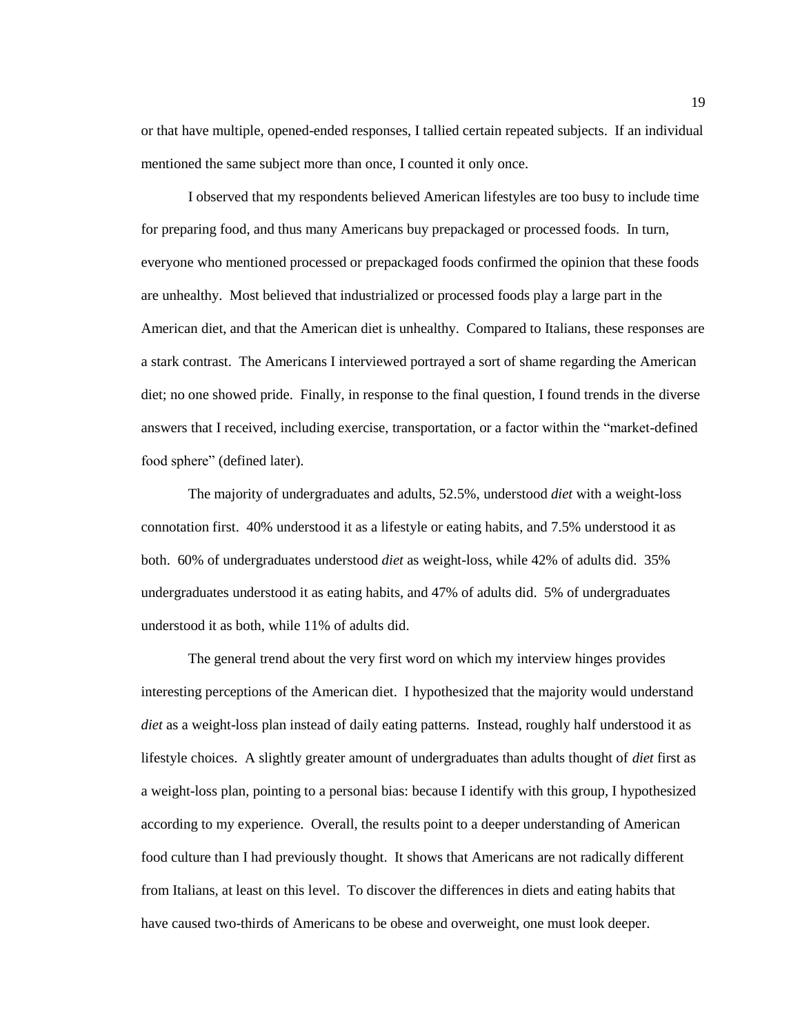or that have multiple, opened-ended responses, I tallied certain repeated subjects. If an individual mentioned the same subject more than once, I counted it only once.

I observed that my respondents believed American lifestyles are too busy to include time for preparing food, and thus many Americans buy prepackaged or processed foods. In turn, everyone who mentioned processed or prepackaged foods confirmed the opinion that these foods are unhealthy. Most believed that industrialized or processed foods play a large part in the American diet, and that the American diet is unhealthy. Compared to Italians, these responses are a stark contrast. The Americans I interviewed portrayed a sort of shame regarding the American diet; no one showed pride. Finally, in response to the final question, I found trends in the diverse answers that I received, including exercise, transportation, or a factor within the "market-defined food sphere" (defined later).

The majority of undergraduates and adults, 52.5%, understood *diet* with a weight-loss connotation first. 40% understood it as a lifestyle or eating habits, and 7.5% understood it as both. 60% of undergraduates understood *diet* as weight-loss, while 42% of adults did. 35% undergraduates understood it as eating habits, and 47% of adults did. 5% of undergraduates understood it as both, while 11% of adults did.

The general trend about the very first word on which my interview hinges provides interesting perceptions of the American diet. I hypothesized that the majority would understand *diet* as a weight-loss plan instead of daily eating patterns. Instead, roughly half understood it as lifestyle choices. A slightly greater amount of undergraduates than adults thought of *diet* first as a weight-loss plan, pointing to a personal bias: because I identify with this group, I hypothesized according to my experience. Overall, the results point to a deeper understanding of American food culture than I had previously thought. It shows that Americans are not radically different from Italians, at least on this level. To discover the differences in diets and eating habits that have caused two-thirds of Americans to be obese and overweight, one must look deeper.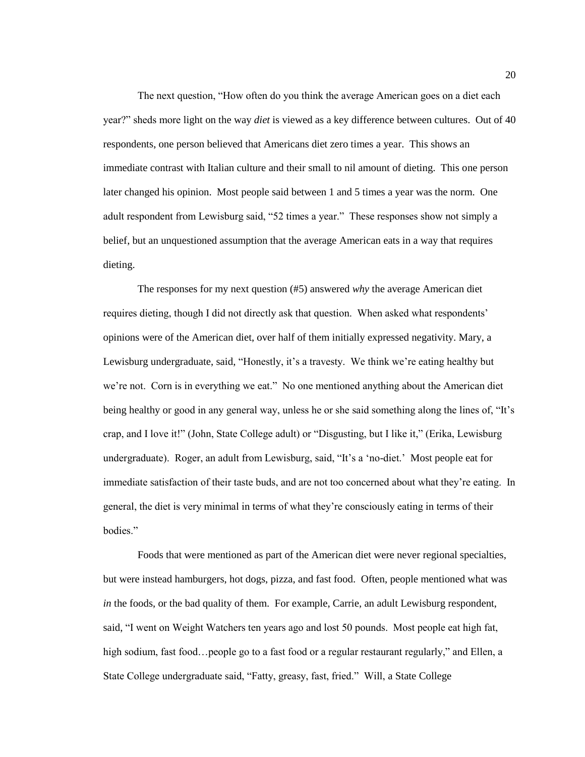The next question, "How often do you think the average American goes on a diet each year?" sheds more light on the way *diet* is viewed as a key difference between cultures. Out of 40 respondents, one person believed that Americans diet zero times a year. This shows an immediate contrast with Italian culture and their small to nil amount of dieting. This one person later changed his opinion. Most people said between 1 and 5 times a year was the norm. One adult respondent from Lewisburg said, "52 times a year." These responses show not simply a belief, but an unquestioned assumption that the average American eats in a way that requires dieting.

The responses for my next question (#5) answered *why* the average American diet requires dieting, though I did not directly ask that question. When asked what respondents' opinions were of the American diet, over half of them initially expressed negativity. Mary, a Lewisburg undergraduate, said, "Honestly, it's a travesty. We think we're eating healthy but we're not. Corn is in everything we eat." No one mentioned anything about the American diet being healthy or good in any general way, unless he or she said something along the lines of, "It's crap, and I love it!" (John, State College adult) or "Disgusting, but I like it," (Erika, Lewisburg undergraduate). Roger, an adult from Lewisburg, said, "It's a 'no-diet.' Most people eat for immediate satisfaction of their taste buds, and are not too concerned about what they're eating. In general, the diet is very minimal in terms of what they're consciously eating in terms of their bodies."

Foods that were mentioned as part of the American diet were never regional specialties, but were instead hamburgers, hot dogs, pizza, and fast food. Often, people mentioned what was *in* the foods, or the bad quality of them. For example, Carrie, an adult Lewisburg respondent, said, "I went on Weight Watchers ten years ago and lost 50 pounds. Most people eat high fat, high sodium, fast food…people go to a fast food or a regular restaurant regularly," and Ellen, a State College undergraduate said, "Fatty, greasy, fast, fried." Will, a State College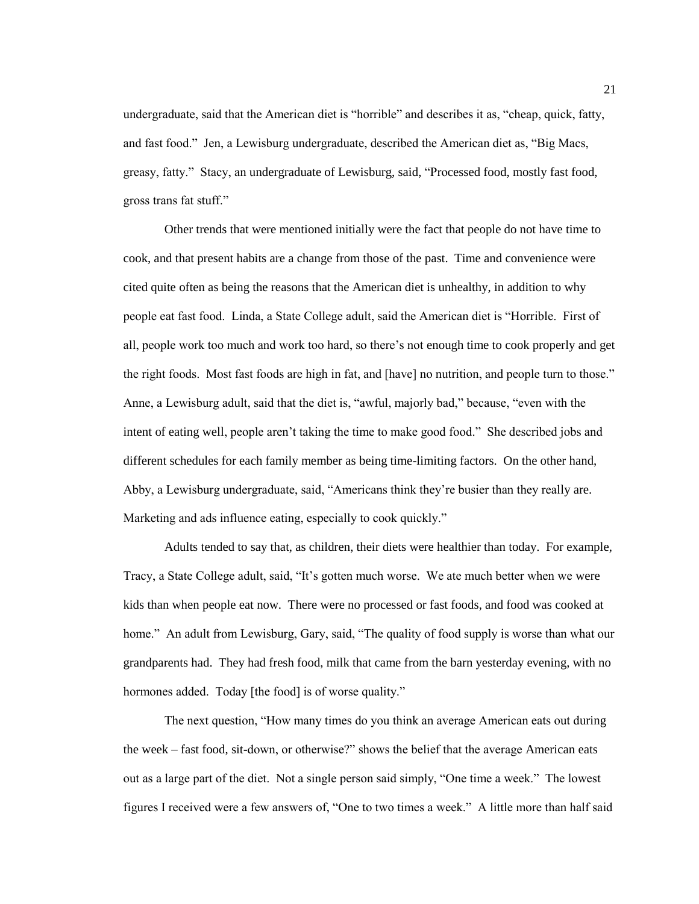undergraduate, said that the American diet is "horrible" and describes it as, "cheap, quick, fatty, and fast food." Jen, a Lewisburg undergraduate, described the American diet as, "Big Macs, greasy, fatty." Stacy, an undergraduate of Lewisburg, said, "Processed food, mostly fast food, gross trans fat stuff."

Other trends that were mentioned initially were the fact that people do not have time to cook, and that present habits are a change from those of the past. Time and convenience were cited quite often as being the reasons that the American diet is unhealthy, in addition to why people eat fast food. Linda, a State College adult, said the American diet is "Horrible. First of all, people work too much and work too hard, so there's not enough time to cook properly and get the right foods. Most fast foods are high in fat, and [have] no nutrition, and people turn to those." Anne, a Lewisburg adult, said that the diet is, "awful, majorly bad," because, "even with the intent of eating well, people aren't taking the time to make good food." She described jobs and different schedules for each family member as being time-limiting factors. On the other hand, Abby, a Lewisburg undergraduate, said, "Americans think they're busier than they really are. Marketing and ads influence eating, especially to cook quickly."

Adults tended to say that, as children, their diets were healthier than today. For example, Tracy, a State College adult, said, "It's gotten much worse. We ate much better when we were kids than when people eat now. There were no processed or fast foods, and food was cooked at home." An adult from Lewisburg, Gary, said, "The quality of food supply is worse than what our grandparents had. They had fresh food, milk that came from the barn yesterday evening, with no hormones added. Today [the food] is of worse quality."

The next question, "How many times do you think an average American eats out during the week – fast food, sit-down, or otherwise?" shows the belief that the average American eats out as a large part of the diet. Not a single person said simply, "One time a week." The lowest figures I received were a few answers of, "One to two times a week." A little more than half said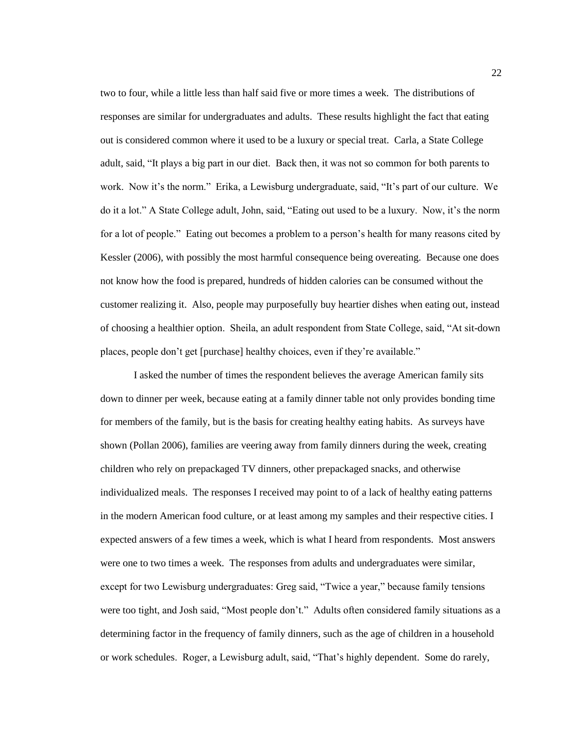two to four, while a little less than half said five or more times a week. The distributions of responses are similar for undergraduates and adults. These results highlight the fact that eating out is considered common where it used to be a luxury or special treat. Carla, a State College adult, said, "It plays a big part in our diet. Back then, it was not so common for both parents to work. Now it's the norm." Erika, a Lewisburg undergraduate, said, "It's part of our culture. We do it a lot." A State College adult, John, said, "Eating out used to be a luxury. Now, it's the norm for a lot of people." Eating out becomes a problem to a person's health for many reasons cited by Kessler (2006), with possibly the most harmful consequence being overeating. Because one does not know how the food is prepared, hundreds of hidden calories can be consumed without the customer realizing it. Also, people may purposefully buy heartier dishes when eating out, instead of choosing a healthier option. Sheila, an adult respondent from State College, said, "At sit-down places, people don't get [purchase] healthy choices, even if they're available."

I asked the number of times the respondent believes the average American family sits down to dinner per week, because eating at a family dinner table not only provides bonding time for members of the family, but is the basis for creating healthy eating habits. As surveys have shown (Pollan 2006), families are veering away from family dinners during the week, creating children who rely on prepackaged TV dinners, other prepackaged snacks, and otherwise individualized meals. The responses I received may point to of a lack of healthy eating patterns in the modern American food culture, or at least among my samples and their respective cities. I expected answers of a few times a week, which is what I heard from respondents. Most answers were one to two times a week. The responses from adults and undergraduates were similar, except for two Lewisburg undergraduates: Greg said, "Twice a year," because family tensions were too tight, and Josh said, "Most people don't." Adults often considered family situations as a determining factor in the frequency of family dinners, such as the age of children in a household or work schedules. Roger, a Lewisburg adult, said, "That's highly dependent. Some do rarely,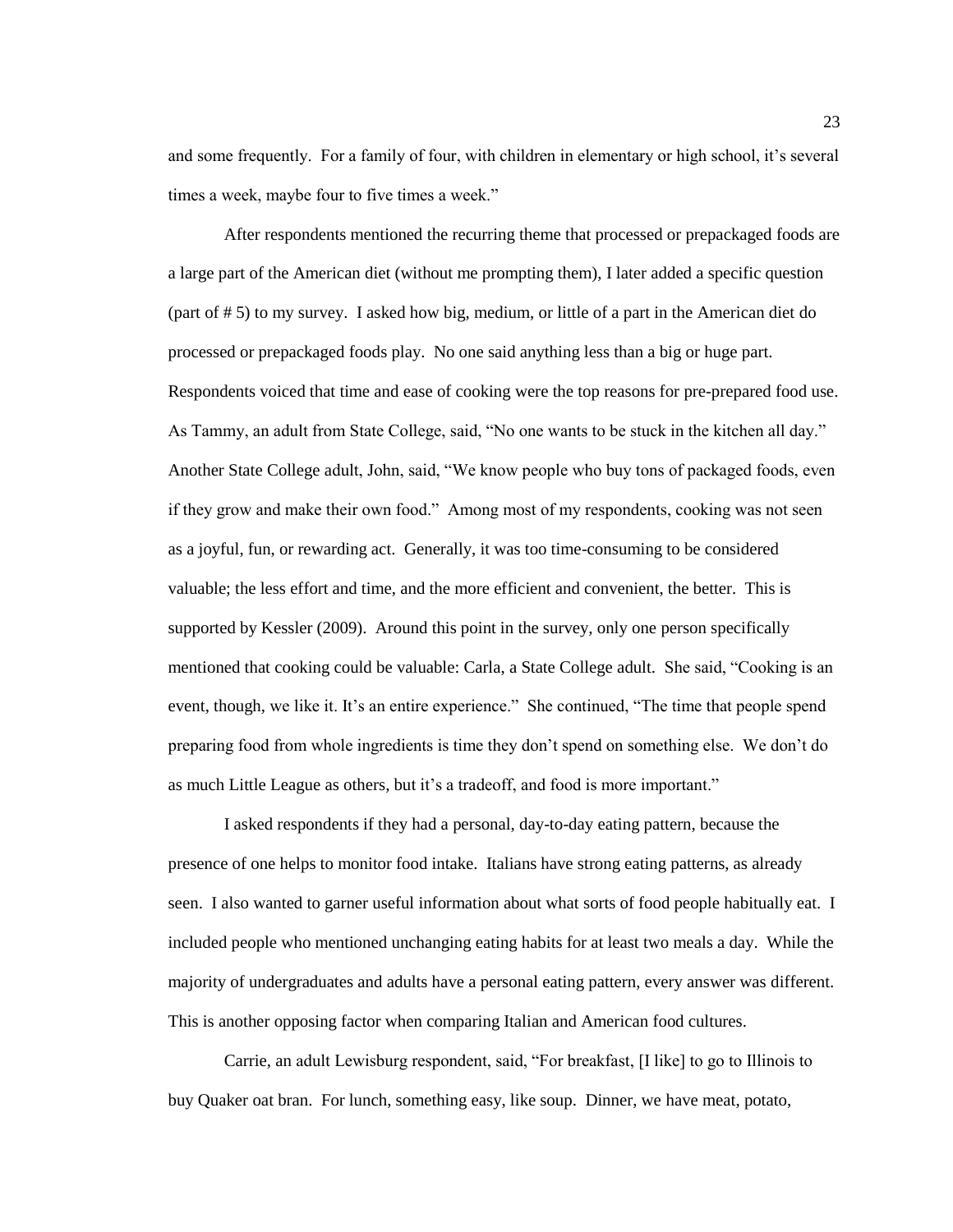and some frequently. For a family of four, with children in elementary or high school, it's several times a week, maybe four to five times a week."

After respondents mentioned the recurring theme that processed or prepackaged foods are a large part of the American diet (without me prompting them), I later added a specific question (part of # 5) to my survey. I asked how big, medium, or little of a part in the American diet do processed or prepackaged foods play. No one said anything less than a big or huge part. Respondents voiced that time and ease of cooking were the top reasons for pre-prepared food use. As Tammy, an adult from State College, said, "No one wants to be stuck in the kitchen all day." Another State College adult, John, said, "We know people who buy tons of packaged foods, even if they grow and make their own food." Among most of my respondents, cooking was not seen as a joyful, fun, or rewarding act. Generally, it was too time-consuming to be considered valuable; the less effort and time, and the more efficient and convenient, the better. This is supported by Kessler (2009). Around this point in the survey, only one person specifically mentioned that cooking could be valuable: Carla, a State College adult. She said, "Cooking is an event, though, we like it. It's an entire experience." She continued, "The time that people spend preparing food from whole ingredients is time they don't spend on something else. We don't do as much Little League as others, but it's a tradeoff, and food is more important."

I asked respondents if they had a personal, day-to-day eating pattern, because the presence of one helps to monitor food intake. Italians have strong eating patterns, as already seen. I also wanted to garner useful information about what sorts of food people habitually eat. I included people who mentioned unchanging eating habits for at least two meals a day. While the majority of undergraduates and adults have a personal eating pattern, every answer was different. This is another opposing factor when comparing Italian and American food cultures.

Carrie, an adult Lewisburg respondent, said, "For breakfast, [I like] to go to Illinois to buy Quaker oat bran. For lunch, something easy, like soup. Dinner, we have meat, potato,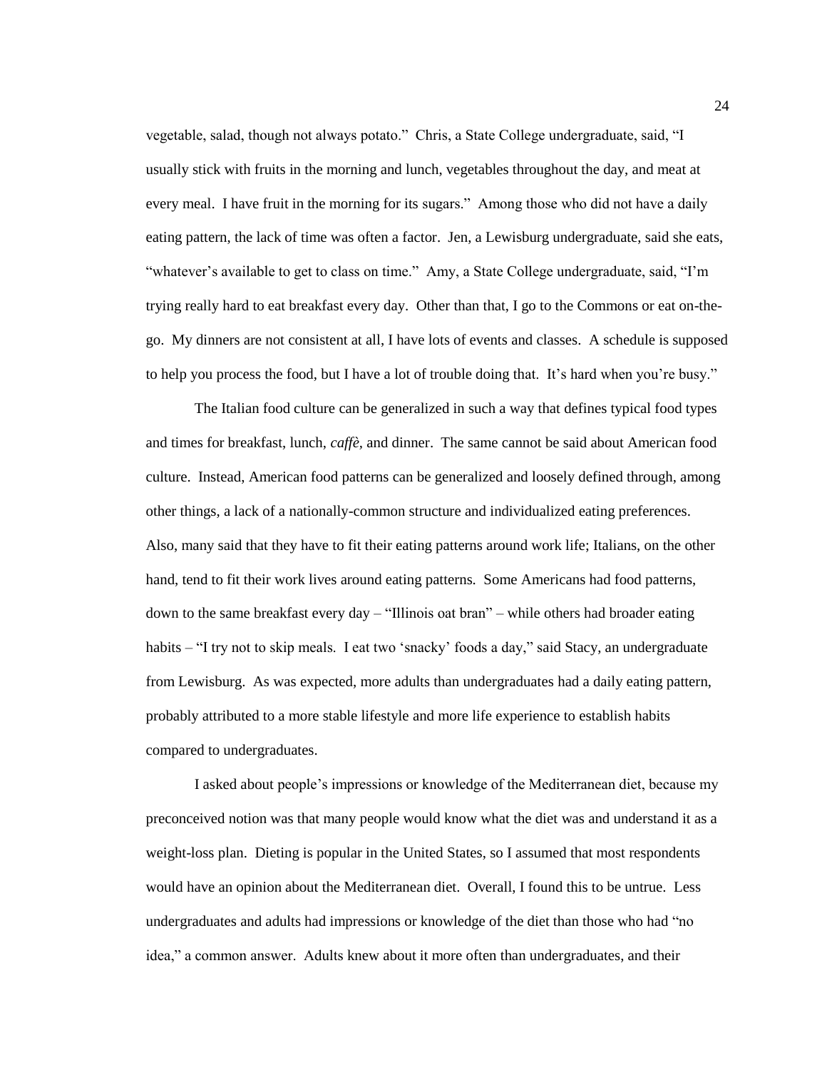vegetable, salad, though not always potato." Chris, a State College undergraduate, said, "I usually stick with fruits in the morning and lunch, vegetables throughout the day, and meat at every meal. I have fruit in the morning for its sugars." Among those who did not have a daily eating pattern, the lack of time was often a factor. Jen, a Lewisburg undergraduate, said she eats, "whatever's available to get to class on time." Amy, a State College undergraduate, said, "I'm trying really hard to eat breakfast every day. Other than that, I go to the Commons or eat on-the-go. My dinners are not consistent at all, I have lots of events and classes. A schedule is supposed to help you process the food, but I have a lot of trouble doing that. It's hard when you're busy."

The Italian food culture can be generalized in such a way that defines typical food types and times for breakfast, lunch, *caffè*, and dinner. The same cannot be said about American food culture. Instead, American food patterns can be generalized and loosely defined through, among other things, a lack of a nationally-common structure and individualized eating preferences. Also, many said that they have to fit their eating patterns around work life; Italians, on the other hand, tend to fit their work lives around eating patterns. Some Americans had food patterns, down to the same breakfast every day – "Illinois oat bran" – while others had broader eating habits – "I try not to skip meals. I eat two 'snacky' foods a day," said Stacy, an undergraduate from Lewisburg. As was expected, more adults than undergraduates had a daily eating pattern, probably attributed to a more stable lifestyle and more life experience to establish habits compared to undergraduates.

I asked about people's impressions or knowledge of the Mediterranean diet, because my preconceived notion was that many people would know what the diet was and understand it as a weight-loss plan. Dieting is popular in the United States, so I assumed that most respondents would have an opinion about the Mediterranean diet. Overall, I found this to be untrue. Less undergraduates and adults had impressions or knowledge of the diet than those who had "no idea," a common answer. Adults knew about it more often than undergraduates, and their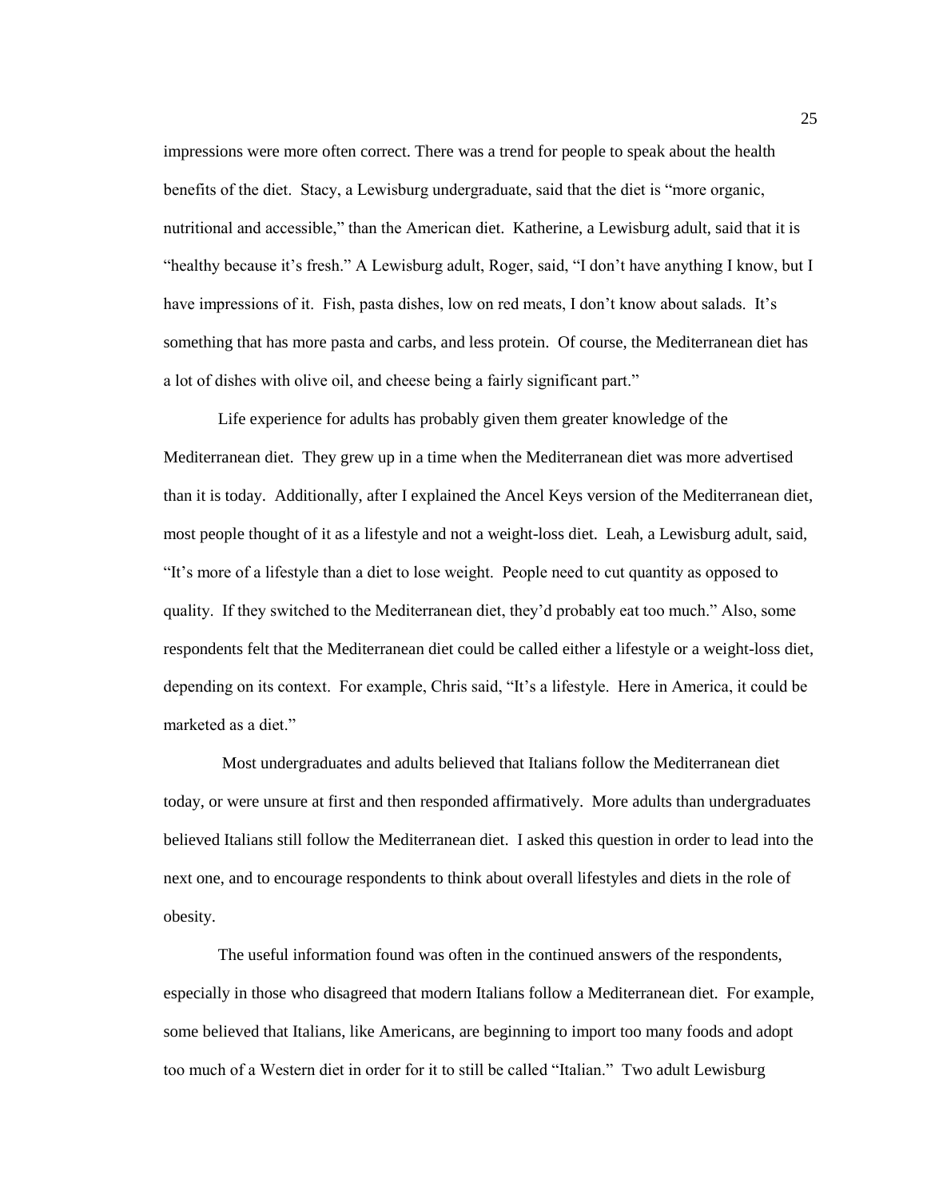impressions were more often correct. There was a trend for people to speak about the health benefits of the diet. Stacy, a Lewisburg undergraduate, said that the diet is "more organic, nutritional and accessible," than the American diet. Katherine, a Lewisburg adult, said that it is "healthy because it's fresh." A Lewisburg adult, Roger, said, "I don't have anything I know, but I have impressions of it. Fish, pasta dishes, low on red meats, I don't know about salads. It's something that has more pasta and carbs, and less protein. Of course, the Mediterranean diet has a lot of dishes with olive oil, and cheese being a fairly significant part."

Life experience for adults has probably given them greater knowledge of the Mediterranean diet. They grew up in a time when the Mediterranean diet was more advertised than it is today. Additionally, after I explained the Ancel Keys version of the Mediterranean diet, most people thought of it as a lifestyle and not a weight-loss diet. Leah, a Lewisburg adult, said, "It's more of a lifestyle than a diet to lose weight. People need to cut quantity as opposed to quality. If they switched to the Mediterranean diet, they'd probably eat too much." Also, some respondents felt that the Mediterranean diet could be called either a lifestyle or a weight-loss diet, depending on its context. For example, Chris said, "It's a lifestyle. Here in America, it could be marketed as a diet."

Most undergraduates and adults believed that Italians follow the Mediterranean diet today, or were unsure at first and then responded affirmatively. More adults than undergraduates believed Italians still follow the Mediterranean diet. I asked this question in order to lead into the next one, and to encourage respondents to think about overall lifestyles and diets in the role of obesity.

The useful information found was often in the continued answers of the respondents, especially in those who disagreed that modern Italians follow a Mediterranean diet. For example, some believed that Italians, like Americans, are beginning to import too many foods and adopt too much of a Western diet in order for it to still be called "Italian." Two adult Lewisburg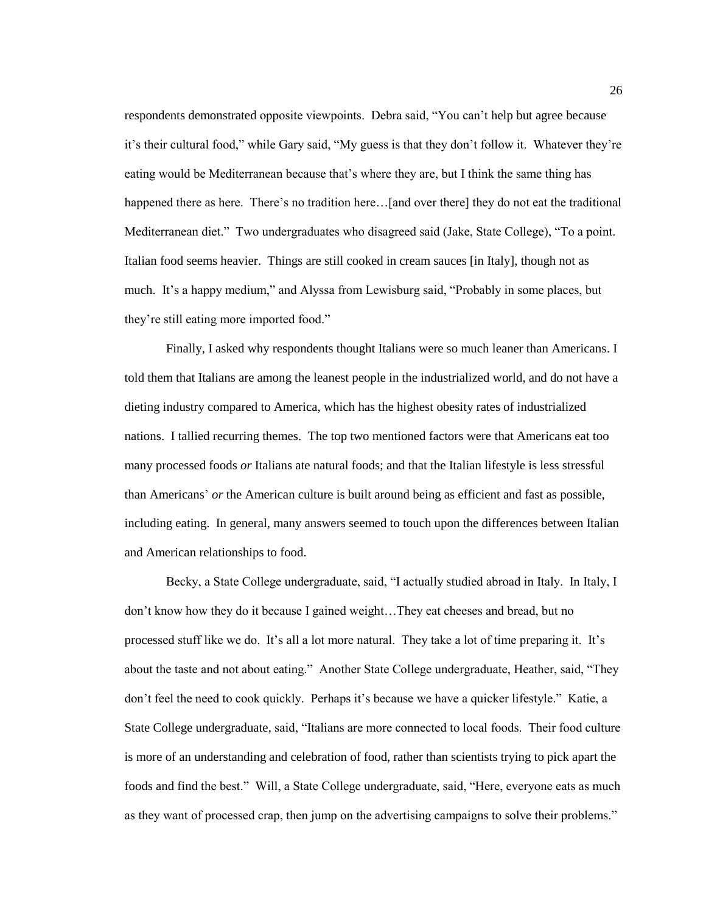respondents demonstrated opposite viewpoints. Debra said, "You can't help but agree because it's their cultural food," while Gary said, "My guess is that they don't follow it. Whatever they're eating would be Mediterranean because that's where they are, but I think the same thing has happened there as here. There's no tradition here…[and over there] they do not eat the traditional Mediterranean diet." Two undergraduates who disagreed said (Jake, State College), "To a point. Italian food seems heavier. Things are still cooked in cream sauces [in Italy], though not as much. It's a happy medium," and Alyssa from Lewisburg said, "Probably in some places, but they're still eating more imported food."

Finally, I asked why respondents thought Italians were so much leaner than Americans. I told them that Italians are among the leanest people in the industrialized world, and do not have a dieting industry compared to America, which has the highest obesity rates of industrialized nations. I tallied recurring themes. The top two mentioned factors were that Americans eat too many processed foods *or* Italians ate natural foods; and that the Italian lifestyle is less stressful than Americans' *or* the American culture is built around being as efficient and fast as possible, including eating. In general, many answers seemed to touch upon the differences between Italian and American relationships to food.

Becky, a State College undergraduate, said, "I actually studied abroad in Italy. In Italy, I don't know how they do it because I gained weight…They eat cheeses and bread, but no processed stuff like we do. It's all a lot more natural. They take a lot of time preparing it. It's about the taste and not about eating." Another State College undergraduate, Heather, said, "They don't feel the need to cook quickly. Perhaps it's because we have a quicker lifestyle." Katie, a State College undergraduate, said, "Italians are more connected to local foods. Their food culture is more of an understanding and celebration of food, rather than scientists trying to pick apart the foods and find the best." Will, a State College undergraduate, said, "Here, everyone eats as much as they want of processed crap, then jump on the advertising campaigns to solve their problems."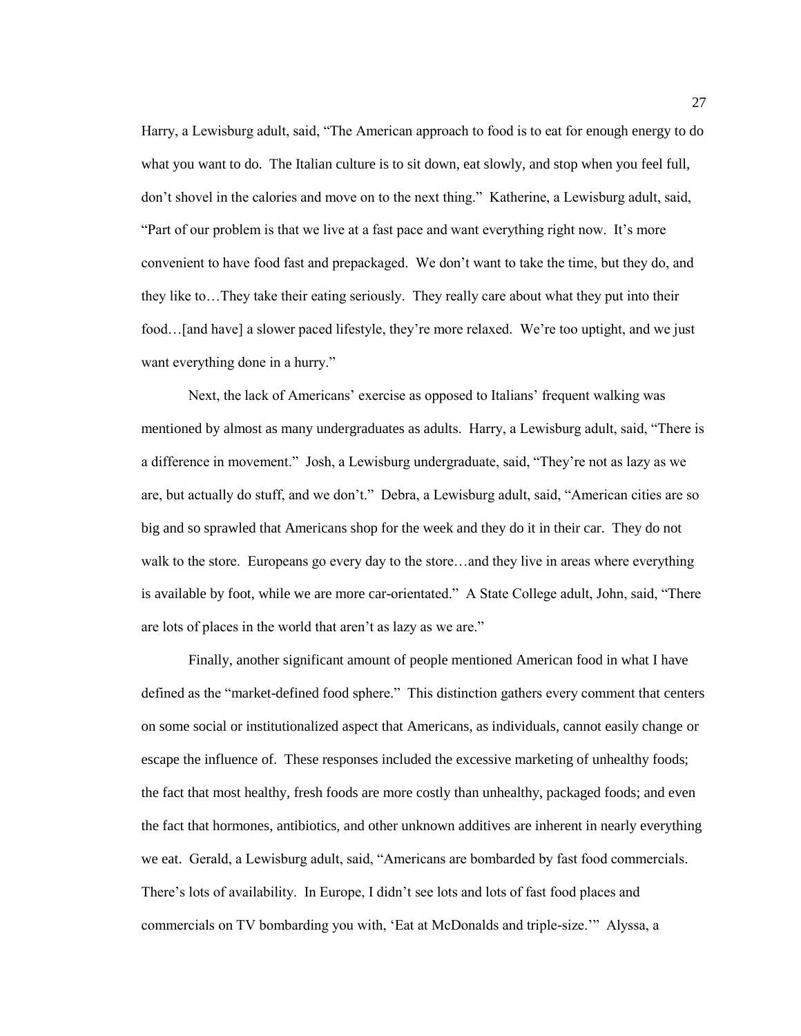Harry, a Lewisburg adult, said, "The American approach to food is to eat for enough energy to do what you want to do. The Italian culture is to sit down, eat slowly, and stop when you feel full, don't shovel in the calories and move on to the next thing." Katherine, a Lewisburg adult, said, "Part of our problem is that we live at a fast pace and want everything right now. It's more convenient to have food fast and prepackaged. We don't want to take the time, but they do, and they like to…They take their eating seriously. They really care about what they put into their food…[and have] a slower paced lifestyle, they're more relaxed. We're too uptight, and we just want everything done in a hurry."

Next, the lack of Americans' exercise as opposed to Italians' frequent walking was mentioned by almost as many undergraduates as adults. Harry, a Lewisburg adult, said, "There is a difference in movement." Josh, a Lewisburg undergraduate, said, "They're not as lazy as we are, but actually do stuff, and we don't." Debra, a Lewisburg adult, said, "American cities are so big and so sprawled that Americans shop for the week and they do it in their car. They do not walk to the store. Europeans go every day to the store…and they live in areas where everything is available by foot, while we are more car-orientated." A State College adult, John, said, "There are lots of places in the world that aren't as lazy as we are."

Finally, another significant amount of people mentioned American food in what I have defined as the "market-defined food sphere." This distinction gathers every comment that centers on some social or institutionalized aspect that Americans, as individuals, cannot easily change or escape the influence of. These responses included the excessive marketing of unhealthy foods; the fact that most healthy, fresh foods are more costly than unhealthy, packaged foods; and even the fact that hormones, antibiotics, and other unknown additives are inherent in nearly everything we eat. Gerald, a Lewisburg adult, said, "Americans are bombarded by fast food commercials. There's lots of availability. In Europe, I didn't see lots and lots of fast food places and commercials on TV bombarding you with, 'Eat at McDonalds and triple-size.'" Alyssa, a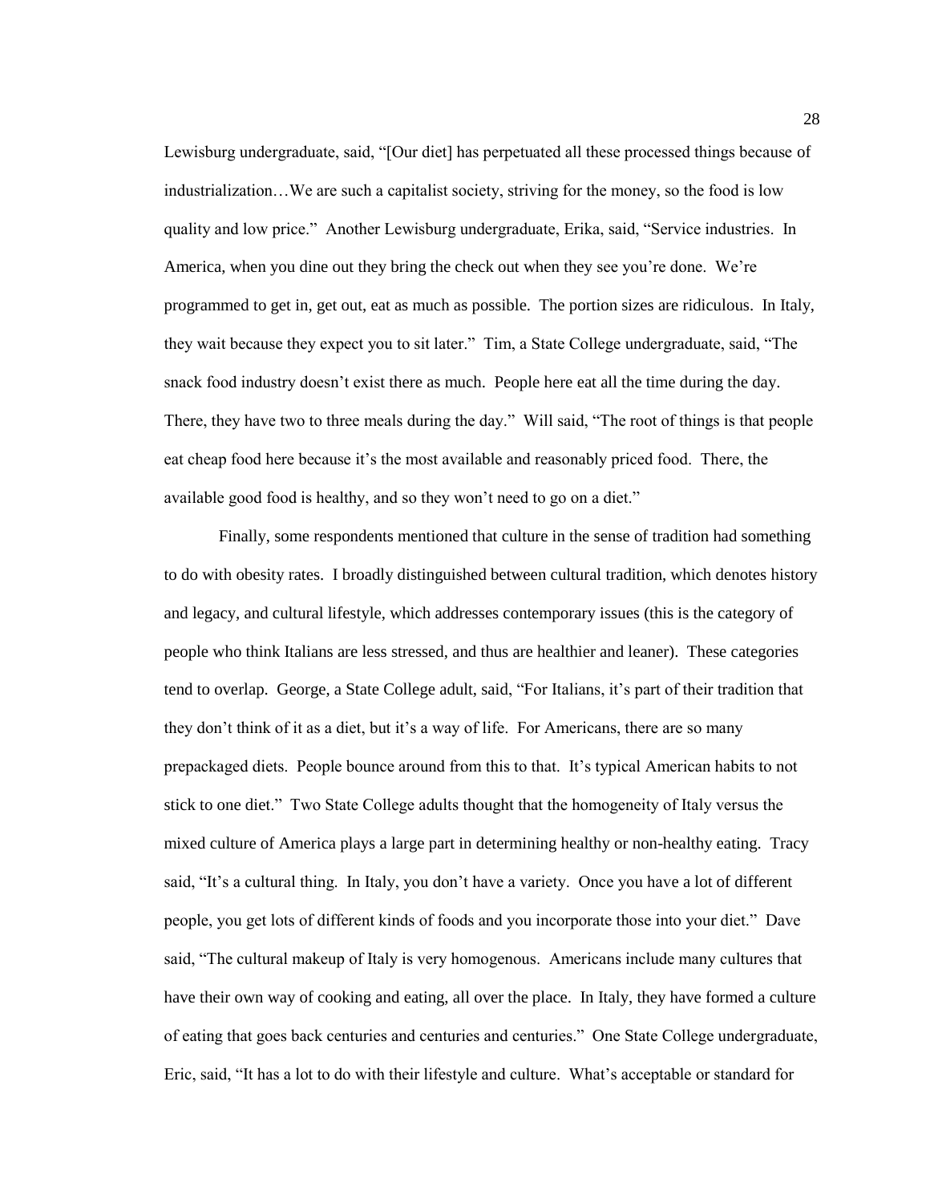Lewisburg undergraduate, said, "[Our diet] has perpetuated all these processed things because of industrialization…We are such a capitalist society, striving for the money, so the food is low quality and low price." Another Lewisburg undergraduate, Erika, said, "Service industries. In America, when you dine out they bring the check out when they see you're done. We're programmed to get in, get out, eat as much as possible. The portion sizes are ridiculous. In Italy, they wait because they expect you to sit later." Tim, a State College undergraduate, said, "The snack food industry doesn't exist there as much. People here eat all the time during the day. There, they have two to three meals during the day." Will said, "The root of things is that people eat cheap food here because it's the most available and reasonably priced food. There, the available good food is healthy, and so they won't need to go on a diet."

Finally, some respondents mentioned that culture in the sense of tradition had something to do with obesity rates. I broadly distinguished between cultural tradition, which denotes history and legacy, and cultural lifestyle, which addresses contemporary issues (this is the category of people who think Italians are less stressed, and thus are healthier and leaner). These categories tend to overlap. George, a State College adult, said, "For Italians, it's part of their tradition that they don't think of it as a diet, but it's a way of life. For Americans, there are so many prepackaged diets. People bounce around from this to that. It's typical American habits to not stick to one diet." Two State College adults thought that the homogeneity of Italy versus the mixed culture of America plays a large part in determining healthy or non-healthy eating. Tracy said, "It's a cultural thing. In Italy, you don't have a variety. Once you have a lot of different people, you get lots of different kinds of foods and you incorporate those into your diet." Dave said, "The cultural makeup of Italy is very homogenous. Americans include many cultures that have their own way of cooking and eating, all over the place. In Italy, they have formed a culture of eating that goes back centuries and centuries and centuries." One State College undergraduate, Eric, said, "It has a lot to do with their lifestyle and culture. What's acceptable or standard for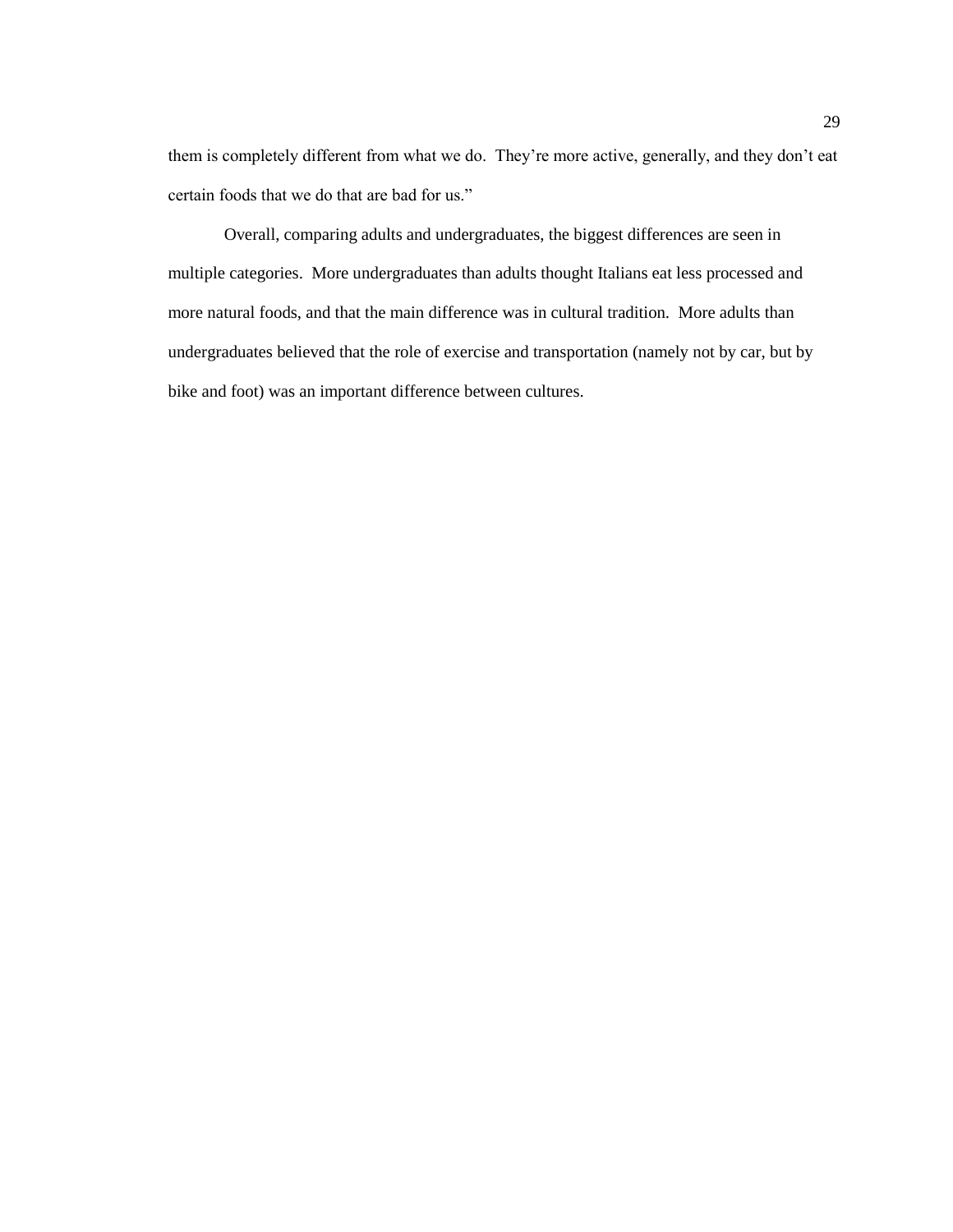them is completely different from what we do.  They're more active, generally, and they don't eat certain foods that we do that are bad for us."

Overall, comparing adults and undergraduates, the biggest differences are seen in multiple categories.  More undergraduates than adults thought Italians eat less processed and more natural foods, and that the main difference was in cultural tradition.  More adults than undergraduates believed that the role of exercise and transportation (namely not by car, but by bike and foot) was an important difference between cultures.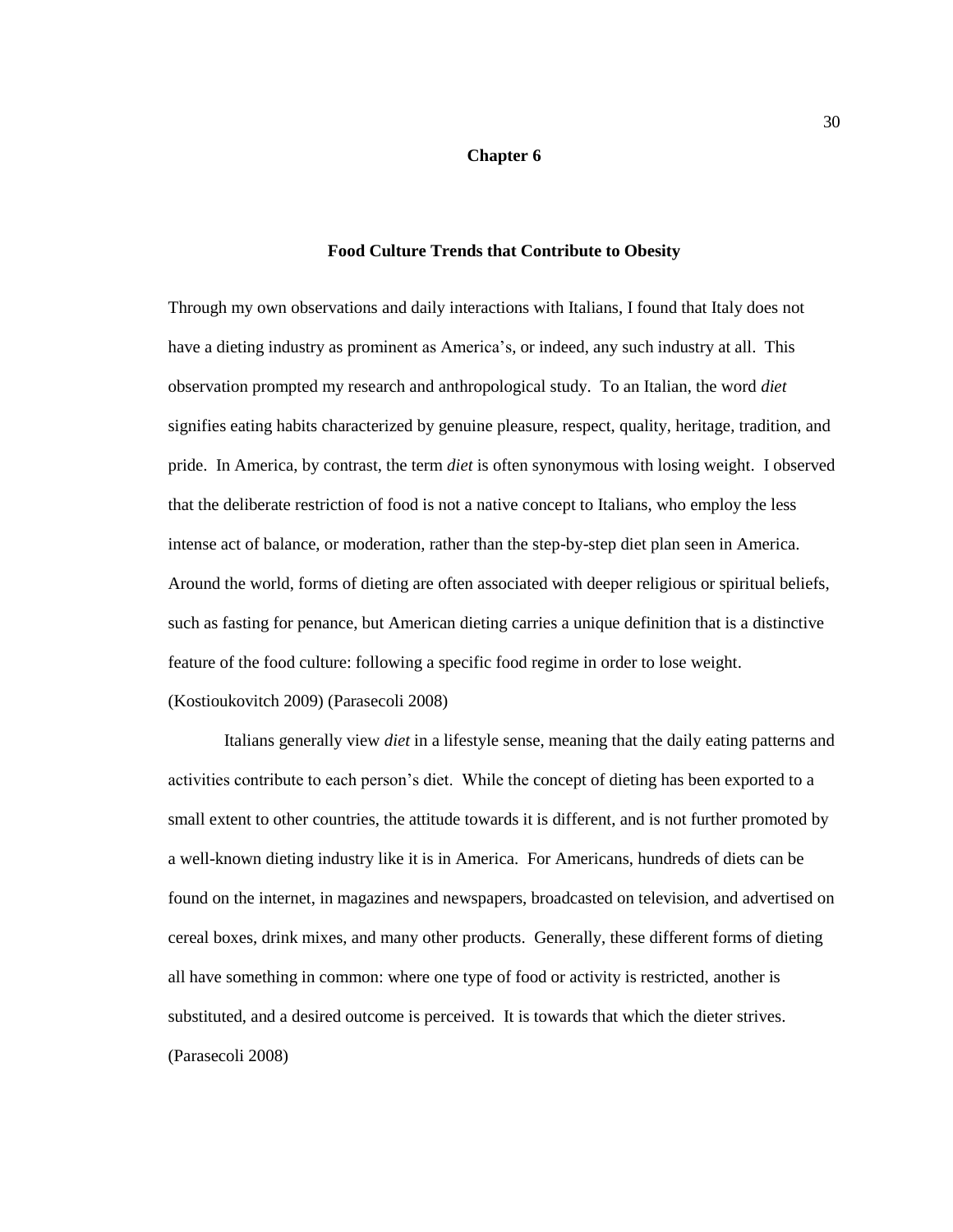# Chapter 6

## Food Culture Trends that Contribute to Obesity

Through my own observations and daily interactions with Italians, I found that Italy does not have a dieting industry as prominent as America's, or indeed, any such industry at all. This observation prompted my research and anthropological study. To an Italian, the word *diet* signifies eating habits characterized by genuine pleasure, respect, quality, heritage, tradition, and pride. In America, by contrast, the term *diet* is often synonymous with losing weight. I observed that the deliberate restriction of food is not a native concept to Italians, who employ the less intense act of balance, or moderation, rather than the step-by-step diet plan seen in America. Around the world, forms of dieting are often associated with deeper religious or spiritual beliefs, such as fasting for penance, but American dieting carries a unique definition that is a distinctive feature of the food culture: following a specific food regime in order to lose weight. (Kostioukovitch 2009) (Parasecoli 2008)

Italians generally view *diet* in a lifestyle sense, meaning that the daily eating patterns and activities contribute to each person's diet. While the concept of dieting has been exported to a small extent to other countries, the attitude towards it is different, and is not further promoted by a well-known dieting industry like it is in America. For Americans, hundreds of diets can be found on the internet, in magazines and newspapers, broadcasted on television, and advertised on cereal boxes, drink mixes, and many other products. Generally, these different forms of dieting all have something in common: where one type of food or activity is restricted, another is substituted, and a desired outcome is perceived. It is towards that which the dieter strives. (Parasecoli 2008)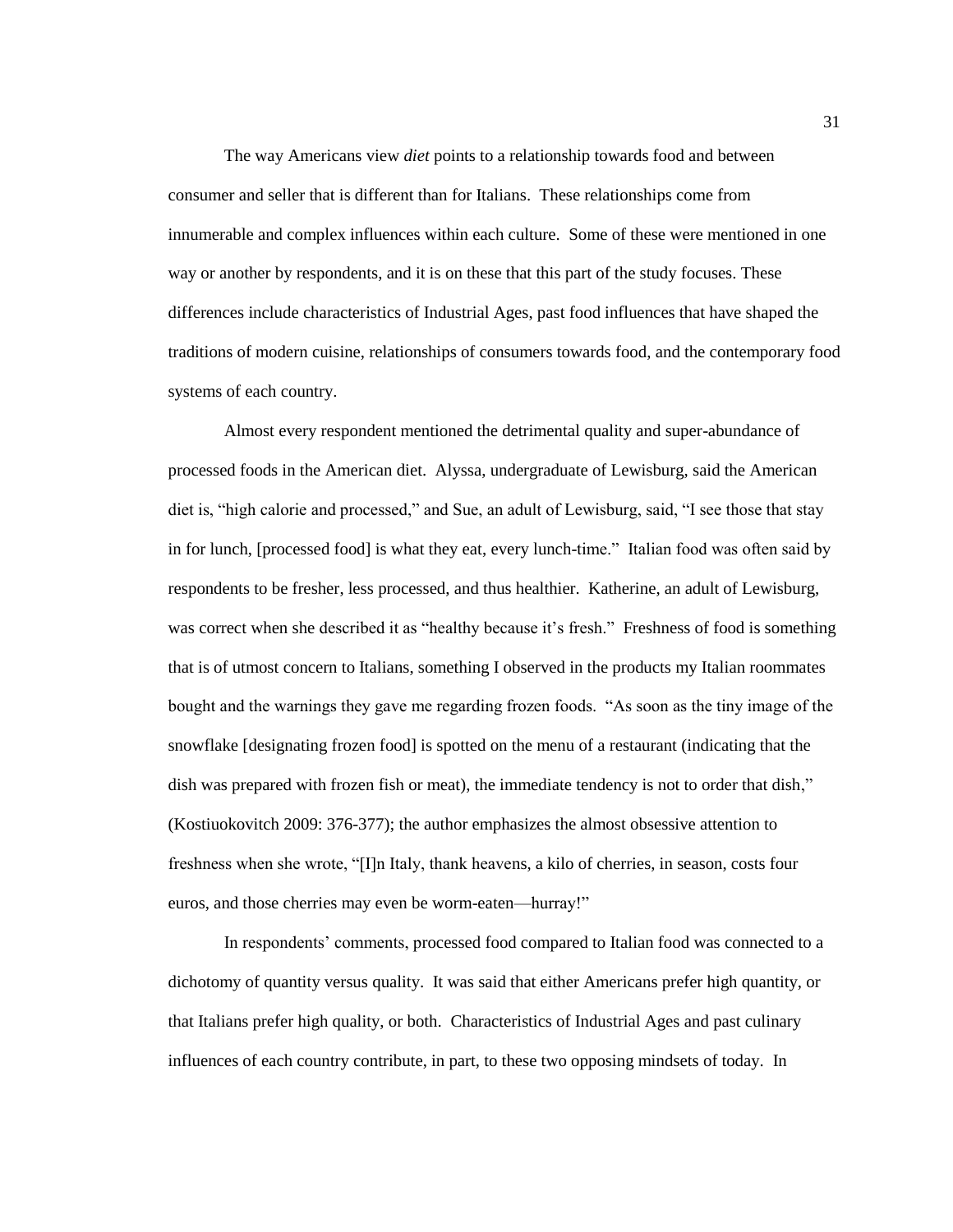The way Americans view *diet* points to a relationship towards food and between consumer and seller that is different than for Italians. These relationships come from innumerable and complex influences within each culture. Some of these were mentioned in one way or another by respondents, and it is on these that this part of the study focuses. These differences include characteristics of Industrial Ages, past food influences that have shaped the traditions of modern cuisine, relationships of consumers towards food, and the contemporary food systems of each country.

Almost every respondent mentioned the detrimental quality and super-abundance of processed foods in the American diet. Alyssa, undergraduate of Lewisburg, said the American diet is, "high calorie and processed," and Sue, an adult of Lewisburg, said, "I see those that stay in for lunch, [processed food] is what they eat, every lunch-time." Italian food was often said by respondents to be fresher, less processed, and thus healthier. Katherine, an adult of Lewisburg, was correct when she described it as "healthy because it's fresh." Freshness of food is something that is of utmost concern to Italians, something I observed in the products my Italian roommates bought and the warnings they gave me regarding frozen foods. "As soon as the tiny image of the snowflake [designating frozen food] is spotted on the menu of a restaurant (indicating that the dish was prepared with frozen fish or meat), the immediate tendency is not to order that dish," (Kostiuokovitch 2009: 376-377); the author emphasizes the almost obsessive attention to freshness when she wrote, "[I]n Italy, thank heavens, a kilo of cherries, in season, costs four euros, and those cherries may even be worm-eaten—hurray!"

In respondents' comments, processed food compared to Italian food was connected to a dichotomy of quantity versus quality. It was said that either Americans prefer high quantity, or that Italians prefer high quality, or both. Characteristics of Industrial Ages and past culinary influences of each country contribute, in part, to these two opposing mindsets of today. In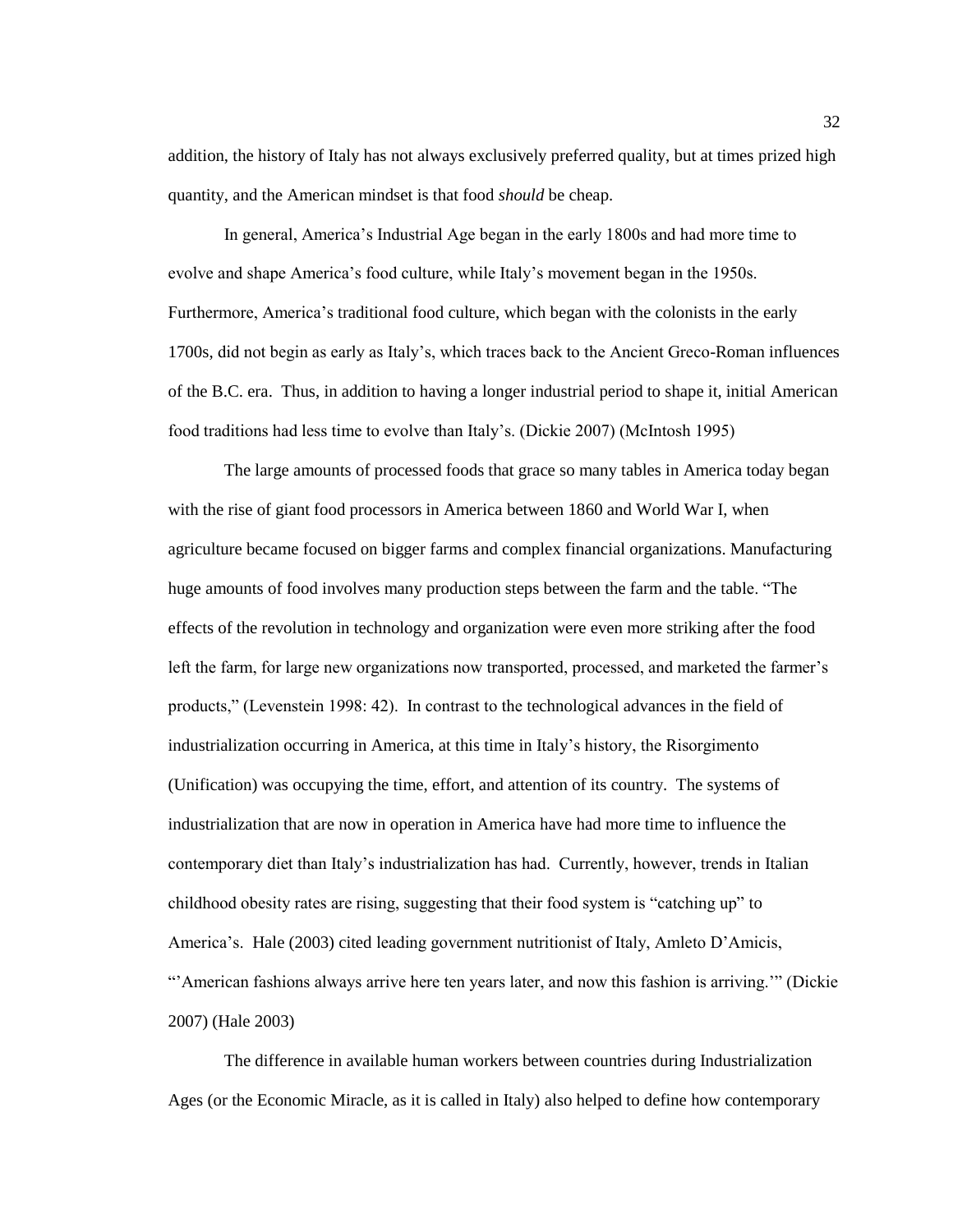addition, the history of Italy has not always exclusively preferred quality, but at times prized high quantity, and the American mindset is that food *should* be cheap.

In general, America's Industrial Age began in the early 1800s and had more time to evolve and shape America's food culture, while Italy's movement began in the 1950s. Furthermore, America's traditional food culture, which began with the colonists in the early 1700s, did not begin as early as Italy's, which traces back to the Ancient Greco-Roman influences of the B.C. era. Thus, in addition to having a longer industrial period to shape it, initial American food traditions had less time to evolve than Italy's. (Dickie 2007) (McIntosh 1995)

The large amounts of processed foods that grace so many tables in America today began with the rise of giant food processors in America between 1860 and World War I, when agriculture became focused on bigger farms and complex financial organizations. Manufacturing huge amounts of food involves many production steps between the farm and the table. "The effects of the revolution in technology and organization were even more striking after the food left the farm, for large new organizations now transported, processed, and marketed the farmer's products," (Levenstein 1998: 42). In contrast to the technological advances in the field of industrialization occurring in America, at this time in Italy's history, the Risorgimento (Unification) was occupying the time, effort, and attention of its country. The systems of industrialization that are now in operation in America have had more time to influence the contemporary diet than Italy's industrialization has had. Currently, however, trends in Italian childhood obesity rates are rising, suggesting that their food system is "catching up" to America's. Hale (2003) cited leading government nutritionist of Italy, Amleto D'Amicis, "'American fashions always arrive here ten years later, and now this fashion is arriving.'" (Dickie 2007) (Hale 2003)

The difference in available human workers between countries during Industrialization Ages (or the Economic Miracle, as it is called in Italy) also helped to define how contemporary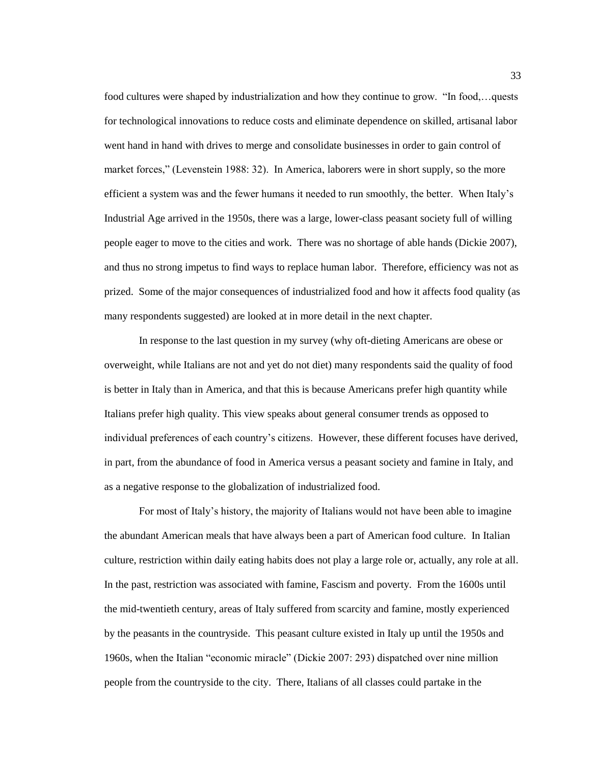food cultures were shaped by industrialization and how they continue to grow. "In food,…quests for technological innovations to reduce costs and eliminate dependence on skilled, artisanal labor went hand in hand with drives to merge and consolidate businesses in order to gain control of market forces," (Levenstein 1988: 32). In America, laborers were in short supply, so the more efficient a system was and the fewer humans it needed to run smoothly, the better. When Italy's Industrial Age arrived in the 1950s, there was a large, lower-class peasant society full of willing people eager to move to the cities and work. There was no shortage of able hands (Dickie 2007), and thus no strong impetus to find ways to replace human labor. Therefore, efficiency was not as prized. Some of the major consequences of industrialized food and how it affects food quality (as many respondents suggested) are looked at in more detail in the next chapter.

In response to the last question in my survey (why oft-dieting Americans are obese or overweight, while Italians are not and yet do not diet) many respondents said the quality of food is better in Italy than in America, and that this is because Americans prefer high quantity while Italians prefer high quality. This view speaks about general consumer trends as opposed to individual preferences of each country's citizens. However, these different focuses have derived, in part, from the abundance of food in America versus a peasant society and famine in Italy, and as a negative response to the globalization of industrialized food.

For most of Italy's history, the majority of Italians would not have been able to imagine the abundant American meals that have always been a part of American food culture. In Italian culture, restriction within daily eating habits does not play a large role or, actually, any role at all. In the past, restriction was associated with famine, Fascism and poverty. From the 1600s until the mid-twentieth century, areas of Italy suffered from scarcity and famine, mostly experienced by the peasants in the countryside. This peasant culture existed in Italy up until the 1950s and 1960s, when the Italian "economic miracle" (Dickie 2007: 293) dispatched over nine million people from the countryside to the city. There, Italians of all classes could partake in the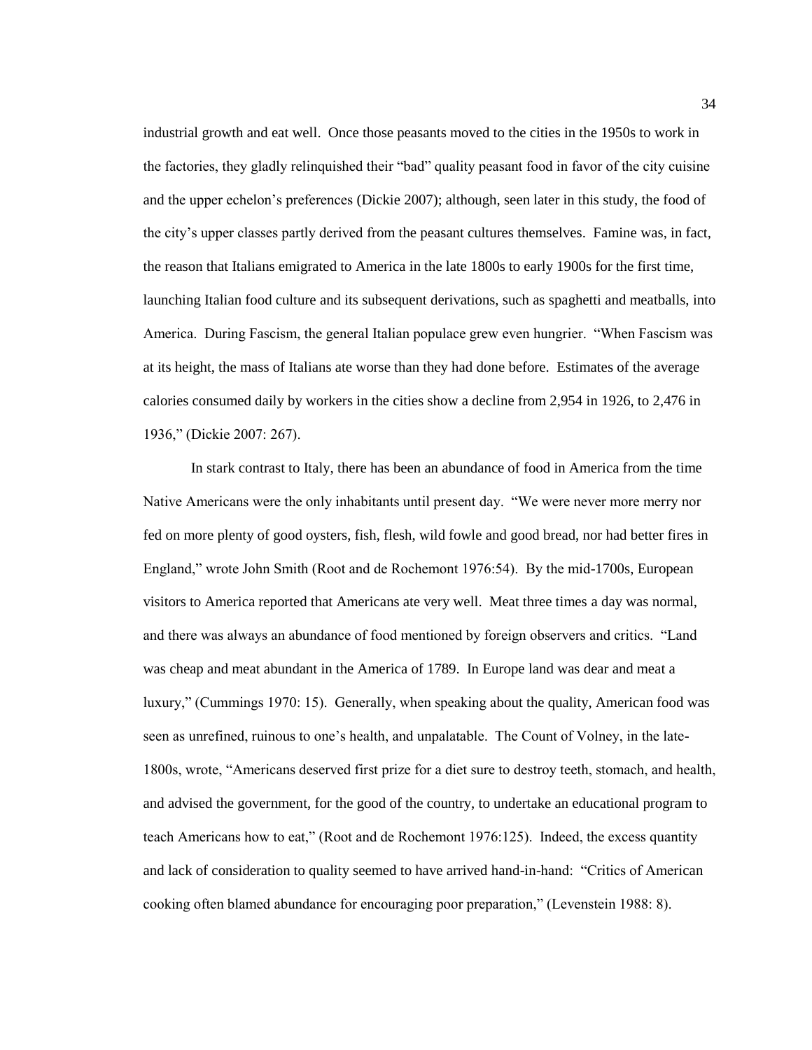industrial growth and eat well. Once those peasants moved to the cities in the 1950s to work in the factories, they gladly relinquished their "bad" quality peasant food in favor of the city cuisine and the upper echelon's preferences (Dickie 2007); although, seen later in this study, the food of the city's upper classes partly derived from the peasant cultures themselves. Famine was, in fact, the reason that Italians emigrated to America in the late 1800s to early 1900s for the first time, launching Italian food culture and its subsequent derivations, such as spaghetti and meatballs, into America. During Fascism, the general Italian populace grew even hungrier. "When Fascism was at its height, the mass of Italians ate worse than they had done before. Estimates of the average calories consumed daily by workers in the cities show a decline from 2,954 in 1926, to 2,476 in 1936," (Dickie 2007: 267).

In stark contrast to Italy, there has been an abundance of food in America from the time Native Americans were the only inhabitants until present day. "We were never more merry nor fed on more plenty of good oysters, fish, flesh, wild fowle and good bread, nor had better fires in England," wrote John Smith (Root and de Rochemont 1976:54). By the mid-1700s, European visitors to America reported that Americans ate very well. Meat three times a day was normal, and there was always an abundance of food mentioned by foreign observers and critics. "Land was cheap and meat abundant in the America of 1789. In Europe land was dear and meat a luxury," (Cummings 1970: 15). Generally, when speaking about the quality, American food was seen as unrefined, ruinous to one's health, and unpalatable. The Count of Volney, in the late-1800s, wrote, "Americans deserved first prize for a diet sure to destroy teeth, stomach, and health, and advised the government, for the good of the country, to undertake an educational program to teach Americans how to eat," (Root and de Rochemont 1976:125). Indeed, the excess quantity and lack of consideration to quality seemed to have arrived hand-in-hand: "Critics of American cooking often blamed abundance for encouraging poor preparation," (Levenstein 1988: 8).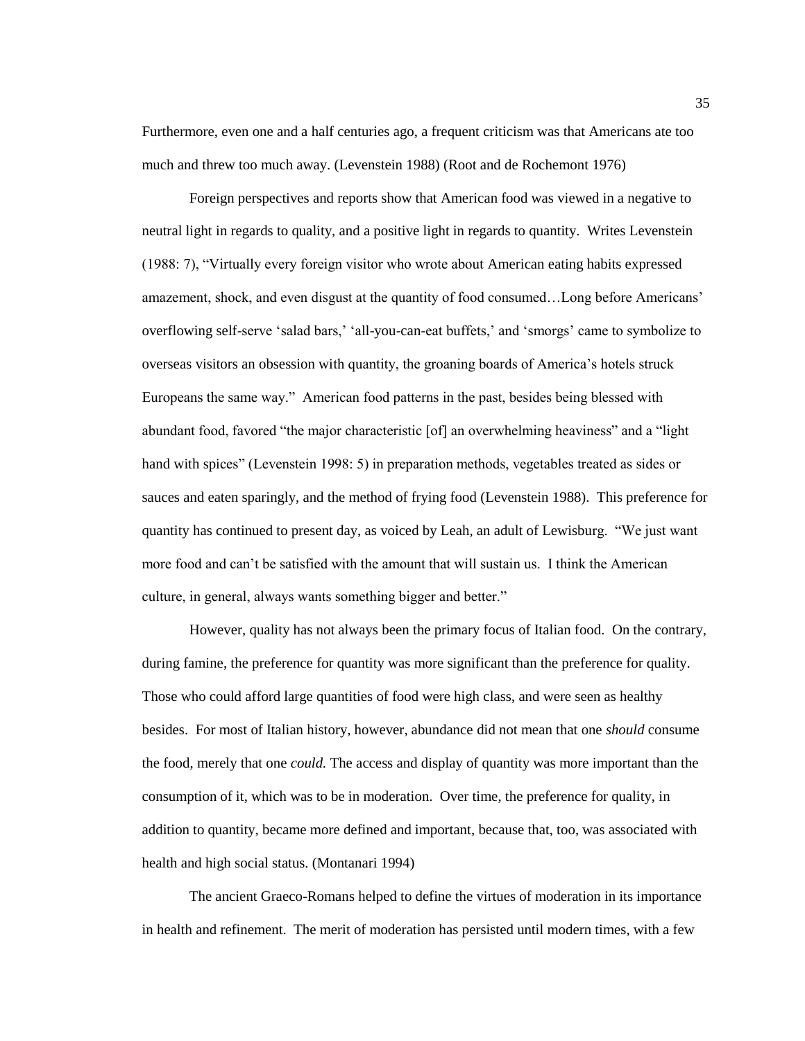Furthermore, even one and a half centuries ago, a frequent criticism was that Americans ate too much and threw too much away. (Levenstein 1988) (Root and de Rochemont 1976)

Foreign perspectives and reports show that American food was viewed in a negative to neutral light in regards to quality, and a positive light in regards to quantity. Writes Levenstein (1988: 7), "Virtually every foreign visitor who wrote about American eating habits expressed amazement, shock, and even disgust at the quantity of food consumed…Long before Americans' overflowing self-serve 'salad bars,' 'all-you-can-eat buffets,' and 'smorgs' came to symbolize to overseas visitors an obsession with quantity, the groaning boards of America's hotels struck Europeans the same way." American food patterns in the past, besides being blessed with abundant food, favored "the major characteristic [of] an overwhelming heaviness" and a "light hand with spices" (Levenstein 1998: 5) in preparation methods, vegetables treated as sides or sauces and eaten sparingly, and the method of frying food (Levenstein 1988). This preference for quantity has continued to present day, as voiced by Leah, an adult of Lewisburg. "We just want more food and can't be satisfied with the amount that will sustain us. I think the American culture, in general, always wants something bigger and better."

However, quality has not always been the primary focus of Italian food. On the contrary, during famine, the preference for quantity was more significant than the preference for quality. Those who could afford large quantities of food were high class, and were seen as healthy besides. For most of Italian history, however, abundance did not mean that one *should* consume the food, merely that one *could.* The access and display of quantity was more important than the consumption of it, which was to be in moderation. Over time, the preference for quality, in addition to quantity, became more defined and important, because that, too, was associated with health and high social status. (Montanari 1994)

The ancient Graeco-Romans helped to define the virtues of moderation in its importance in health and refinement. The merit of moderation has persisted until modern times, with a few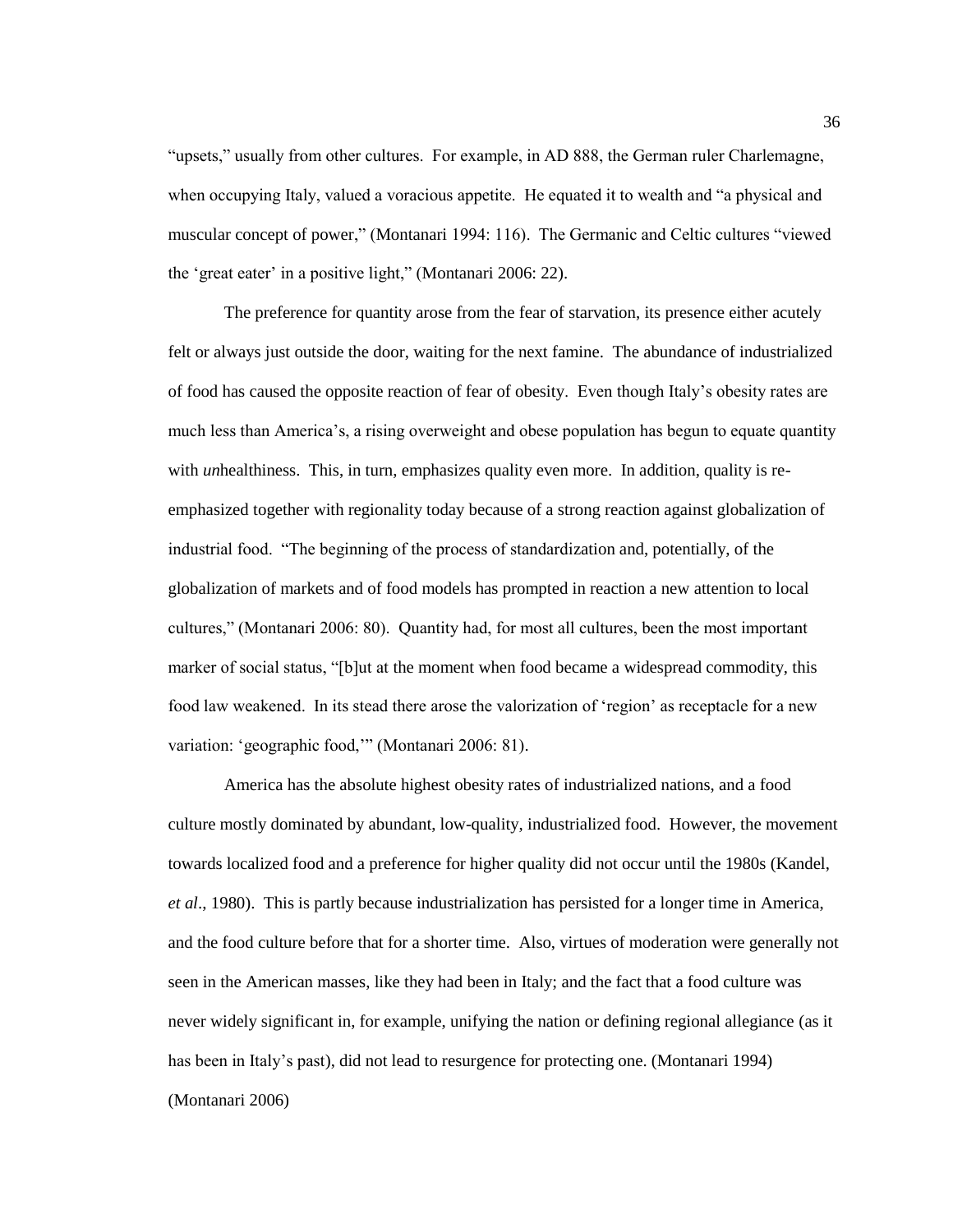"upsets," usually from other cultures. For example, in AD 888, the German ruler Charlemagne, when occupying Italy, valued a voracious appetite. He equated it to wealth and "a physical and muscular concept of power," (Montanari 1994: 116). The Germanic and Celtic cultures "viewed the 'great eater' in a positive light," (Montanari 2006: 22).

The preference for quantity arose from the fear of starvation, its presence either acutely felt or always just outside the door, waiting for the next famine. The abundance of industrialized of food has caused the opposite reaction of fear of obesity. Even though Italy's obesity rates are much less than America's, a rising overweight and obese population has begun to equate quantity with *un*healthiness. This, in turn, emphasizes quality even more. In addition, quality is re-emphasized together with regionality today because of a strong reaction against globalization of industrial food. "The beginning of the process of standardization and, potentially, of the globalization of markets and of food models has prompted in reaction a new attention to local cultures," (Montanari 2006: 80). Quantity had, for most all cultures, been the most important marker of social status, "[b]ut at the moment when food became a widespread commodity, this food law weakened. In its stead there arose the valorization of 'region' as receptacle for a new variation: 'geographic food,'" (Montanari 2006: 81).

America has the absolute highest obesity rates of industrialized nations, and a food culture mostly dominated by abundant, low-quality, industrialized food. However, the movement towards localized food and a preference for higher quality did not occur until the 1980s (Kandel, *et al*., 1980). This is partly because industrialization has persisted for a longer time in America, and the food culture before that for a shorter time. Also, virtues of moderation were generally not seen in the American masses, like they had been in Italy; and the fact that a food culture was never widely significant in, for example, unifying the nation or defining regional allegiance (as it has been in Italy's past), did not lead to resurgence for protecting one. (Montanari 1994) (Montanari 2006)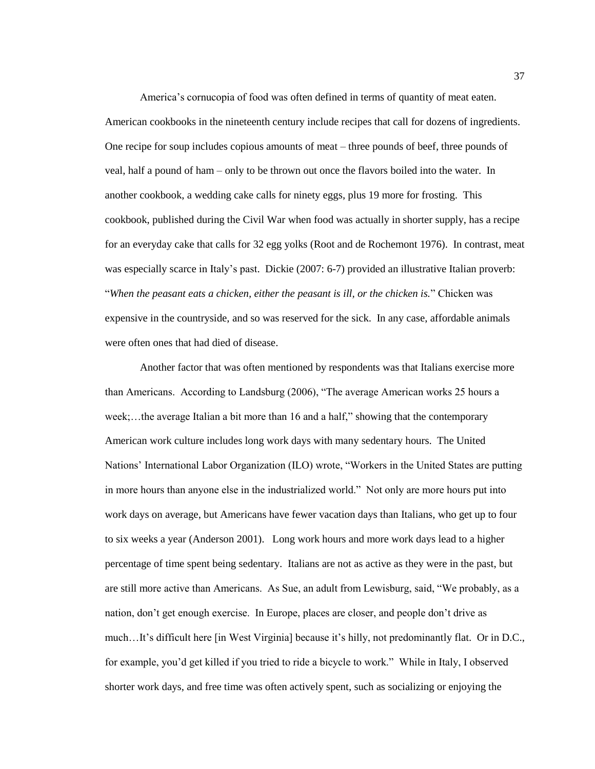America's cornucopia of food was often defined in terms of quantity of meat eaten. American cookbooks in the nineteenth century include recipes that call for dozens of ingredients. One recipe for soup includes copious amounts of meat – three pounds of beef, three pounds of veal, half a pound of ham – only to be thrown out once the flavors boiled into the water. In another cookbook, a wedding cake calls for ninety eggs, plus 19 more for frosting. This cookbook, published during the Civil War when food was actually in shorter supply, has a recipe for an everyday cake that calls for 32 egg yolks (Root and de Rochemont 1976). In contrast, meat was especially scarce in Italy's past. Dickie (2007: 6-7) provided an illustrative Italian proverb: "*When the peasant eats a chicken, either the peasant is ill, or the chicken is.*" Chicken was expensive in the countryside, and so was reserved for the sick. In any case, affordable animals were often ones that had died of disease.

Another factor that was often mentioned by respondents was that Italians exercise more than Americans. According to Landsburg (2006), "The average American works 25 hours a week;…the average Italian a bit more than 16 and a half," showing that the contemporary American work culture includes long work days with many sedentary hours. The United Nations' International Labor Organization (ILO) wrote, "Workers in the United States are putting in more hours than anyone else in the industrialized world." Not only are more hours put into work days on average, but Americans have fewer vacation days than Italians, who get up to four to six weeks a year (Anderson 2001). Long work hours and more work days lead to a higher percentage of time spent being sedentary. Italians are not as active as they were in the past, but are still more active than Americans. As Sue, an adult from Lewisburg, said, "We probably, as a nation, don't get enough exercise. In Europe, places are closer, and people don't drive as much…It's difficult here [in West Virginia] because it's hilly, not predominantly flat. Or in D.C., for example, you'd get killed if you tried to ride a bicycle to work." While in Italy, I observed shorter work days, and free time was often actively spent, such as socializing or enjoying the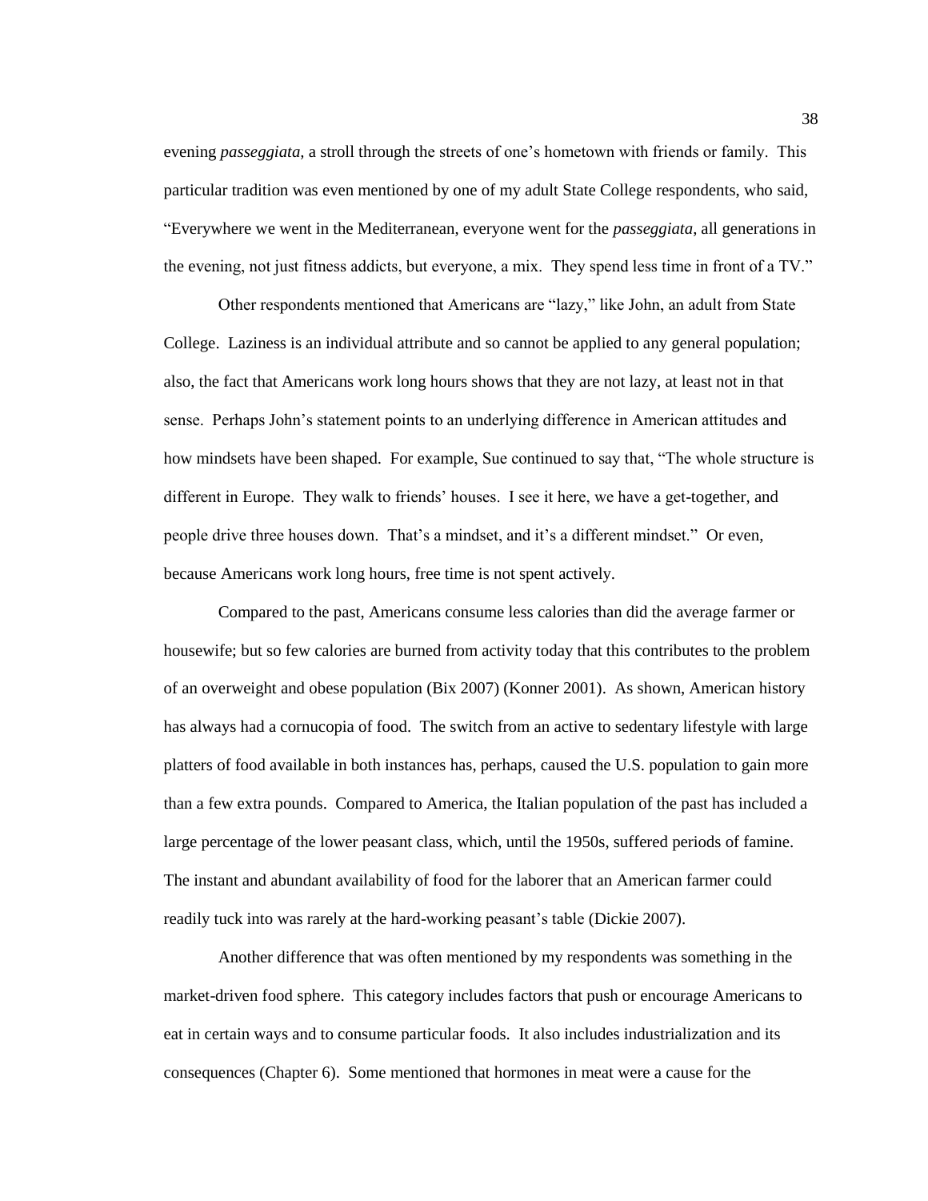evening *passeggiata*, a stroll through the streets of one's hometown with friends or family. This particular tradition was even mentioned by one of my adult State College respondents, who said, "Everywhere we went in the Mediterranean, everyone went for the *passeggiata*, all generations in the evening, not just fitness addicts, but everyone, a mix. They spend less time in front of a TV."

Other respondents mentioned that Americans are "lazy," like John, an adult from State College. Laziness is an individual attribute and so cannot be applied to any general population; also, the fact that Americans work long hours shows that they are not lazy, at least not in that sense. Perhaps John's statement points to an underlying difference in American attitudes and how mindsets have been shaped. For example, Sue continued to say that, "The whole structure is different in Europe. They walk to friends' houses. I see it here, we have a get-together, and people drive three houses down. That's a mindset, and it's a different mindset." Or even, because Americans work long hours, free time is not spent actively.

Compared to the past, Americans consume less calories than did the average farmer or housewife; but so few calories are burned from activity today that this contributes to the problem of an overweight and obese population (Bix 2007) (Konner 2001). As shown, American history has always had a cornucopia of food. The switch from an active to sedentary lifestyle with large platters of food available in both instances has, perhaps, caused the U.S. population to gain more than a few extra pounds. Compared to America, the Italian population of the past has included a large percentage of the lower peasant class, which, until the 1950s, suffered periods of famine. The instant and abundant availability of food for the laborer that an American farmer could readily tuck into was rarely at the hard-working peasant's table (Dickie 2007).

Another difference that was often mentioned by my respondents was something in the market-driven food sphere. This category includes factors that push or encourage Americans to eat in certain ways and to consume particular foods. It also includes industrialization and its consequences (Chapter 6). Some mentioned that hormones in meat were a cause for the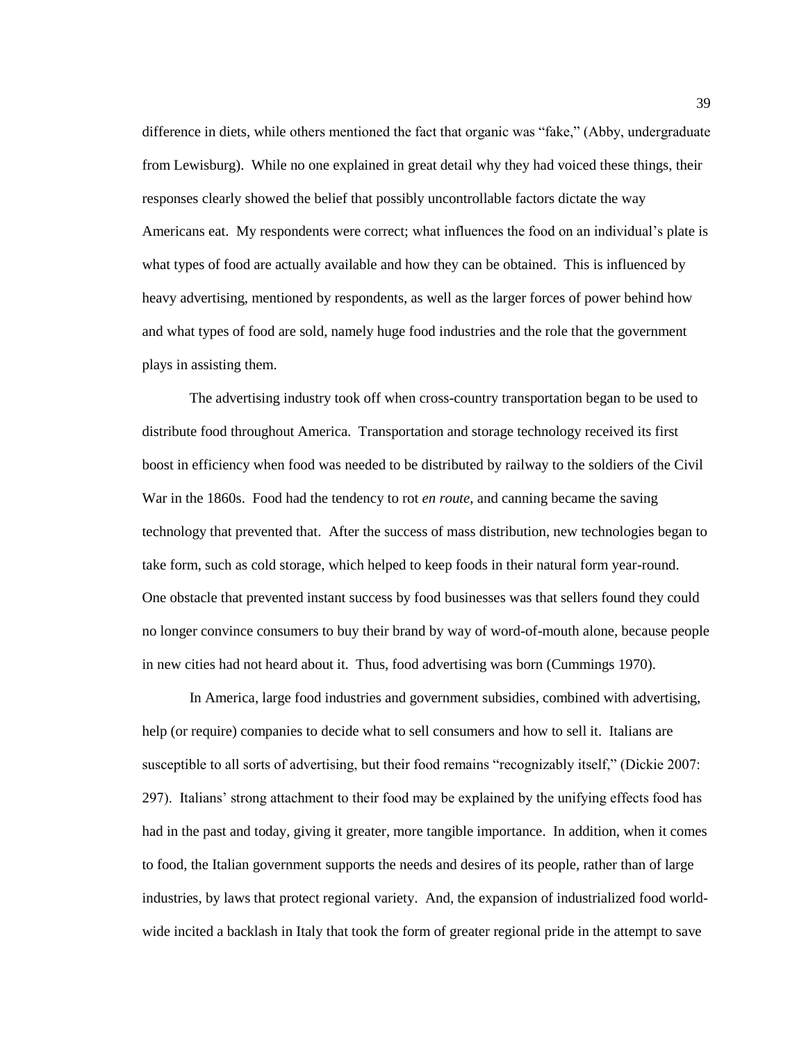difference in diets, while others mentioned the fact that organic was "fake," (Abby, undergraduate from Lewisburg). While no one explained in great detail why they had voiced these things, their responses clearly showed the belief that possibly uncontrollable factors dictate the way Americans eat. My respondents were correct; what influences the food on an individual's plate is what types of food are actually available and how they can be obtained. This is influenced by heavy advertising, mentioned by respondents, as well as the larger forces of power behind how and what types of food are sold, namely huge food industries and the role that the government plays in assisting them.

The advertising industry took off when cross-country transportation began to be used to distribute food throughout America. Transportation and storage technology received its first boost in efficiency when food was needed to be distributed by railway to the soldiers of the Civil War in the 1860s. Food had the tendency to rot *en route*, and canning became the saving technology that prevented that. After the success of mass distribution, new technologies began to take form, such as cold storage, which helped to keep foods in their natural form year-round. One obstacle that prevented instant success by food businesses was that sellers found they could no longer convince consumers to buy their brand by way of word-of-mouth alone, because people in new cities had not heard about it. Thus, food advertising was born (Cummings 1970).

In America, large food industries and government subsidies, combined with advertising, help (or require) companies to decide what to sell consumers and how to sell it. Italians are susceptible to all sorts of advertising, but their food remains "recognizably itself," (Dickie 2007: 297). Italians' strong attachment to their food may be explained by the unifying effects food has had in the past and today, giving it greater, more tangible importance. In addition, when it comes to food, the Italian government supports the needs and desires of its people, rather than of large industries, by laws that protect regional variety. And, the expansion of industrialized food world-wide incited a backlash in Italy that took the form of greater regional pride in the attempt to save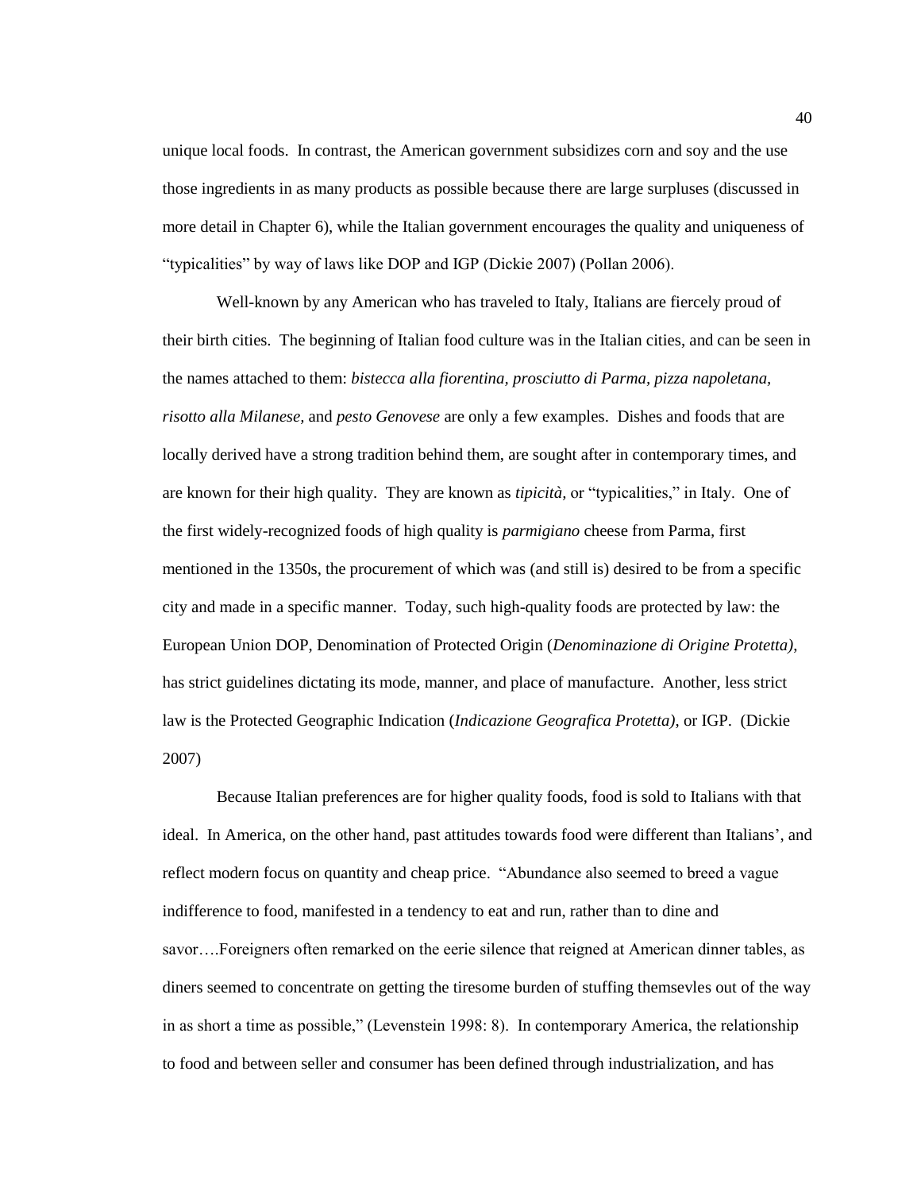unique local foods. In contrast, the American government subsidizes corn and soy and the use those ingredients in as many products as possible because there are large surpluses (discussed in more detail in Chapter 6), while the Italian government encourages the quality and uniqueness of "typicalities" by way of laws like DOP and IGP (Dickie 2007) (Pollan 2006).

Well-known by any American who has traveled to Italy, Italians are fiercely proud of their birth cities. The beginning of Italian food culture was in the Italian cities, and can be seen in the names attached to them: *bistecca alla fiorentina, prosciutto di Parma, pizza napoletana, risotto alla Milanese,* and *pesto Genovese* are only a few examples. Dishes and foods that are locally derived have a strong tradition behind them, are sought after in contemporary times, and are known for their high quality. They are known as *tipicità,* or "typicalities," in Italy. One of the first widely-recognized foods of high quality is *parmigiano* cheese from Parma, first mentioned in the 1350s, the procurement of which was (and still is) desired to be from a specific city and made in a specific manner. Today, such high-quality foods are protected by law: the European Union DOP, Denomination of Protected Origin (*Denominazione di Origine Protetta)*, has strict guidelines dictating its mode, manner, and place of manufacture. Another, less strict law is the Protected Geographic Indication (*Indicazione Geografica Protetta)*, or IGP. (Dickie 2007)

Because Italian preferences are for higher quality foods, food is sold to Italians with that ideal. In America, on the other hand, past attitudes towards food were different than Italians', and reflect modern focus on quantity and cheap price. "Abundance also seemed to breed a vague indifference to food, manifested in a tendency to eat and run, rather than to dine and savor….Foreigners often remarked on the eerie silence that reigned at American dinner tables, as diners seemed to concentrate on getting the tiresome burden of stuffing themsevles out of the way in as short a time as possible," (Levenstein 1998: 8). In contemporary America, the relationship to food and between seller and consumer has been defined through industrialization, and has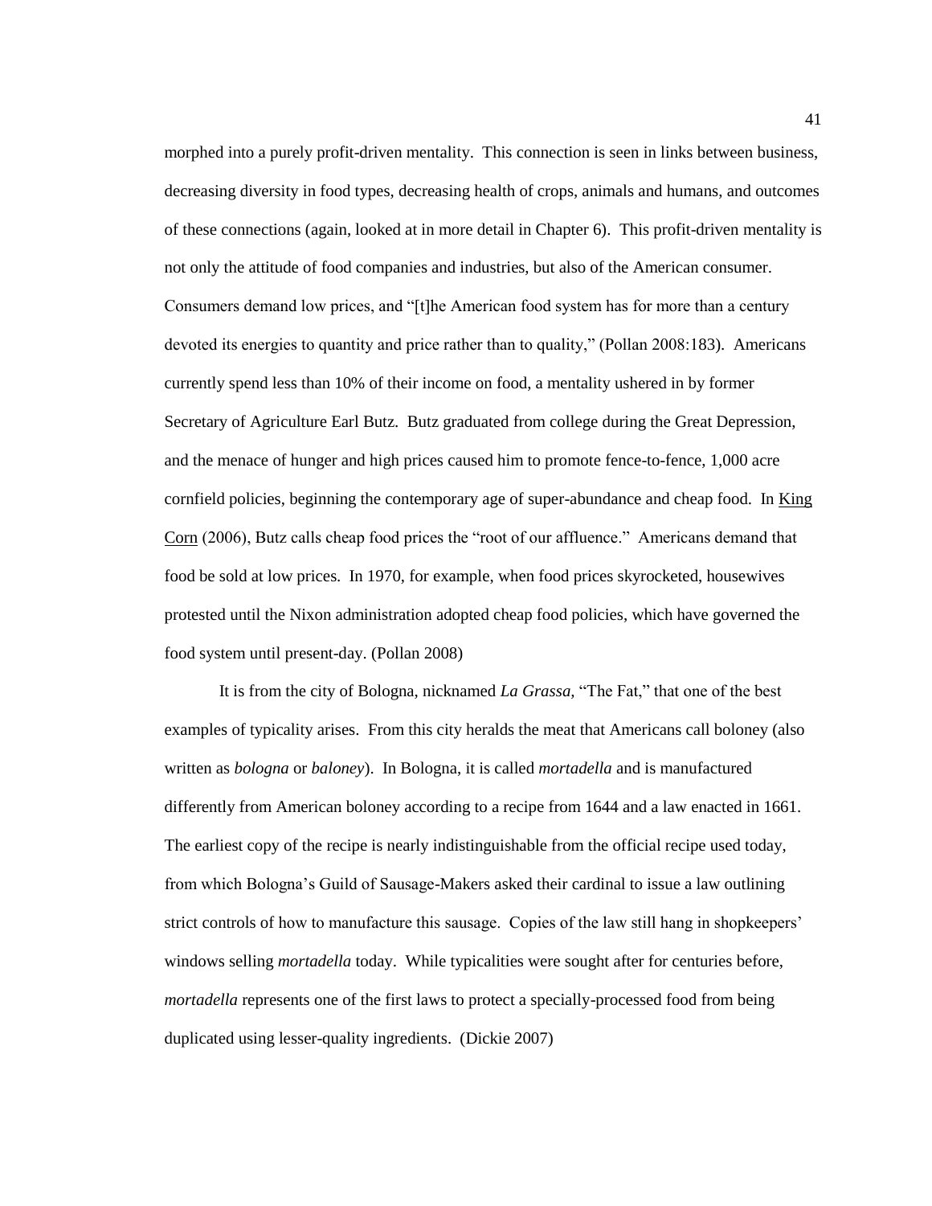morphed into a purely profit-driven mentality. This connection is seen in links between business, decreasing diversity in food types, decreasing health of crops, animals and humans, and outcomes of these connections (again, looked at in more detail in Chapter 6). This profit-driven mentality is not only the attitude of food companies and industries, but also of the American consumer. Consumers demand low prices, and "[t]he American food system has for more than a century devoted its energies to quantity and price rather than to quality," (Pollan 2008:183). Americans currently spend less than 10% of their income on food, a mentality ushered in by former Secretary of Agriculture Earl Butz. Butz graduated from college during the Great Depression, and the menace of hunger and high prices caused him to promote fence-to-fence, 1,000 acre cornfield policies, beginning the contemporary age of super-abundance and cheap food. In King Corn (2006), Butz calls cheap food prices the "root of our affluence." Americans demand that food be sold at low prices. In 1970, for example, when food prices skyrocketed, housewives protested until the Nixon administration adopted cheap food policies, which have governed the food system until present-day. (Pollan 2008)

It is from the city of Bologna, nicknamed *La Grassa*, "The Fat," that one of the best examples of typicality arises. From this city heralds the meat that Americans call boloney (also written as *bologna* or *baloney*). In Bologna, it is called *mortadella* and is manufactured differently from American boloney according to a recipe from 1644 and a law enacted in 1661. The earliest copy of the recipe is nearly indistinguishable from the official recipe used today, from which Bologna's Guild of Sausage-Makers asked their cardinal to issue a law outlining strict controls of how to manufacture this sausage. Copies of the law still hang in shopkeepers' windows selling *mortadella* today. While typicalities were sought after for centuries before, *mortadella* represents one of the first laws to protect a specially-processed food from being duplicated using lesser-quality ingredients. (Dickie 2007)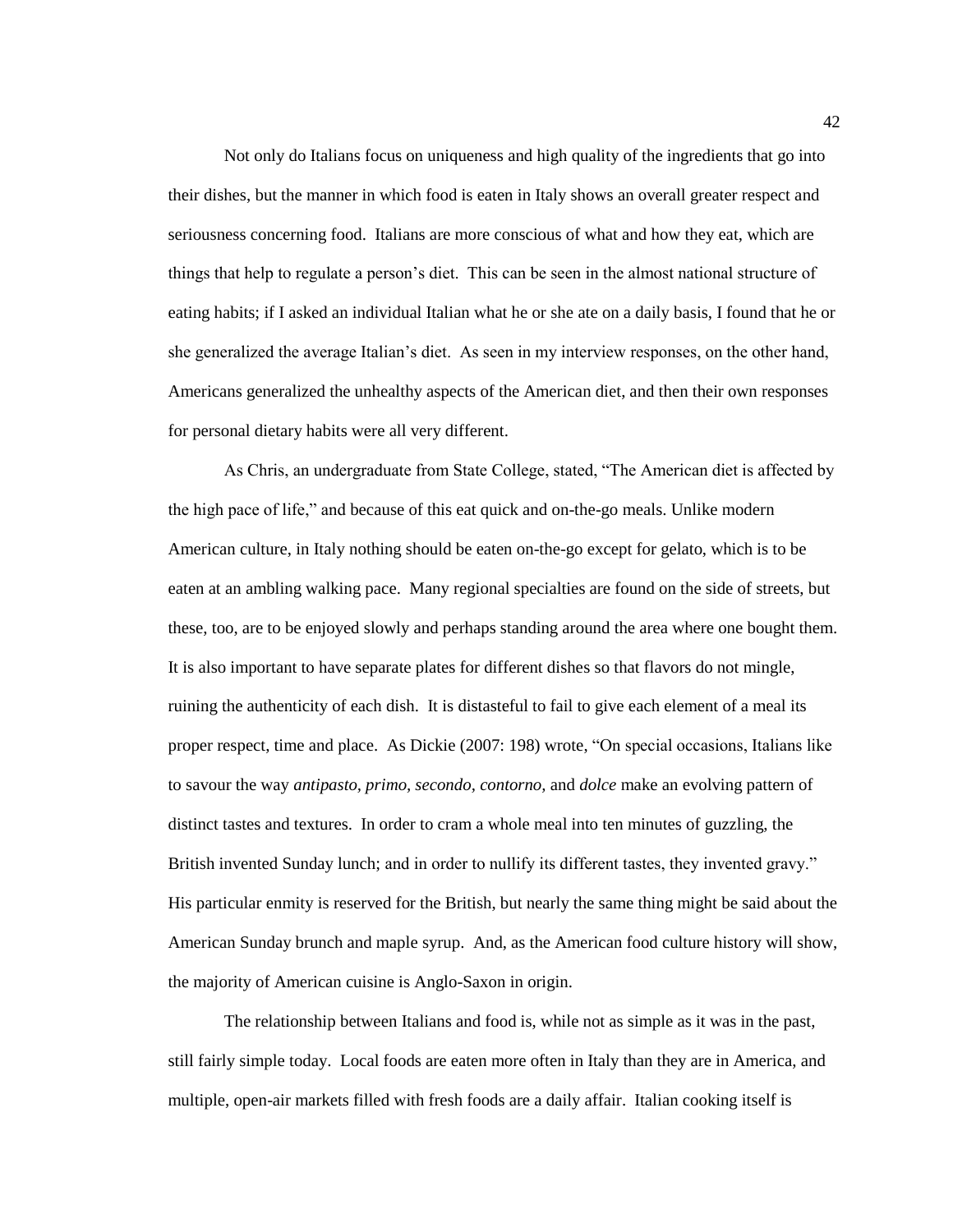Not only do Italians focus on uniqueness and high quality of the ingredients that go into their dishes, but the manner in which food is eaten in Italy shows an overall greater respect and seriousness concerning food. Italians are more conscious of what and how they eat, which are things that help to regulate a person's diet. This can be seen in the almost national structure of eating habits; if I asked an individual Italian what he or she ate on a daily basis, I found that he or she generalized the average Italian's diet. As seen in my interview responses, on the other hand, Americans generalized the unhealthy aspects of the American diet, and then their own responses for personal dietary habits were all very different.

As Chris, an undergraduate from State College, stated, "The American diet is affected by the high pace of life," and because of this eat quick and on-the-go meals. Unlike modern American culture, in Italy nothing should be eaten on-the-go except for gelato, which is to be eaten at an ambling walking pace. Many regional specialties are found on the side of streets, but these, too, are to be enjoyed slowly and perhaps standing around the area where one bought them. It is also important to have separate plates for different dishes so that flavors do not mingle, ruining the authenticity of each dish. It is distasteful to fail to give each element of a meal its proper respect, time and place. As Dickie (2007: 198) wrote, "On special occasions, Italians like to savour the way *antipasto, primo, secondo, contorno,* and *dolce* make an evolving pattern of distinct tastes and textures. In order to cram a whole meal into ten minutes of guzzling, the British invented Sunday lunch; and in order to nullify its different tastes, they invented gravy." His particular enmity is reserved for the British, but nearly the same thing might be said about the American Sunday brunch and maple syrup. And, as the American food culture history will show, the majority of American cuisine is Anglo-Saxon in origin.

The relationship between Italians and food is, while not as simple as it was in the past, still fairly simple today. Local foods are eaten more often in Italy than they are in America, and multiple, open-air markets filled with fresh foods are a daily affair. Italian cooking itself is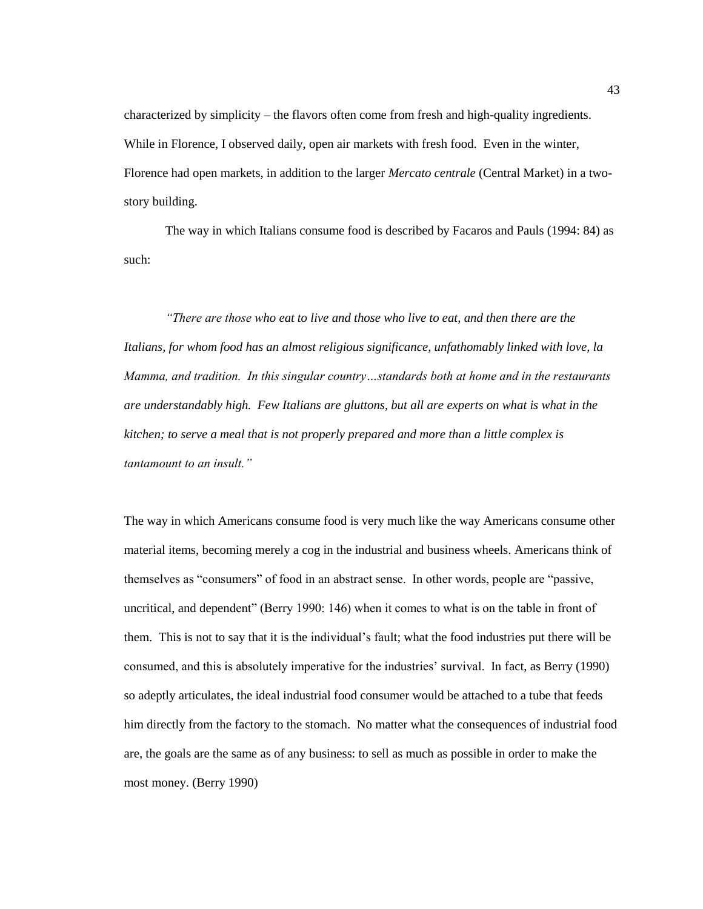characterized by simplicity – the flavors often come from fresh and high-quality ingredients. While in Florence, I observed daily, open air markets with fresh food. Even in the winter, Florence had open markets, in addition to the larger *Mercato centrale* (Central Market) in a two-story building.

The way in which Italians consume food is described by Facaros and Pauls (1994: 84) as such:

> *"There are those who eat to live and those who live to eat, and then there are the Italians, for whom food has an almost religious significance, unfathomably linked with love, la Mamma, and tradition. In this singular country…standards both at home and in the restaurants are understandably high. Few Italians are gluttons, but all are experts on what is what in the kitchen; to serve a meal that is not properly prepared and more than a little complex is tantamount to an insult."*

The way in which Americans consume food is very much like the way Americans consume other material items, becoming merely a cog in the industrial and business wheels. Americans think of themselves as "consumers" of food in an abstract sense. In other words, people are "passive, uncritical, and dependent" (Berry 1990: 146) when it comes to what is on the table in front of them. This is not to say that it is the individual's fault; what the food industries put there will be consumed, and this is absolutely imperative for the industries' survival. In fact, as Berry (1990) so adeptly articulates, the ideal industrial food consumer would be attached to a tube that feeds him directly from the factory to the stomach. No matter what the consequences of industrial food are, the goals are the same as of any business: to sell as much as possible in order to make the most money. (Berry 1990)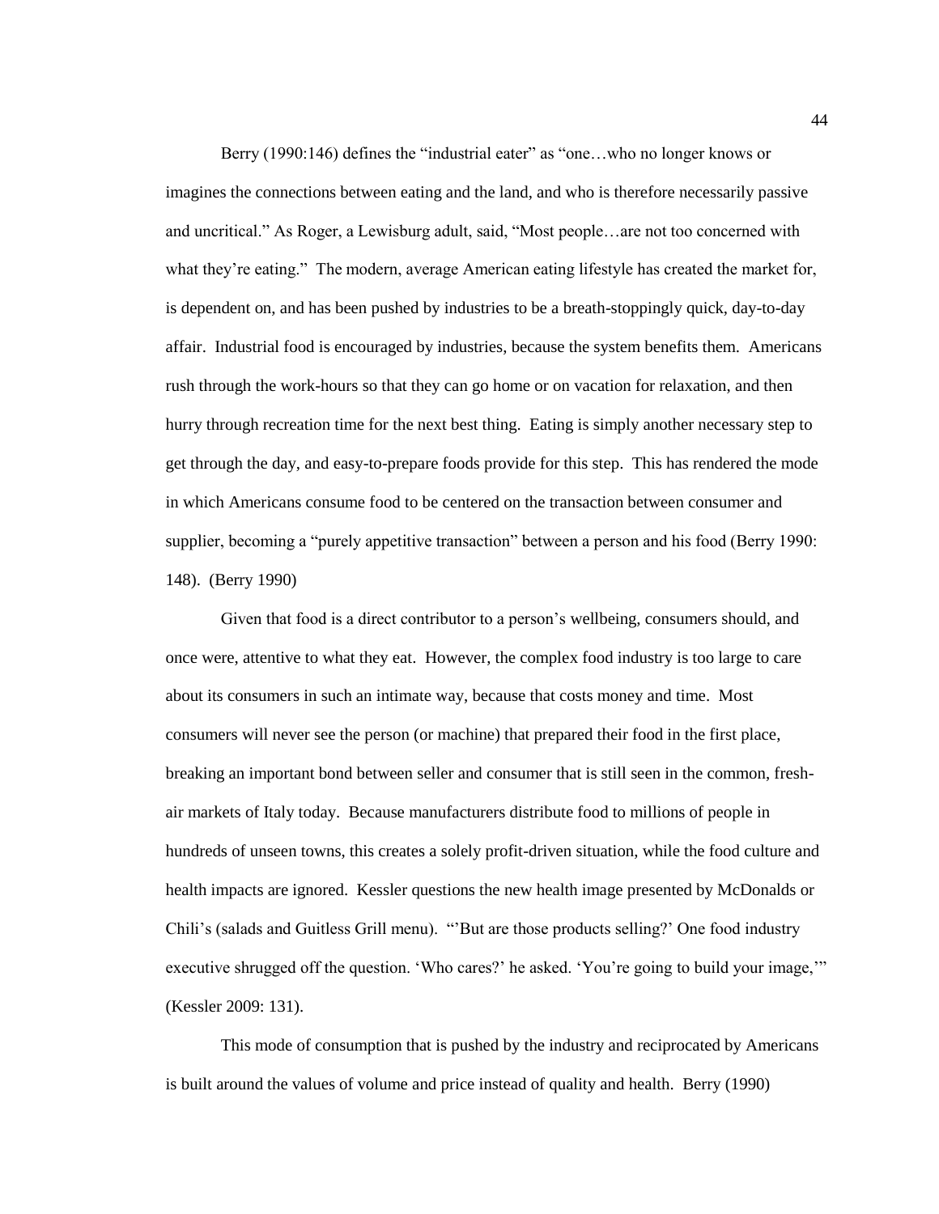Berry (1990:146) defines the "industrial eater" as "one…who no longer knows or imagines the connections between eating and the land, and who is therefore necessarily passive and uncritical." As Roger, a Lewisburg adult, said, "Most people…are not too concerned with what they're eating." The modern, average American eating lifestyle has created the market for, is dependent on, and has been pushed by industries to be a breath-stoppingly quick, day-to-day affair. Industrial food is encouraged by industries, because the system benefits them. Americans rush through the work-hours so that they can go home or on vacation for relaxation, and then hurry through recreation time for the next best thing. Eating is simply another necessary step to get through the day, and easy-to-prepare foods provide for this step. This has rendered the mode in which Americans consume food to be centered on the transaction between consumer and supplier, becoming a "purely appetitive transaction" between a person and his food (Berry 1990: 148). (Berry 1990)

Given that food is a direct contributor to a person's wellbeing, consumers should, and once were, attentive to what they eat. However, the complex food industry is too large to care about its consumers in such an intimate way, because that costs money and time. Most consumers will never see the person (or machine) that prepared their food in the first place, breaking an important bond between seller and consumer that is still seen in the common, fresh-air markets of Italy today. Because manufacturers distribute food to millions of people in hundreds of unseen towns, this creates a solely profit-driven situation, while the food culture and health impacts are ignored. Kessler questions the new health image presented by McDonalds or Chili's (salads and Guitless Grill menu). "'But are those products selling?' One food industry executive shrugged off the question. 'Who cares?' he asked. 'You're going to build your image,'" (Kessler 2009: 131).

This mode of consumption that is pushed by the industry and reciprocated by Americans is built around the values of volume and price instead of quality and health. Berry (1990)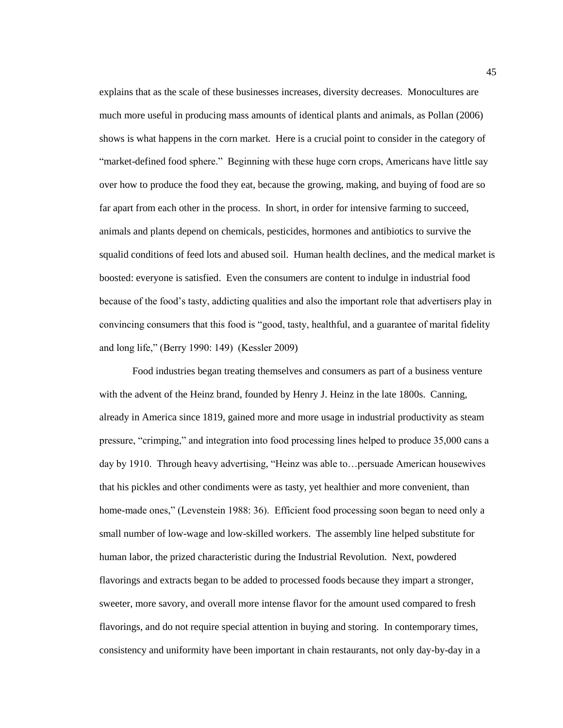explains that as the scale of these businesses increases, diversity decreases. Monocultures are much more useful in producing mass amounts of identical plants and animals, as Pollan (2006) shows is what happens in the corn market. Here is a crucial point to consider in the category of "market-defined food sphere." Beginning with these huge corn crops, Americans have little say over how to produce the food they eat, because the growing, making, and buying of food are so far apart from each other in the process. In short, in order for intensive farming to succeed, animals and plants depend on chemicals, pesticides, hormones and antibiotics to survive the squalid conditions of feed lots and abused soil. Human health declines, and the medical market is boosted: everyone is satisfied. Even the consumers are content to indulge in industrial food because of the food's tasty, addicting qualities and also the important role that advertisers play in convincing consumers that this food is "good, tasty, healthful, and a guarantee of marital fidelity and long life," (Berry 1990: 149) (Kessler 2009)

Food industries began treating themselves and consumers as part of a business venture with the advent of the Heinz brand, founded by Henry J. Heinz in the late 1800s. Canning, already in America since 1819, gained more and more usage in industrial productivity as steam pressure, "crimping," and integration into food processing lines helped to produce 35,000 cans a day by 1910. Through heavy advertising, "Heinz was able to…persuade American housewives that his pickles and other condiments were as tasty, yet healthier and more convenient, than home-made ones," (Levenstein 1988: 36). Efficient food processing soon began to need only a small number of low-wage and low-skilled workers. The assembly line helped substitute for human labor, the prized characteristic during the Industrial Revolution. Next, powdered flavorings and extracts began to be added to processed foods because they impart a stronger, sweeter, more savory, and overall more intense flavor for the amount used compared to fresh flavorings, and do not require special attention in buying and storing. In contemporary times, consistency and uniformity have been important in chain restaurants, not only day-by-day in a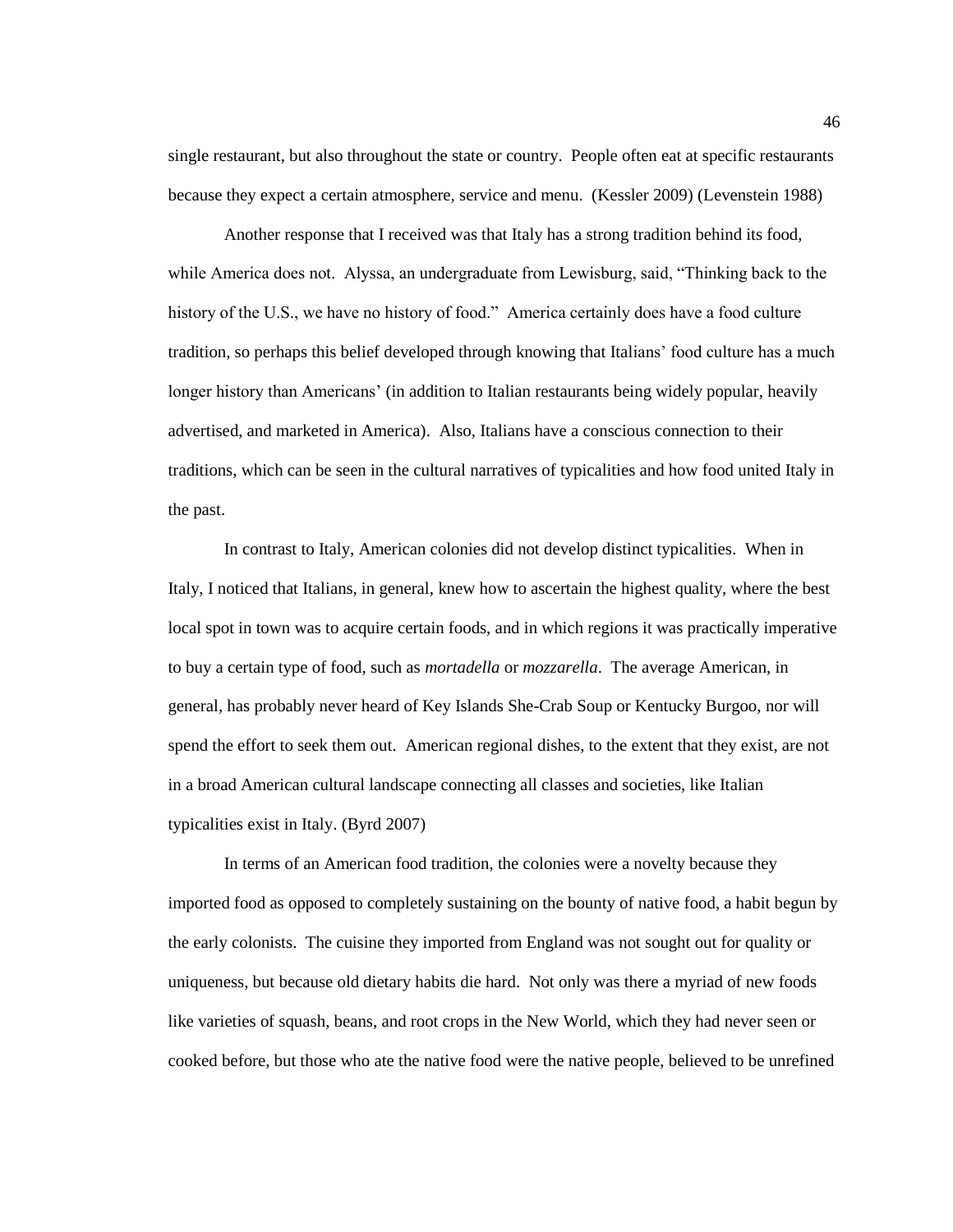single restaurant, but also throughout the state or country. People often eat at specific restaurants because they expect a certain atmosphere, service and menu. (Kessler 2009) (Levenstein 1988)

Another response that I received was that Italy has a strong tradition behind its food, while America does not. Alyssa, an undergraduate from Lewisburg, said, "Thinking back to the history of the U.S., we have no history of food." America certainly does have a food culture tradition, so perhaps this belief developed through knowing that Italians' food culture has a much longer history than Americans' (in addition to Italian restaurants being widely popular, heavily advertised, and marketed in America). Also, Italians have a conscious connection to their traditions, which can be seen in the cultural narratives of typicalities and how food united Italy in the past.

In contrast to Italy, American colonies did not develop distinct typicalities. When in Italy, I noticed that Italians, in general, knew how to ascertain the highest quality, where the best local spot in town was to acquire certain foods, and in which regions it was practically imperative to buy a certain type of food, such as *mortadella* or *mozzarella*. The average American, in general, has probably never heard of Key Islands She-Crab Soup or Kentucky Burgoo, nor will spend the effort to seek them out. American regional dishes, to the extent that they exist, are not in a broad American cultural landscape connecting all classes and societies, like Italian typicalities exist in Italy. (Byrd 2007)

In terms of an American food tradition, the colonies were a novelty because they imported food as opposed to completely sustaining on the bounty of native food, a habit begun by the early colonists. The cuisine they imported from England was not sought out for quality or uniqueness, but because old dietary habits die hard. Not only was there a myriad of new foods like varieties of squash, beans, and root crops in the New World, which they had never seen or cooked before, but those who ate the native food were the native people, believed to be unrefined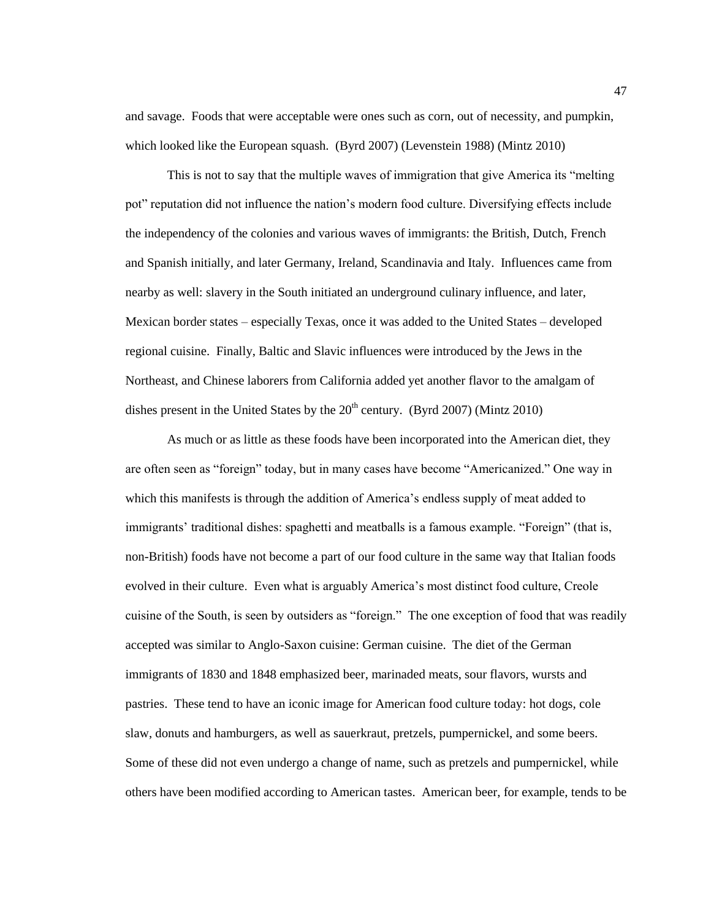and savage. Foods that were acceptable were ones such as corn, out of necessity, and pumpkin, which looked like the European squash. (Byrd 2007) (Levenstein 1988) (Mintz 2010)

This is not to say that the multiple waves of immigration that give America its "melting pot" reputation did not influence the nation's modern food culture. Diversifying effects include the independency of the colonies and various waves of immigrants: the British, Dutch, French and Spanish initially, and later Germany, Ireland, Scandinavia and Italy. Influences came from nearby as well: slavery in the South initiated an underground culinary influence, and later, Mexican border states – especially Texas, once it was added to the United States – developed regional cuisine. Finally, Baltic and Slavic influences were introduced by the Jews in the Northeast, and Chinese laborers from California added yet another flavor to the amalgam of dishes present in the United States by the 20th century. (Byrd 2007) (Mintz 2010)

As much or as little as these foods have been incorporated into the American diet, they are often seen as "foreign" today, but in many cases have become "Americanized." One way in which this manifests is through the addition of America's endless supply of meat added to immigrants' traditional dishes: spaghetti and meatballs is a famous example. "Foreign" (that is, non-British) foods have not become a part of our food culture in the same way that Italian foods evolved in their culture. Even what is arguably America's most distinct food culture, Creole cuisine of the South, is seen by outsiders as "foreign." The one exception of food that was readily accepted was similar to Anglo-Saxon cuisine: German cuisine. The diet of the German immigrants of 1830 and 1848 emphasized beer, marinaded meats, sour flavors, wursts and pastries. These tend to have an iconic image for American food culture today: hot dogs, cole slaw, donuts and hamburgers, as well as sauerkraut, pretzels, pumpernickel, and some beers. Some of these did not even undergo a change of name, such as pretzels and pumpernickel, while others have been modified according to American tastes. American beer, for example, tends to be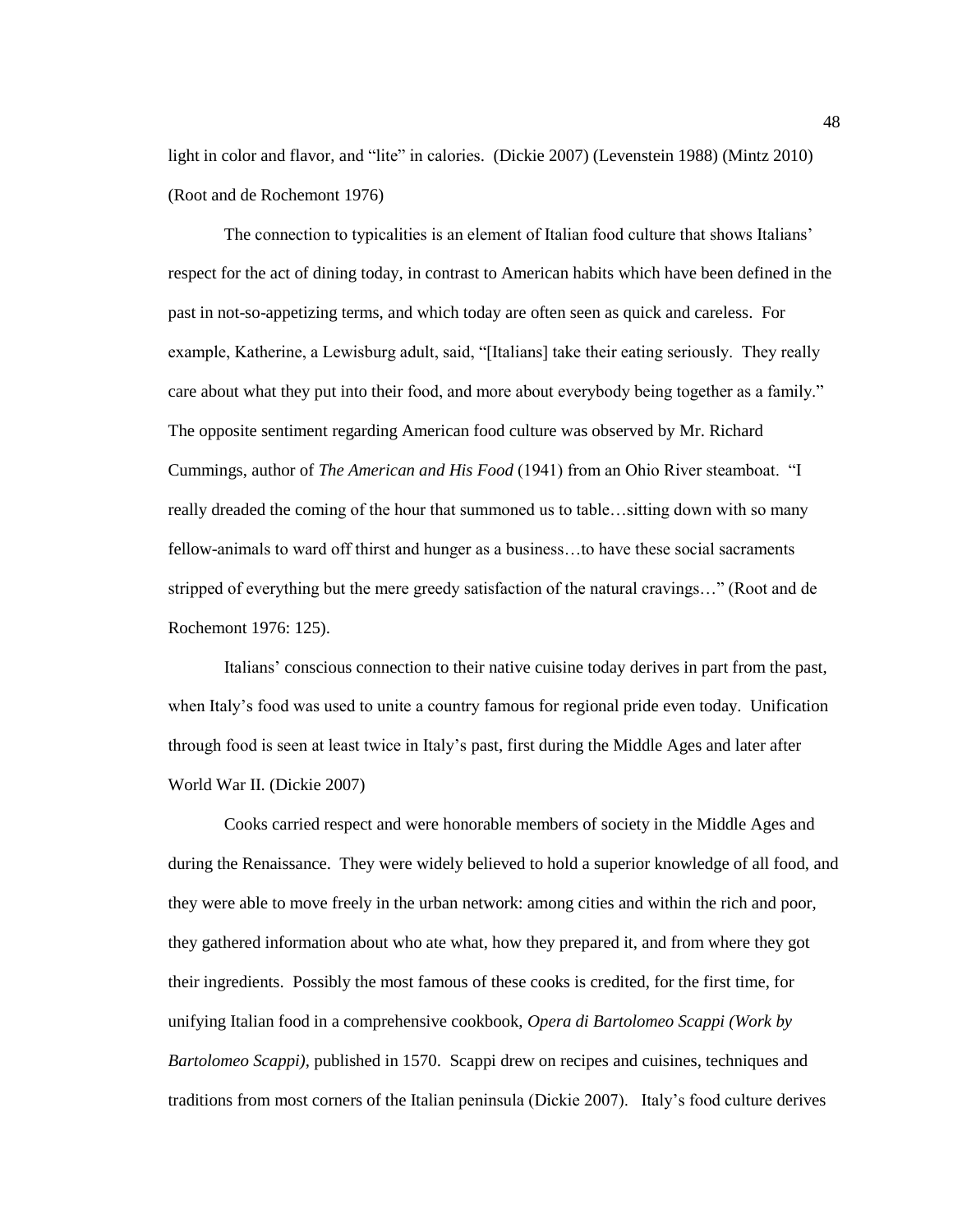light in color and flavor, and "lite" in calories. (Dickie 2007) (Levenstein 1988) (Mintz 2010) (Root and de Rochemont 1976)

The connection to typicalities is an element of Italian food culture that shows Italians' respect for the act of dining today, in contrast to American habits which have been defined in the past in not-so-appetizing terms, and which today are often seen as quick and careless. For example, Katherine, a Lewisburg adult, said, "[Italians] take their eating seriously. They really care about what they put into their food, and more about everybody being together as a family." The opposite sentiment regarding American food culture was observed by Mr. Richard Cummings, author of *The American and His Food* (1941) from an Ohio River steamboat. "I really dreaded the coming of the hour that summoned us to table…sitting down with so many fellow-animals to ward off thirst and hunger as a business…to have these social sacraments stripped of everything but the mere greedy satisfaction of the natural cravings…" (Root and de Rochemont 1976: 125).

Italians' conscious connection to their native cuisine today derives in part from the past, when Italy's food was used to unite a country famous for regional pride even today. Unification through food is seen at least twice in Italy's past, first during the Middle Ages and later after World War II. (Dickie 2007)

Cooks carried respect and were honorable members of society in the Middle Ages and during the Renaissance. They were widely believed to hold a superior knowledge of all food, and they were able to move freely in the urban network: among cities and within the rich and poor, they gathered information about who ate what, how they prepared it, and from where they got their ingredients. Possibly the most famous of these cooks is credited, for the first time, for unifying Italian food in a comprehensive cookbook, *Opera di Bartolomeo Scappi (Work by Bartolomeo Scappi)*, published in 1570. Scappi drew on recipes and cuisines, techniques and traditions from most corners of the Italian peninsula (Dickie 2007). Italy's food culture derives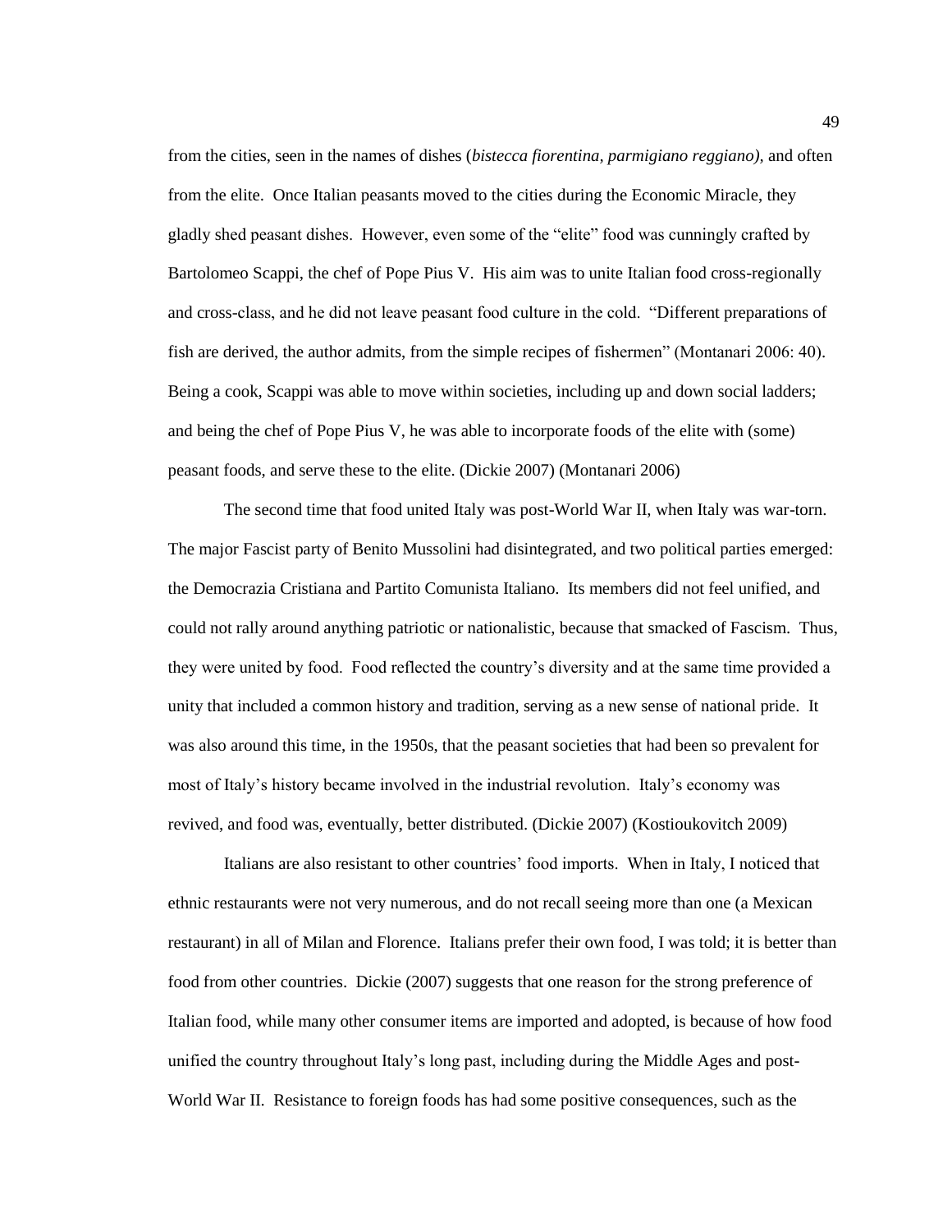from the cities, seen in the names of dishes (*bistecca fiorentina, parmigiano reggiano),* and often from the elite. Once Italian peasants moved to the cities during the Economic Miracle, they gladly shed peasant dishes. However, even some of the "elite" food was cunningly crafted by Bartolomeo Scappi, the chef of Pope Pius V. His aim was to unite Italian food cross-regionally and cross-class, and he did not leave peasant food culture in the cold. "Different preparations of fish are derived, the author admits, from the simple recipes of fishermen" (Montanari 2006: 40). Being a cook, Scappi was able to move within societies, including up and down social ladders; and being the chef of Pope Pius V, he was able to incorporate foods of the elite with (some) peasant foods, and serve these to the elite. (Dickie 2007) (Montanari 2006)

The second time that food united Italy was post-World War II, when Italy was war-torn. The major Fascist party of Benito Mussolini had disintegrated, and two political parties emerged: the Democrazia Cristiana and Partito Comunista Italiano. Its members did not feel unified, and could not rally around anything patriotic or nationalistic, because that smacked of Fascism. Thus, they were united by food. Food reflected the country's diversity and at the same time provided a unity that included a common history and tradition, serving as a new sense of national pride. It was also around this time, in the 1950s, that the peasant societies that had been so prevalent for most of Italy's history became involved in the industrial revolution. Italy's economy was revived, and food was, eventually, better distributed. (Dickie 2007) (Kostioukovitch 2009)

Italians are also resistant to other countries' food imports. When in Italy, I noticed that ethnic restaurants were not very numerous, and do not recall seeing more than one (a Mexican restaurant) in all of Milan and Florence. Italians prefer their own food, I was told; it is better than food from other countries. Dickie (2007) suggests that one reason for the strong preference of Italian food, while many other consumer items are imported and adopted, is because of how food unified the country throughout Italy's long past, including during the Middle Ages and post-World War II. Resistance to foreign foods has had some positive consequences, such as the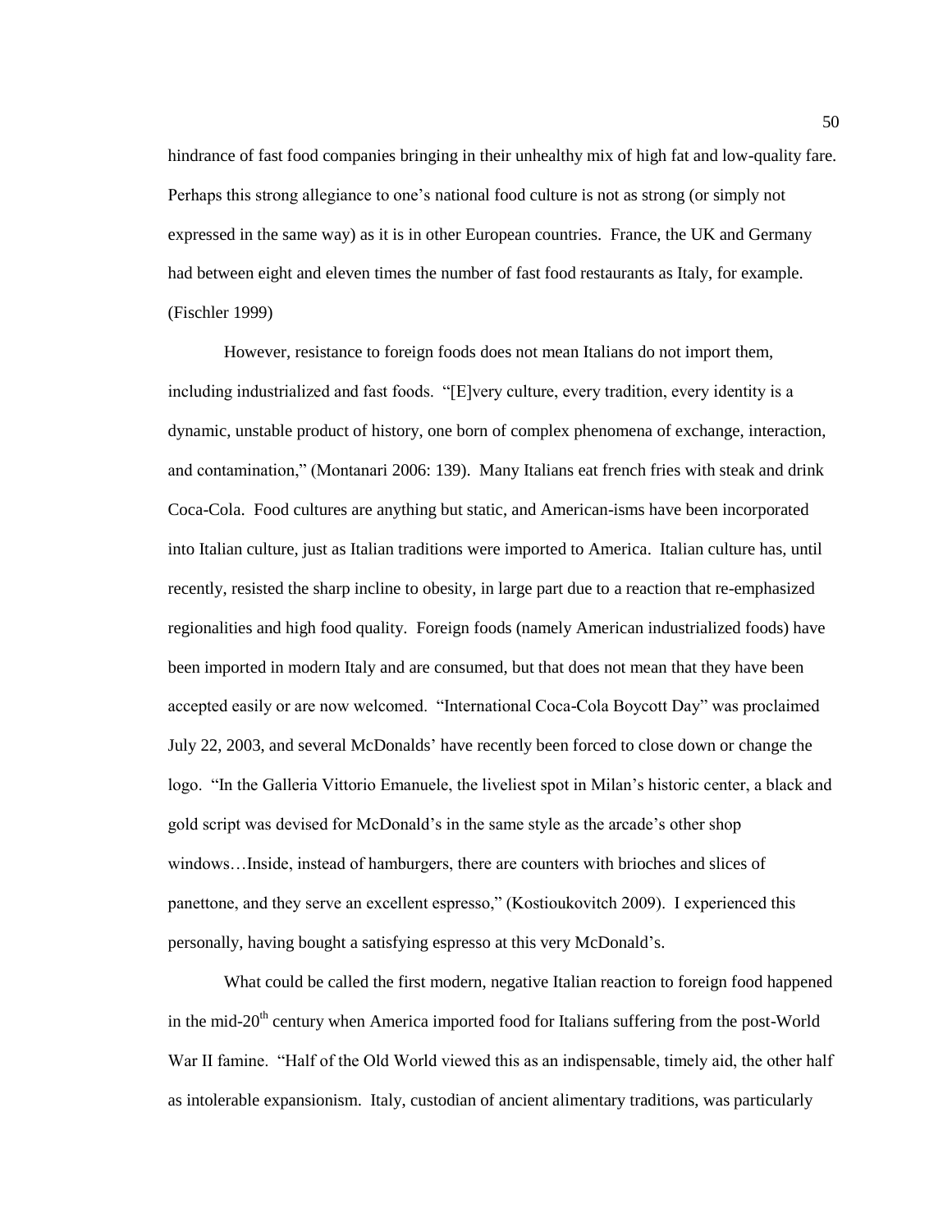hindrance of fast food companies bringing in their unhealthy mix of high fat and low-quality fare. Perhaps this strong allegiance to one's national food culture is not as strong (or simply not expressed in the same way) as it is in other European countries. France, the UK and Germany had between eight and eleven times the number of fast food restaurants as Italy, for example. (Fischler 1999)

However, resistance to foreign foods does not mean Italians do not import them, including industrialized and fast foods. "[E]very culture, every tradition, every identity is a dynamic, unstable product of history, one born of complex phenomena of exchange, interaction, and contamination," (Montanari 2006: 139). Many Italians eat french fries with steak and drink Coca-Cola. Food cultures are anything but static, and American-isms have been incorporated into Italian culture, just as Italian traditions were imported to America. Italian culture has, until recently, resisted the sharp incline to obesity, in large part due to a reaction that re-emphasized regionalities and high food quality. Foreign foods (namely American industrialized foods) have been imported in modern Italy and are consumed, but that does not mean that they have been accepted easily or are now welcomed. "International Coca-Cola Boycott Day" was proclaimed July 22, 2003, and several McDonalds' have recently been forced to close down or change the logo. "In the Galleria Vittorio Emanuele, the liveliest spot in Milan's historic center, a black and gold script was devised for McDonald's in the same style as the arcade's other shop windows…Inside, instead of hamburgers, there are counters with brioches and slices of panettone, and they serve an excellent espresso," (Kostioukovitch 2009). I experienced this personally, having bought a satisfying espresso at this very McDonald's.

What could be called the first modern, negative Italian reaction to foreign food happened in the mid-20th century when America imported food for Italians suffering from the post-World War II famine. "Half of the Old World viewed this as an indispensable, timely aid, the other half as intolerable expansionism. Italy, custodian of ancient alimentary traditions, was particularly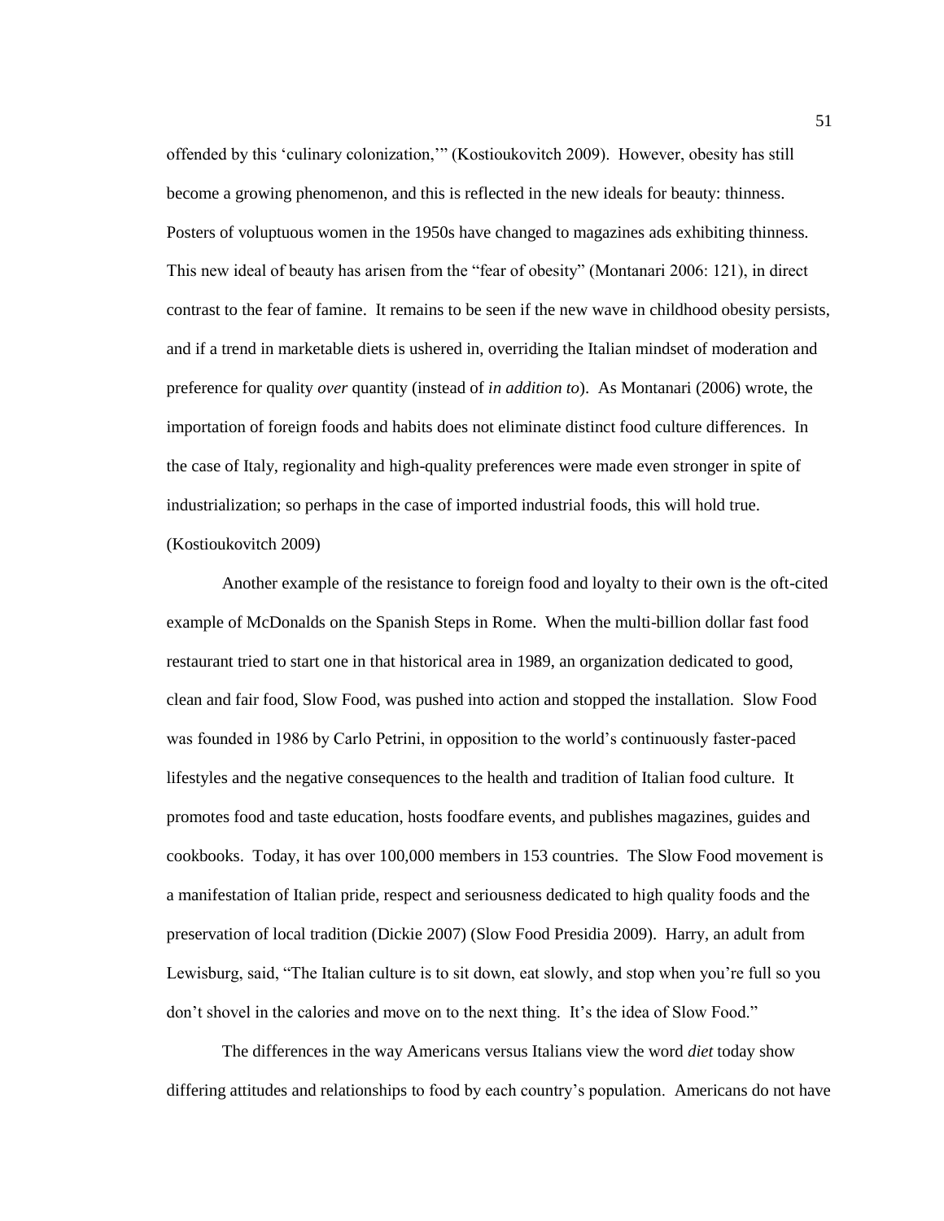offended by this 'culinary colonization,'" (Kostioukovitch 2009). However, obesity has still become a growing phenomenon, and this is reflected in the new ideals for beauty: thinness. Posters of voluptuous women in the 1950s have changed to magazines ads exhibiting thinness. This new ideal of beauty has arisen from the "fear of obesity" (Montanari 2006: 121), in direct contrast to the fear of famine. It remains to be seen if the new wave in childhood obesity persists, and if a trend in marketable diets is ushered in, overriding the Italian mindset of moderation and preference for quality *over* quantity (instead of *in addition to*). As Montanari (2006) wrote, the importation of foreign foods and habits does not eliminate distinct food culture differences. In the case of Italy, regionality and high-quality preferences were made even stronger in spite of industrialization; so perhaps in the case of imported industrial foods, this will hold true. (Kostioukovitch 2009)

Another example of the resistance to foreign food and loyalty to their own is the oft-cited example of McDonalds on the Spanish Steps in Rome. When the multi-billion dollar fast food restaurant tried to start one in that historical area in 1989, an organization dedicated to good, clean and fair food, Slow Food, was pushed into action and stopped the installation. Slow Food was founded in 1986 by Carlo Petrini, in opposition to the world's continuously faster-paced lifestyles and the negative consequences to the health and tradition of Italian food culture. It promotes food and taste education, hosts foodfare events, and publishes magazines, guides and cookbooks. Today, it has over 100,000 members in 153 countries. The Slow Food movement is a manifestation of Italian pride, respect and seriousness dedicated to high quality foods and the preservation of local tradition (Dickie 2007) (Slow Food Presidia 2009). Harry, an adult from Lewisburg, said, "The Italian culture is to sit down, eat slowly, and stop when you're full so you don't shovel in the calories and move on to the next thing. It's the idea of Slow Food."

The differences in the way Americans versus Italians view the word *diet* today show differing attitudes and relationships to food by each country's population. Americans do not have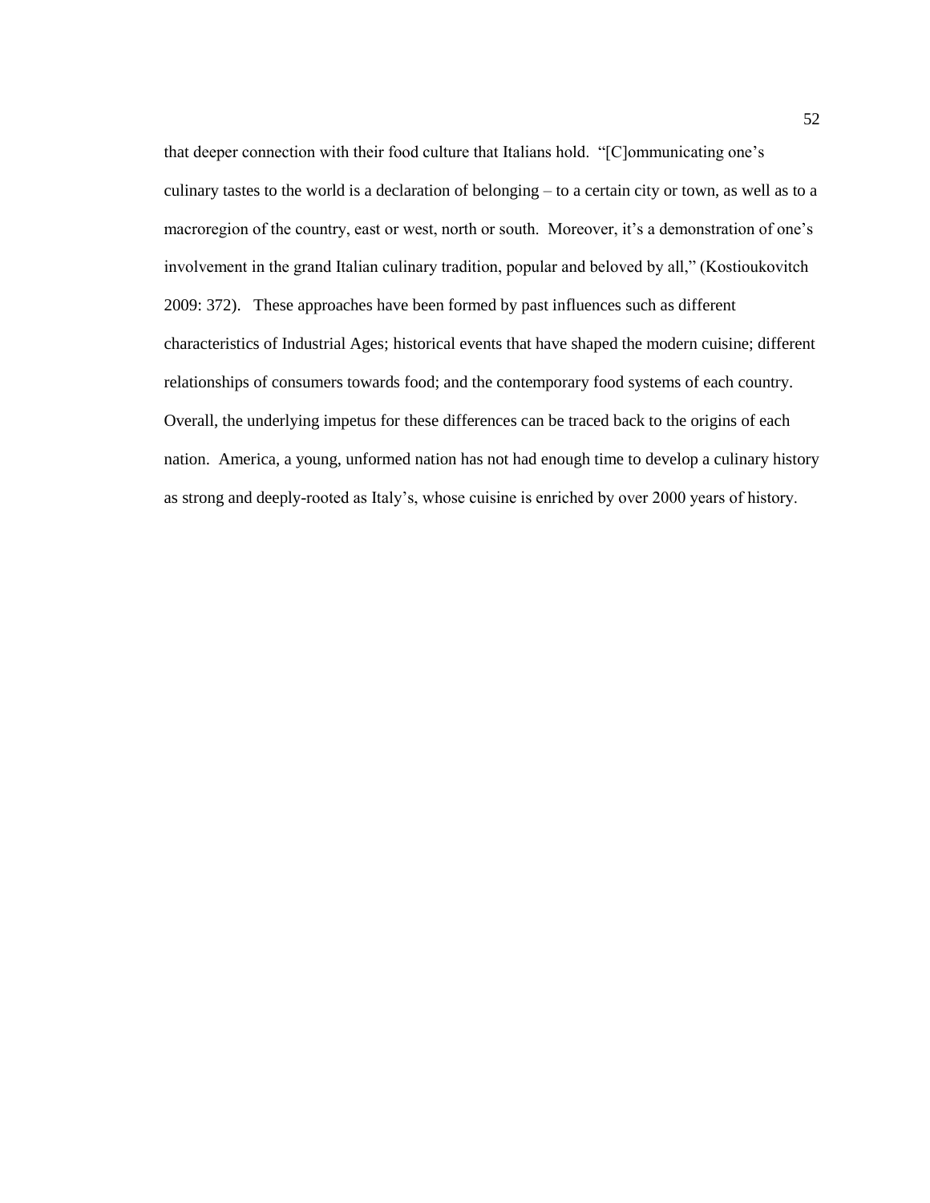that deeper connection with their food culture that Italians hold. "[C]ommunicating one's culinary tastes to the world is a declaration of belonging – to a certain city or town, as well as to a macroregion of the country, east or west, north or south. Moreover, it's a demonstration of one's involvement in the grand Italian culinary tradition, popular and beloved by all," (Kostioukovitch 2009: 372). These approaches have been formed by past influences such as different characteristics of Industrial Ages; historical events that have shaped the modern cuisine; different relationships of consumers towards food; and the contemporary food systems of each country. Overall, the underlying impetus for these differences can be traced back to the origins of each nation. America, a young, unformed nation has not had enough time to develop a culinary history as strong and deeply-rooted as Italy's, whose cuisine is enriched by over 2000 years of history.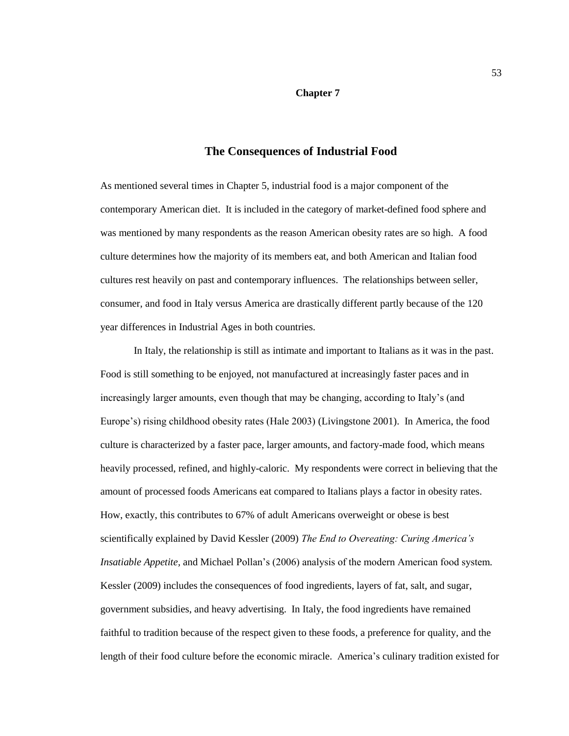# Chapter 7

## The Consequences of Industrial Food

As mentioned several times in Chapter 5, industrial food is a major component of the contemporary American diet. It is included in the category of market-defined food sphere and was mentioned by many respondents as the reason American obesity rates are so high. A food culture determines how the majority of its members eat, and both American and Italian food cultures rest heavily on past and contemporary influences. The relationships between seller, consumer, and food in Italy versus America are drastically different partly because of the 120 year differences in Industrial Ages in both countries.

In Italy, the relationship is still as intimate and important to Italians as it was in the past. Food is still something to be enjoyed, not manufactured at increasingly faster paces and in increasingly larger amounts, even though that may be changing, according to Italy's (and Europe's) rising childhood obesity rates (Hale 2003) (Livingstone 2001). In America, the food culture is characterized by a faster pace, larger amounts, and factory-made food, which means heavily processed, refined, and highly-caloric. My respondents were correct in believing that the amount of processed foods Americans eat compared to Italians plays a factor in obesity rates. How, exactly, this contributes to 67% of adult Americans overweight or obese is best scientifically explained by David Kessler (2009) *The End to Overeating: Curing America's Insatiable Appetite,* and Michael Pollan's (2006) analysis of the modern American food system. Kessler (2009) includes the consequences of food ingredients, layers of fat, salt, and sugar, government subsidies, and heavy advertising. In Italy, the food ingredients have remained faithful to tradition because of the respect given to these foods, a preference for quality, and the length of their food culture before the economic miracle. America's culinary tradition existed for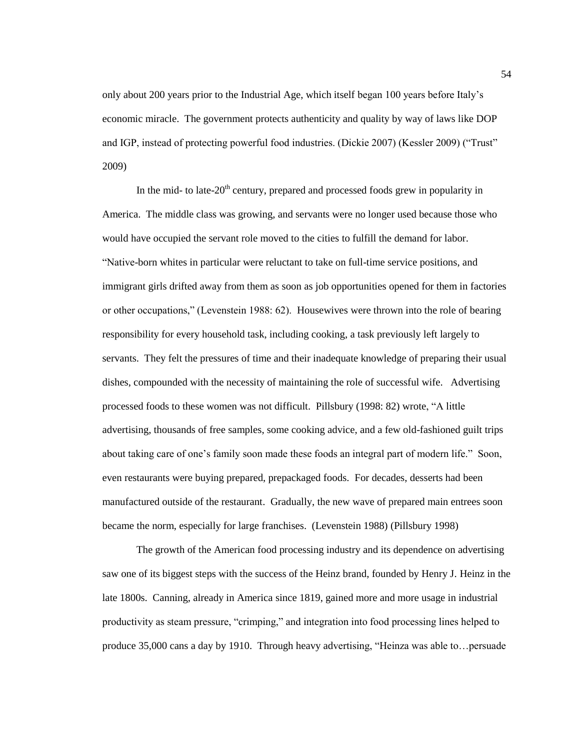only about 200 years prior to the Industrial Age, which itself began 100 years before Italy's economic miracle. The government protects authenticity and quality by way of laws like DOP and IGP, instead of protecting powerful food industries. (Dickie 2007) (Kessler 2009) ("Trust" 2009)

In the mid- to late-20th century, prepared and processed foods grew in popularity in America. The middle class was growing, and servants were no longer used because those who would have occupied the servant role moved to the cities to fulfill the demand for labor. "Native-born whites in particular were reluctant to take on full-time service positions, and immigrant girls drifted away from them as soon as job opportunities opened for them in factories or other occupations," (Levenstein 1988: 62). Housewives were thrown into the role of bearing responsibility for every household task, including cooking, a task previously left largely to servants. They felt the pressures of time and their inadequate knowledge of preparing their usual dishes, compounded with the necessity of maintaining the role of successful wife. Advertising processed foods to these women was not difficult. Pillsbury (1998: 82) wrote, "A little advertising, thousands of free samples, some cooking advice, and a few old-fashioned guilt trips about taking care of one's family soon made these foods an integral part of modern life." Soon, even restaurants were buying prepared, prepackaged foods. For decades, desserts had been manufactured outside of the restaurant. Gradually, the new wave of prepared main entrees soon became the norm, especially for large franchises. (Levenstein 1988) (Pillsbury 1998)

The growth of the American food processing industry and its dependence on advertising saw one of its biggest steps with the success of the Heinz brand, founded by Henry J. Heinz in the late 1800s. Canning, already in America since 1819, gained more and more usage in industrial productivity as steam pressure, "crimping," and integration into food processing lines helped to produce 35,000 cans a day by 1910. Through heavy advertising, "Heinza was able to…persuade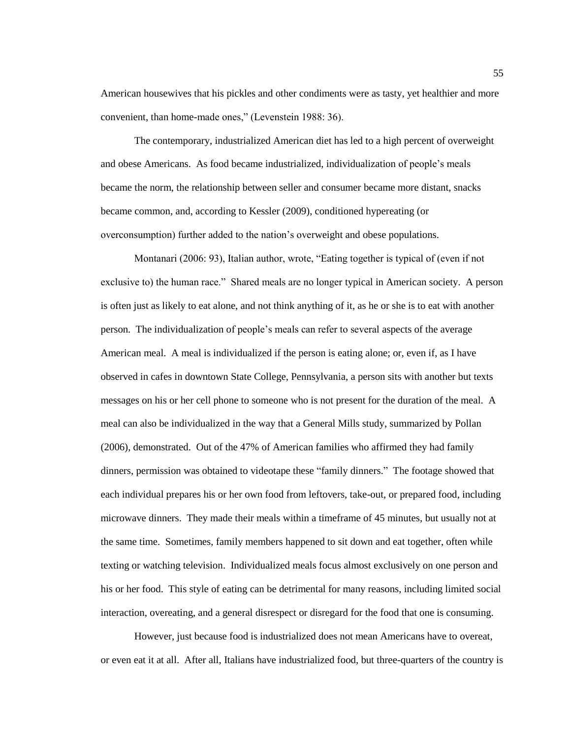American housewives that his pickles and other condiments were as tasty, yet healthier and more convenient, than home-made ones," (Levenstein 1988: 36).

The contemporary, industrialized American diet has led to a high percent of overweight and obese Americans. As food became industrialized, individualization of people's meals became the norm, the relationship between seller and consumer became more distant, snacks became common, and, according to Kessler (2009), conditioned hypereating (or overconsumption) further added to the nation's overweight and obese populations.

Montanari (2006: 93), Italian author, wrote, "Eating together is typical of (even if not exclusive to) the human race." Shared meals are no longer typical in American society. A person is often just as likely to eat alone, and not think anything of it, as he or she is to eat with another person. The individualization of people's meals can refer to several aspects of the average American meal. A meal is individualized if the person is eating alone; or, even if, as I have observed in cafes in downtown State College, Pennsylvania, a person sits with another but texts messages on his or her cell phone to someone who is not present for the duration of the meal. A meal can also be individualized in the way that a General Mills study, summarized by Pollan (2006), demonstrated. Out of the 47% of American families who affirmed they had family dinners, permission was obtained to videotape these "family dinners." The footage showed that each individual prepares his or her own food from leftovers, take-out, or prepared food, including microwave dinners. They made their meals within a timeframe of 45 minutes, but usually not at the same time. Sometimes, family members happened to sit down and eat together, often while texting or watching television. Individualized meals focus almost exclusively on one person and his or her food. This style of eating can be detrimental for many reasons, including limited social interaction, overeating, and a general disrespect or disregard for the food that one is consuming.

However, just because food is industrialized does not mean Americans have to overeat, or even eat it at all. After all, Italians have industrialized food, but three-quarters of the country is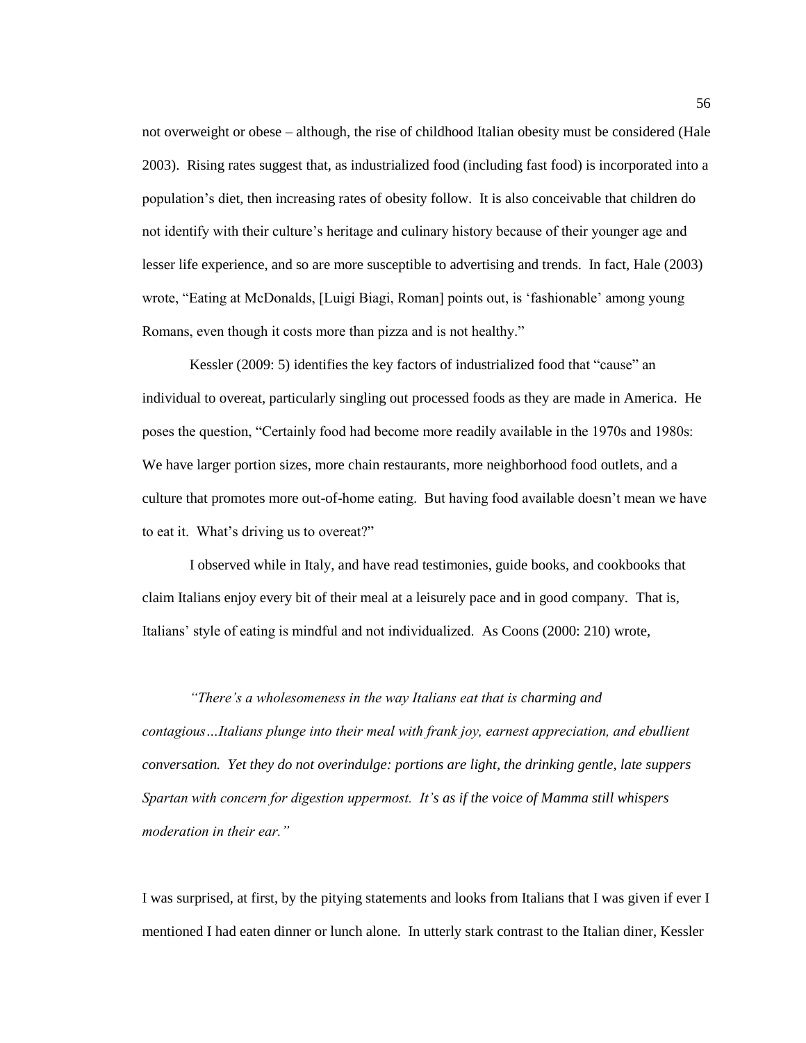not overweight or obese – although, the rise of childhood Italian obesity must be considered (Hale 2003). Rising rates suggest that, as industrialized food (including fast food) is incorporated into a population's diet, then increasing rates of obesity follow. It is also conceivable that children do not identify with their culture's heritage and culinary history because of their younger age and lesser life experience, and so are more susceptible to advertising and trends. In fact, Hale (2003) wrote, "Eating at McDonalds, [Luigi Biagi, Roman] points out, is 'fashionable' among young Romans, even though it costs more than pizza and is not healthy."

Kessler (2009: 5) identifies the key factors of industrialized food that "cause" an individual to overeat, particularly singling out processed foods as they are made in America. He poses the question, "Certainly food had become more readily available in the 1970s and 1980s: We have larger portion sizes, more chain restaurants, more neighborhood food outlets, and a culture that promotes more out-of-home eating. But having food available doesn't mean we have to eat it. What's driving us to overeat?"

I observed while in Italy, and have read testimonies, guide books, and cookbooks that claim Italians enjoy every bit of their meal at a leisurely pace and in good company. That is, Italians' style of eating is mindful and not individualized. As Coons (2000: 210) wrote,

> *"There's a wholesomeness in the way Italians eat that is charming and contagious…Italians plunge into their meal with frank joy, earnest appreciation, and ebullient conversation. Yet they do not overindulge: portions are light, the drinking gentle, late suppers Spartan with concern for digestion uppermost. It's as if the voice of Mamma still whispers moderation in their ear."*

I was surprised, at first, by the pitying statements and looks from Italians that I was given if ever I mentioned I had eaten dinner or lunch alone. In utterly stark contrast to the Italian diner, Kessler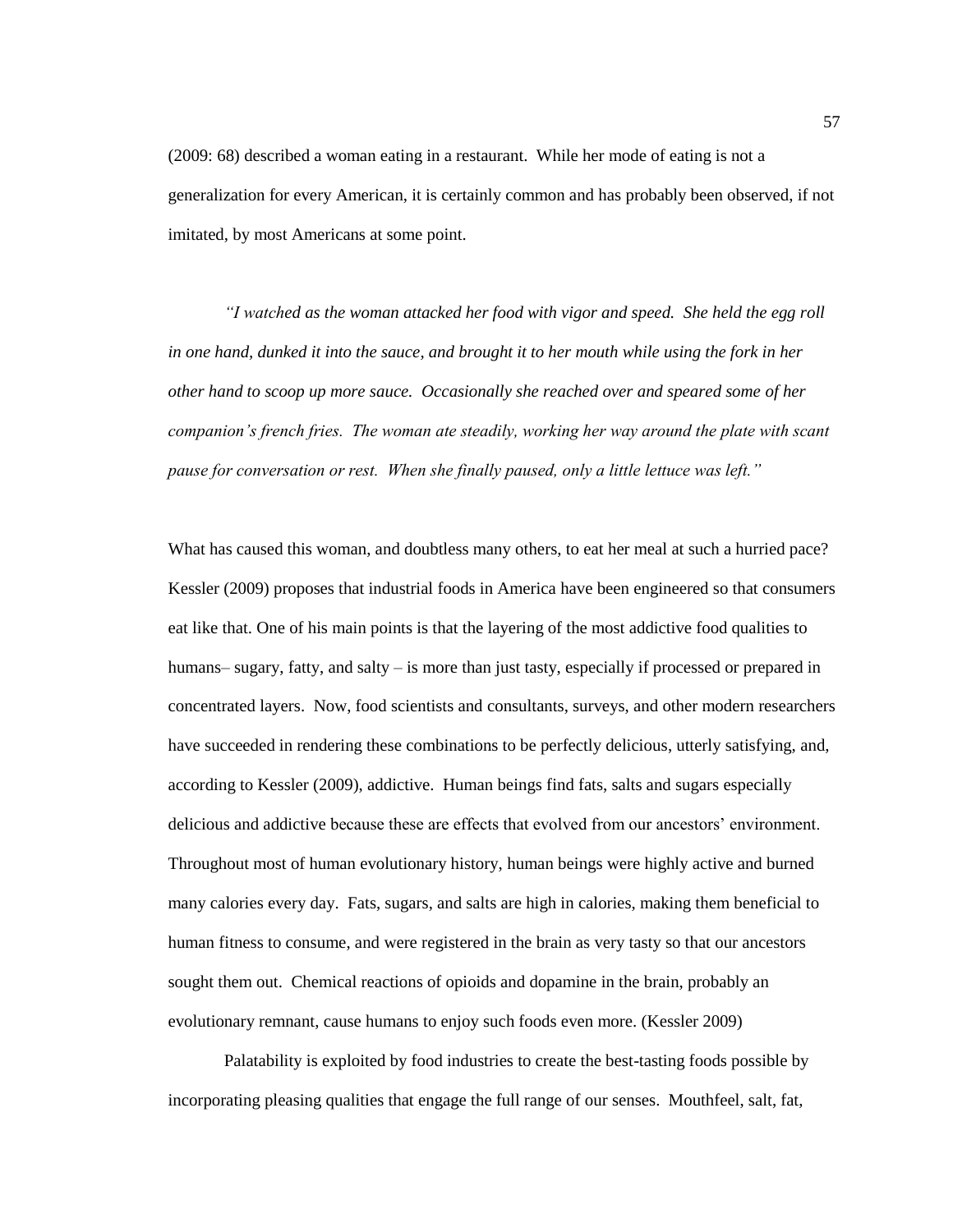(2009: 68) described a woman eating in a restaurant. While her mode of eating is not a generalization for every American, it is certainly common and has probably been observed, if not imitated, by most Americans at some point.

*"I watched as the woman attacked her food with vigor and speed. She held the egg roll in one hand, dunked it into the sauce, and brought it to her mouth while using the fork in her other hand to scoop up more sauce. Occasionally she reached over and speared some of her companion's french fries. The woman ate steadily, working her way around the plate with scant pause for conversation or rest. When she finally paused, only a little lettuce was left."*

What has caused this woman, and doubtless many others, to eat her meal at such a hurried pace? Kessler (2009) proposes that industrial foods in America have been engineered so that consumers eat like that. One of his main points is that the layering of the most addictive food qualities to humans– sugary, fatty, and salty – is more than just tasty, especially if processed or prepared in concentrated layers. Now, food scientists and consultants, surveys, and other modern researchers have succeeded in rendering these combinations to be perfectly delicious, utterly satisfying, and, according to Kessler (2009), addictive. Human beings find fats, salts and sugars especially delicious and addictive because these are effects that evolved from our ancestors' environment. Throughout most of human evolutionary history, human beings were highly active and burned many calories every day. Fats, sugars, and salts are high in calories, making them beneficial to human fitness to consume, and were registered in the brain as very tasty so that our ancestors sought them out. Chemical reactions of opioids and dopamine in the brain, probably an evolutionary remnant, cause humans to enjoy such foods even more. (Kessler 2009)

Palatability is exploited by food industries to create the best-tasting foods possible by incorporating pleasing qualities that engage the full range of our senses. Mouthfeel, salt, fat,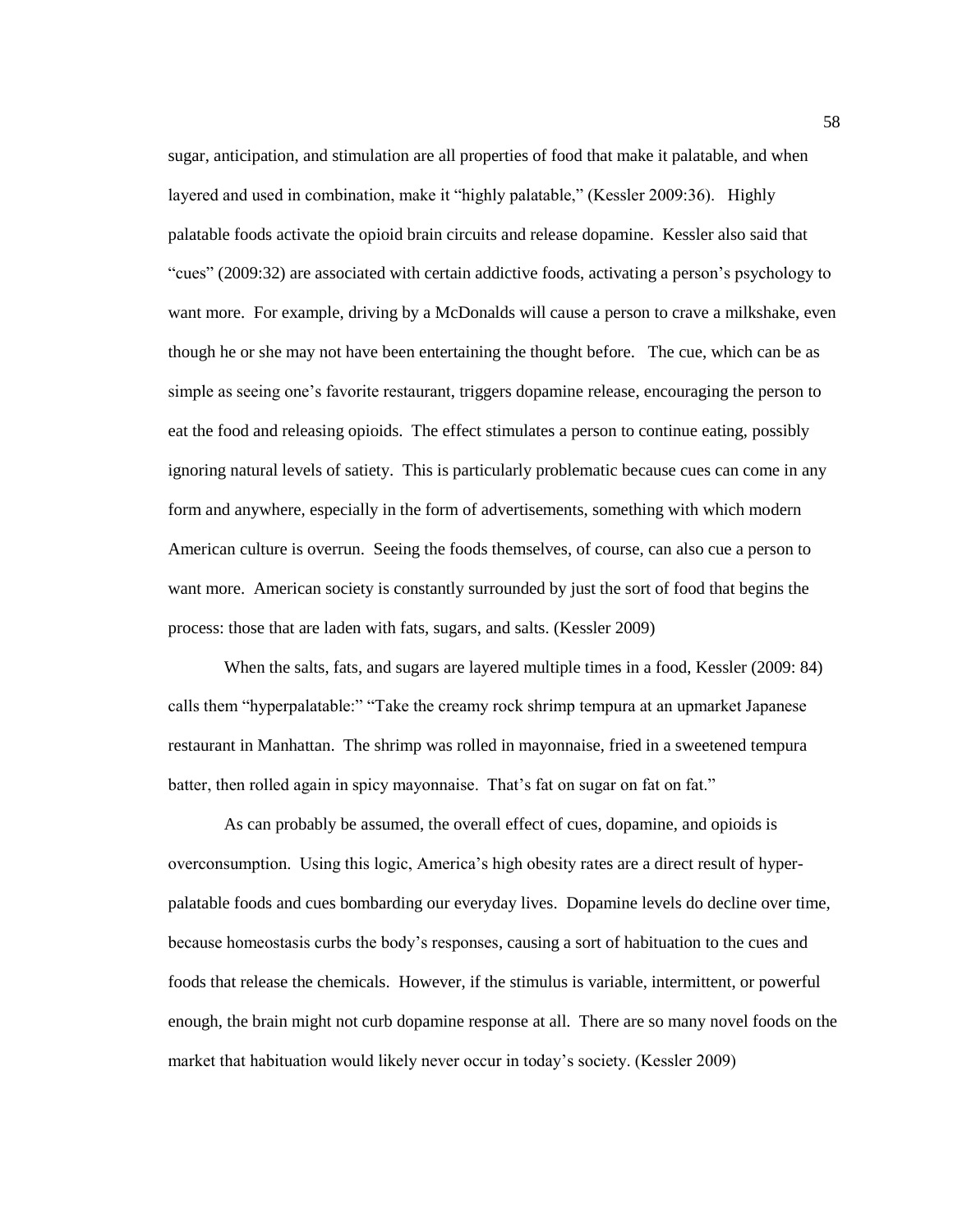sugar, anticipation, and stimulation are all properties of food that make it palatable, and when layered and used in combination, make it "highly palatable," (Kessler 2009:36). Highly palatable foods activate the opioid brain circuits and release dopamine. Kessler also said that "cues" (2009:32) are associated with certain addictive foods, activating a person's psychology to want more. For example, driving by a McDonalds will cause a person to crave a milkshake, even though he or she may not have been entertaining the thought before. The cue, which can be as simple as seeing one's favorite restaurant, triggers dopamine release, encouraging the person to eat the food and releasing opioids. The effect stimulates a person to continue eating, possibly ignoring natural levels of satiety. This is particularly problematic because cues can come in any form and anywhere, especially in the form of advertisements, something with which modern American culture is overrun. Seeing the foods themselves, of course, can also cue a person to want more. American society is constantly surrounded by just the sort of food that begins the process: those that are laden with fats, sugars, and salts. (Kessler 2009)

When the salts, fats, and sugars are layered multiple times in a food, Kessler (2009: 84) calls them "hyperpalatable:" "Take the creamy rock shrimp tempura at an upmarket Japanese restaurant in Manhattan. The shrimp was rolled in mayonnaise, fried in a sweetened tempura batter, then rolled again in spicy mayonnaise. That's fat on sugar on fat on fat."

As can probably be assumed, the overall effect of cues, dopamine, and opioids is overconsumption. Using this logic, America's high obesity rates are a direct result of hyper-palatable foods and cues bombarding our everyday lives. Dopamine levels do decline over time, because homeostasis curbs the body's responses, causing a sort of habituation to the cues and foods that release the chemicals. However, if the stimulus is variable, intermittent, or powerful enough, the brain might not curb dopamine response at all. There are so many novel foods on the market that habituation would likely never occur in today's society. (Kessler 2009)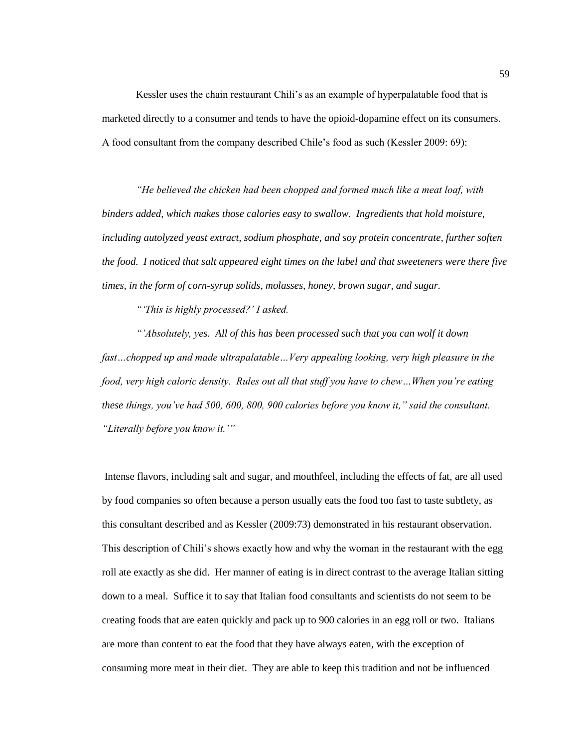Kessler uses the chain restaurant Chili's as an example of hyperpalatable food that is marketed directly to a consumer and tends to have the opioid-dopamine effect on its consumers. A food consultant from the company described Chile's food as such (Kessler 2009: 69):

*"He believed the chicken had been chopped and formed much like a meat loaf, with binders added, which makes those calories easy to swallow. Ingredients that hold moisture, including autolyzed yeast extract, sodium phosphate, and soy protein concentrate, further soften the food. I noticed that salt appeared eight times on the label and that sweeteners were there five times, in the form of corn-syrup solids, molasses, honey, brown sugar, and sugar.*

*"'This is highly processed?' I asked.*

*"'Absolutely, yes. All of this has been processed such that you can wolf it down fast…chopped up and made ultrapalatable…Very appealing looking, very high pleasure in the food, very high caloric density. Rules out all that stuff you have to chew…When you're eating these things, you've had 500, 600, 800, 900 calories before you know it," said the consultant. "Literally before you know it.'"*

Intense flavors, including salt and sugar, and mouthfeel, including the effects of fat, are all used by food companies so often because a person usually eats the food too fast to taste subtlety, as this consultant described and as Kessler (2009:73) demonstrated in his restaurant observation. This description of Chili's shows exactly how and why the woman in the restaurant with the egg roll ate exactly as she did. Her manner of eating is in direct contrast to the average Italian sitting down to a meal. Suffice it to say that Italian food consultants and scientists do not seem to be creating foods that are eaten quickly and pack up to 900 calories in an egg roll or two. Italians are more than content to eat the food that they have always eaten, with the exception of consuming more meat in their diet. They are able to keep this tradition and not be influenced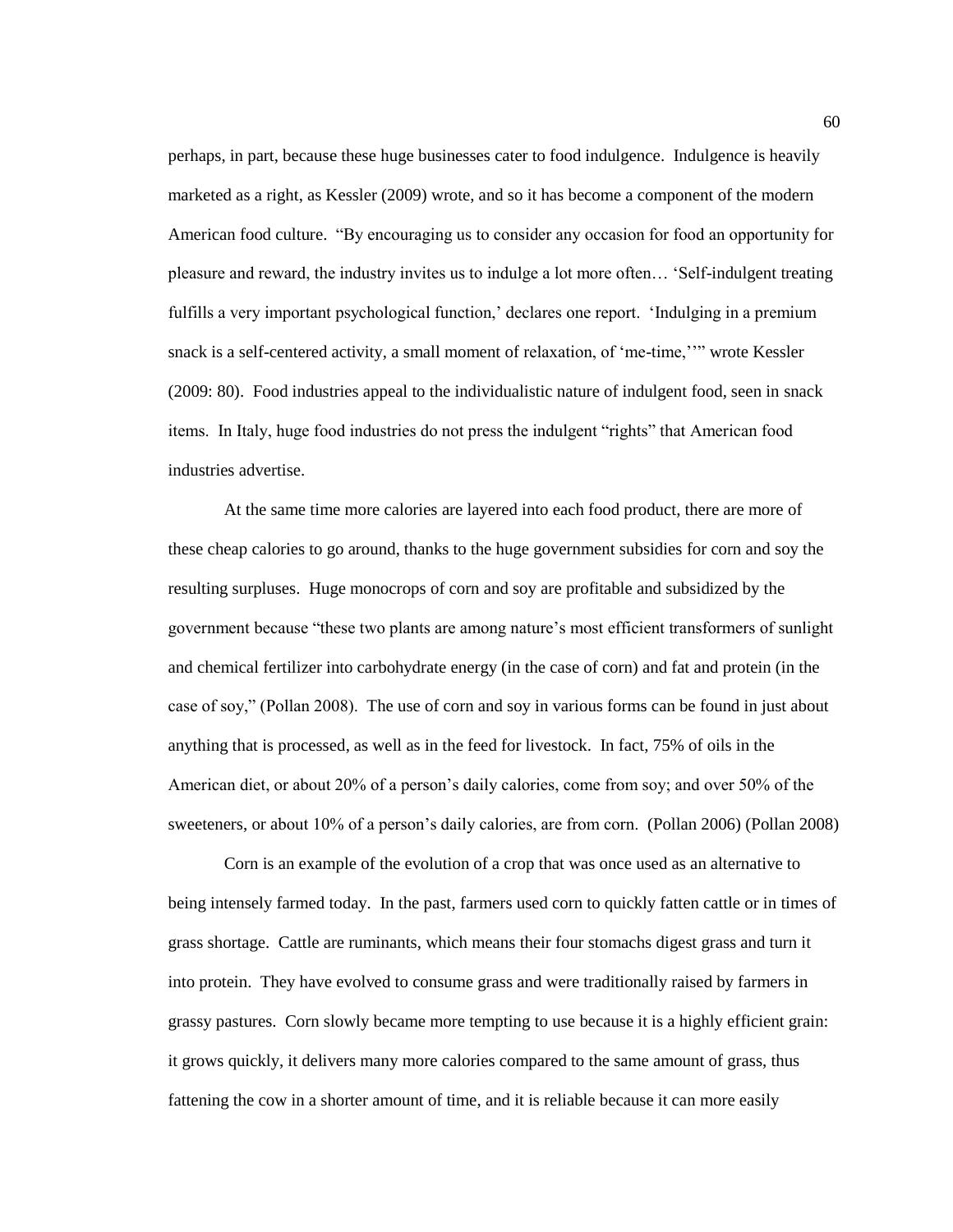perhaps, in part, because these huge businesses cater to food indulgence. Indulgence is heavily marketed as a right, as Kessler (2009) wrote, and so it has become a component of the modern American food culture. "By encouraging us to consider any occasion for food an opportunity for pleasure and reward, the industry invites us to indulge a lot more often… 'Self-indulgent treating fulfills a very important psychological function,' declares one report. 'Indulging in a premium snack is a self-centered activity, a small moment of relaxation, of 'me-time,''" wrote Kessler (2009: 80). Food industries appeal to the individualistic nature of indulgent food, seen in snack items. In Italy, huge food industries do not press the indulgent "rights" that American food industries advertise.

At the same time more calories are layered into each food product, there are more of these cheap calories to go around, thanks to the huge government subsidies for corn and soy the resulting surpluses. Huge monocrops of corn and soy are profitable and subsidized by the government because "these two plants are among nature's most efficient transformers of sunlight and chemical fertilizer into carbohydrate energy (in the case of corn) and fat and protein (in the case of soy," (Pollan 2008). The use of corn and soy in various forms can be found in just about anything that is processed, as well as in the feed for livestock. In fact, 75% of oils in the American diet, or about 20% of a person's daily calories, come from soy; and over 50% of the sweeteners, or about 10% of a person's daily calories, are from corn. (Pollan 2006) (Pollan 2008)

Corn is an example of the evolution of a crop that was once used as an alternative to being intensely farmed today. In the past, farmers used corn to quickly fatten cattle or in times of grass shortage. Cattle are ruminants, which means their four stomachs digest grass and turn it into protein. They have evolved to consume grass and were traditionally raised by farmers in grassy pastures. Corn slowly became more tempting to use because it is a highly efficient grain: it grows quickly, it delivers many more calories compared to the same amount of grass, thus fattening the cow in a shorter amount of time, and it is reliable because it can more easily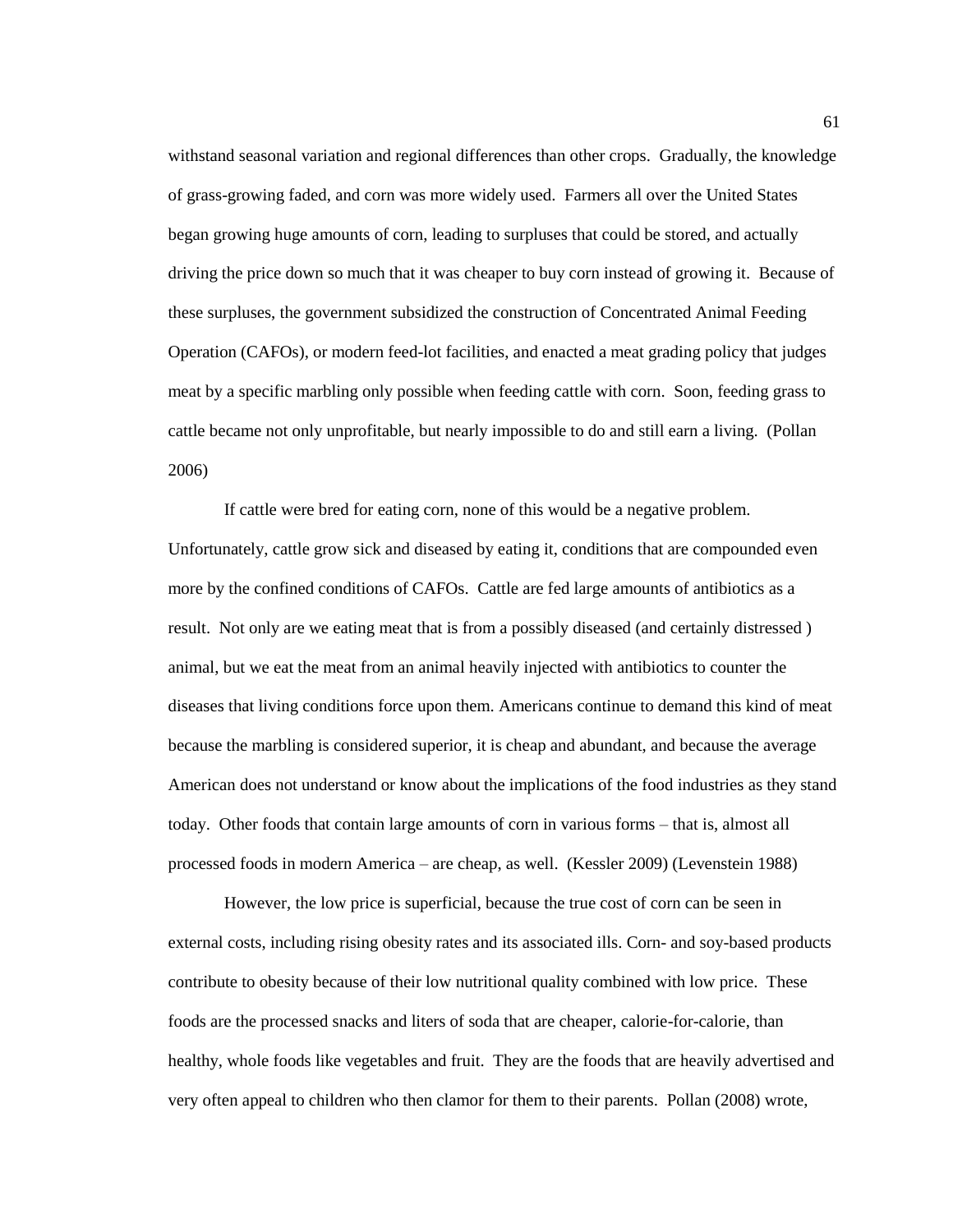withstand seasonal variation and regional differences than other crops. Gradually, the knowledge of grass-growing faded, and corn was more widely used. Farmers all over the United States began growing huge amounts of corn, leading to surpluses that could be stored, and actually driving the price down so much that it was cheaper to buy corn instead of growing it. Because of these surpluses, the government subsidized the construction of Concentrated Animal Feeding Operation (CAFOs), or modern feed-lot facilities, and enacted a meat grading policy that judges meat by a specific marbling only possible when feeding cattle with corn. Soon, feeding grass to cattle became not only unprofitable, but nearly impossible to do and still earn a living. (Pollan 2006)

If cattle were bred for eating corn, none of this would be a negative problem. Unfortunately, cattle grow sick and diseased by eating it, conditions that are compounded even more by the confined conditions of CAFOs. Cattle are fed large amounts of antibiotics as a result. Not only are we eating meat that is from a possibly diseased (and certainly distressed ) animal, but we eat the meat from an animal heavily injected with antibiotics to counter the diseases that living conditions force upon them. Americans continue to demand this kind of meat because the marbling is considered superior, it is cheap and abundant, and because the average American does not understand or know about the implications of the food industries as they stand today. Other foods that contain large amounts of corn in various forms – that is, almost all processed foods in modern America – are cheap, as well. (Kessler 2009) (Levenstein 1988)

However, the low price is superficial, because the true cost of corn can be seen in external costs, including rising obesity rates and its associated ills. Corn- and soy-based products contribute to obesity because of their low nutritional quality combined with low price. These foods are the processed snacks and liters of soda that are cheaper, calorie-for-calorie, than healthy, whole foods like vegetables and fruit. They are the foods that are heavily advertised and very often appeal to children who then clamor for them to their parents. Pollan (2008) wrote,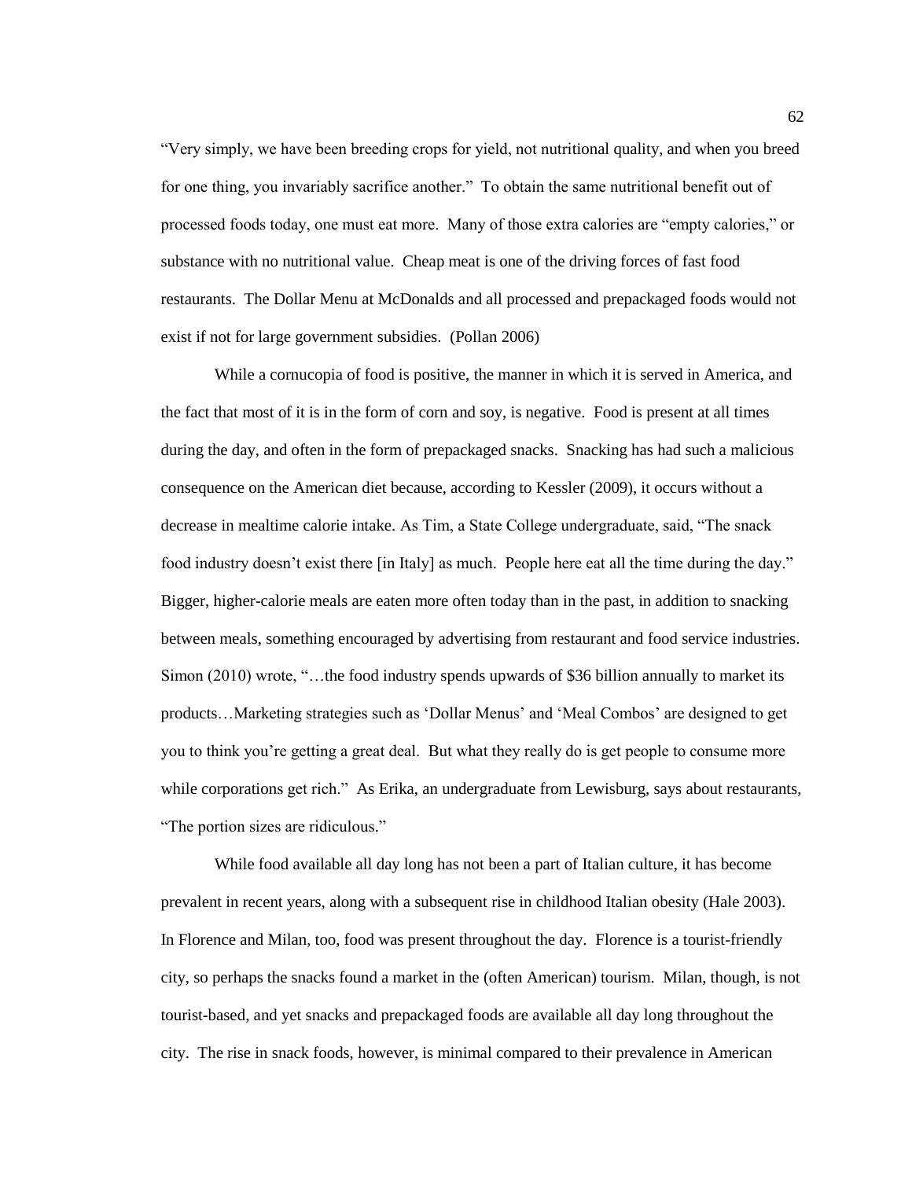"Very simply, we have been breeding crops for yield, not nutritional quality, and when you breed for one thing, you invariably sacrifice another." To obtain the same nutritional benefit out of processed foods today, one must eat more. Many of those extra calories are "empty calories," or substance with no nutritional value. Cheap meat is one of the driving forces of fast food restaurants. The Dollar Menu at McDonalds and all processed and prepackaged foods would not exist if not for large government subsidies. (Pollan 2006)

While a cornucopia of food is positive, the manner in which it is served in America, and the fact that most of it is in the form of corn and soy, is negative. Food is present at all times during the day, and often in the form of prepackaged snacks. Snacking has had such a malicious consequence on the American diet because, according to Kessler (2009), it occurs without a decrease in mealtime calorie intake. As Tim, a State College undergraduate, said, "The snack food industry doesn't exist there [in Italy] as much. People here eat all the time during the day." Bigger, higher-calorie meals are eaten more often today than in the past, in addition to snacking between meals, something encouraged by advertising from restaurant and food service industries. Simon (2010) wrote, "…the food industry spends upwards of $36 billion annually to market its products…Marketing strategies such as 'Dollar Menus' and 'Meal Combos' are designed to get you to think you're getting a great deal. But what they really do is get people to consume more while corporations get rich." As Erika, an undergraduate from Lewisburg, says about restaurants, "The portion sizes are ridiculous."

While food available all day long has not been a part of Italian culture, it has become prevalent in recent years, along with a subsequent rise in childhood Italian obesity (Hale 2003). In Florence and Milan, too, food was present throughout the day. Florence is a tourist-friendly city, so perhaps the snacks found a market in the (often American) tourism. Milan, though, is not tourist-based, and yet snacks and prepackaged foods are available all day long throughout the city. The rise in snack foods, however, is minimal compared to their prevalence in American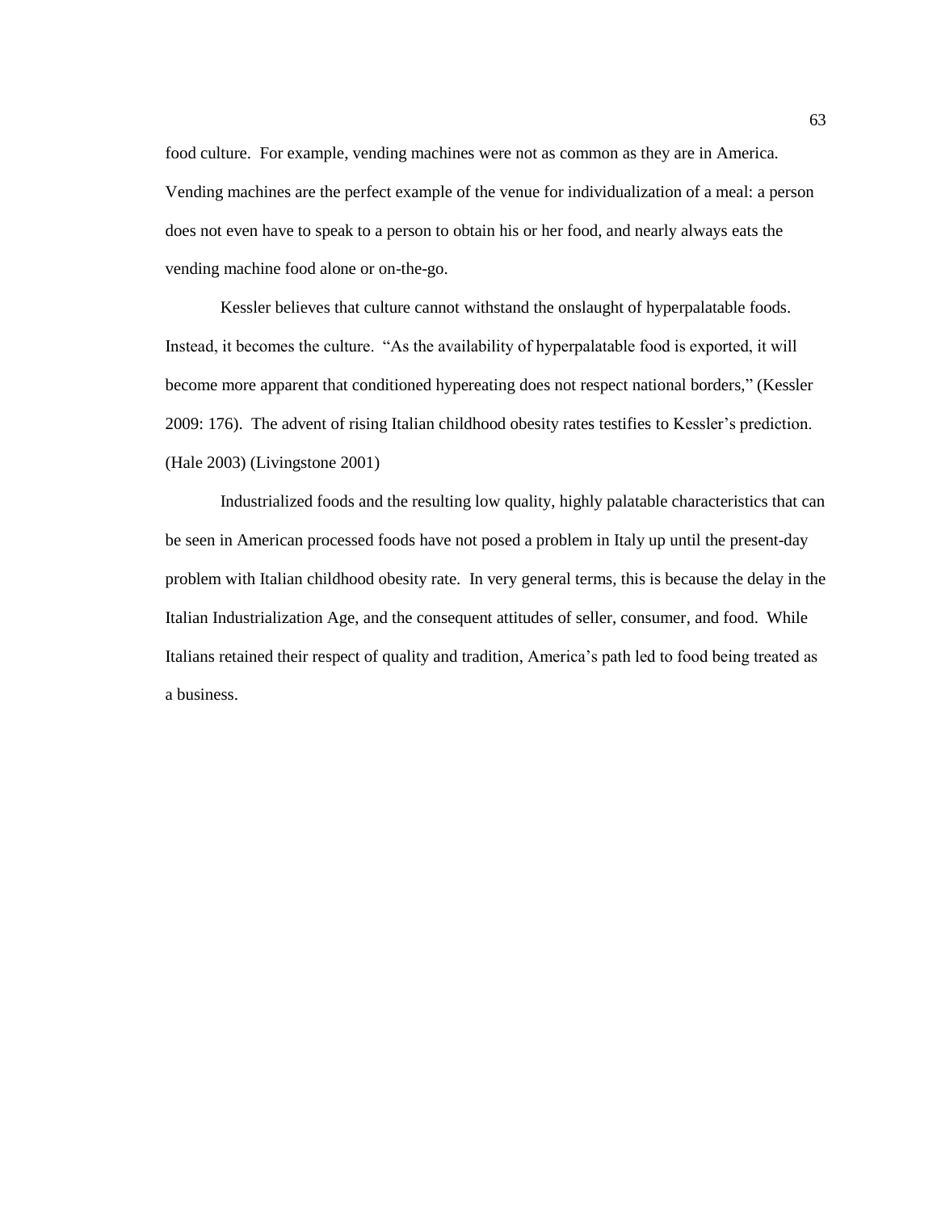food culture. For example, vending machines were not as common as they are in America. Vending machines are the perfect example of the venue for individualization of a meal: a person does not even have to speak to a person to obtain his or her food, and nearly always eats the vending machine food alone or on-the-go.

Kessler believes that culture cannot withstand the onslaught of hyperpalatable foods. Instead, it becomes the culture. "As the availability of hyperpalatable food is exported, it will become more apparent that conditioned hypereating does not respect national borders," (Kessler 2009: 176). The advent of rising Italian childhood obesity rates testifies to Kessler's prediction. (Hale 2003) (Livingstone 2001)

Industrialized foods and the resulting low quality, highly palatable characteristics that can be seen in American processed foods have not posed a problem in Italy up until the present-day problem with Italian childhood obesity rate. In very general terms, this is because the delay in the Italian Industrialization Age, and the consequent attitudes of seller, consumer, and food. While Italians retained their respect of quality and tradition, America's path led to food being treated as a business.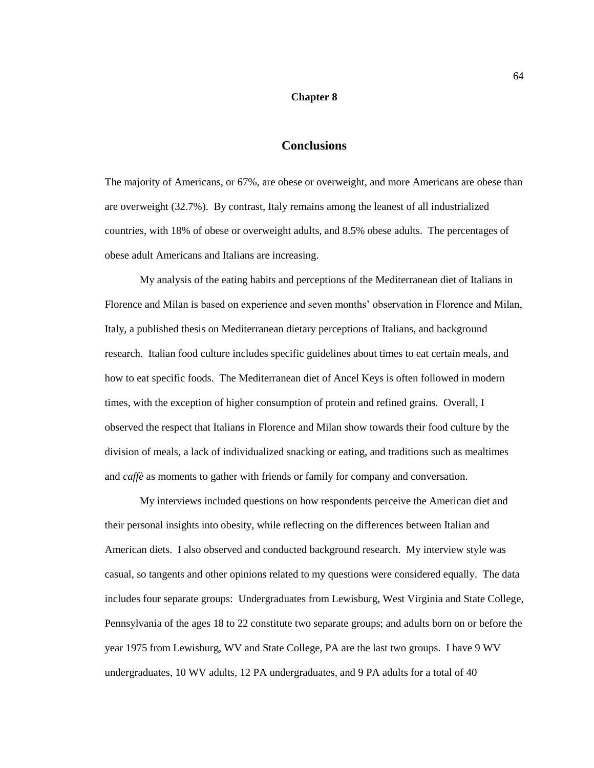**Chapter 8**

# Conclusions

The majority of Americans, or 67%, are obese or overweight, and more Americans are obese than are overweight (32.7%). By contrast, Italy remains among the leanest of all industrialized countries, with 18% of obese or overweight adults, and 8.5% obese adults. The percentages of obese adult Americans and Italians are increasing.

My analysis of the eating habits and perceptions of the Mediterranean diet of Italians in Florence and Milan is based on experience and seven months' observation in Florence and Milan, Italy, a published thesis on Mediterranean dietary perceptions of Italians, and background research. Italian food culture includes specific guidelines about times to eat certain meals, and how to eat specific foods. The Mediterranean diet of Ancel Keys is often followed in modern times, with the exception of higher consumption of protein and refined grains. Overall, I observed the respect that Italians in Florence and Milan show towards their food culture by the division of meals, a lack of individualized snacking or eating, and traditions such as mealtimes and *caffè* as moments to gather with friends or family for company and conversation.

My interviews included questions on how respondents perceive the American diet and their personal insights into obesity, while reflecting on the differences between Italian and American diets. I also observed and conducted background research. My interview style was casual, so tangents and other opinions related to my questions were considered equally. The data includes four separate groups: Undergraduates from Lewisburg, West Virginia and State College, Pennsylvania of the ages 18 to 22 constitute two separate groups; and adults born on or before the year 1975 from Lewisburg, WV and State College, PA are the last two groups. I have 9 WV undergraduates, 10 WV adults, 12 PA undergraduates, and 9 PA adults for a total of 40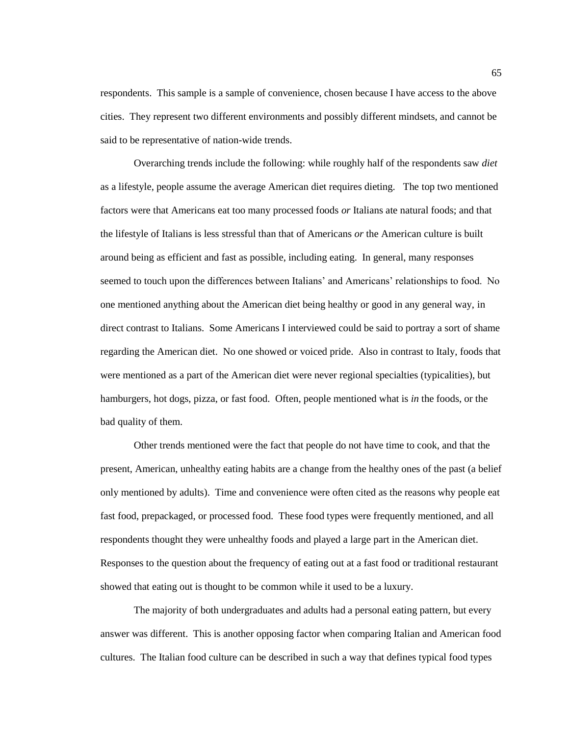respondents. This sample is a sample of convenience, chosen because I have access to the above cities. They represent two different environments and possibly different mindsets, and cannot be said to be representative of nation-wide trends.

Overarching trends include the following: while roughly half of the respondents saw *diet* as a lifestyle, people assume the average American diet requires dieting. The top two mentioned factors were that Americans eat too many processed foods *or* Italians ate natural foods; and that the lifestyle of Italians is less stressful than that of Americans *or* the American culture is built around being as efficient and fast as possible, including eating. In general, many responses seemed to touch upon the differences between Italians' and Americans' relationships to food. No one mentioned anything about the American diet being healthy or good in any general way, in direct contrast to Italians. Some Americans I interviewed could be said to portray a sort of shame regarding the American diet. No one showed or voiced pride. Also in contrast to Italy, foods that were mentioned as a part of the American diet were never regional specialties (typicalities), but hamburgers, hot dogs, pizza, or fast food. Often, people mentioned what is *in* the foods, or the bad quality of them.

Other trends mentioned were the fact that people do not have time to cook, and that the present, American, unhealthy eating habits are a change from the healthy ones of the past (a belief only mentioned by adults). Time and convenience were often cited as the reasons why people eat fast food, prepackaged, or processed food. These food types were frequently mentioned, and all respondents thought they were unhealthy foods and played a large part in the American diet. Responses to the question about the frequency of eating out at a fast food or traditional restaurant showed that eating out is thought to be common while it used to be a luxury.

The majority of both undergraduates and adults had a personal eating pattern, but every answer was different. This is another opposing factor when comparing Italian and American food cultures. The Italian food culture can be described in such a way that defines typical food types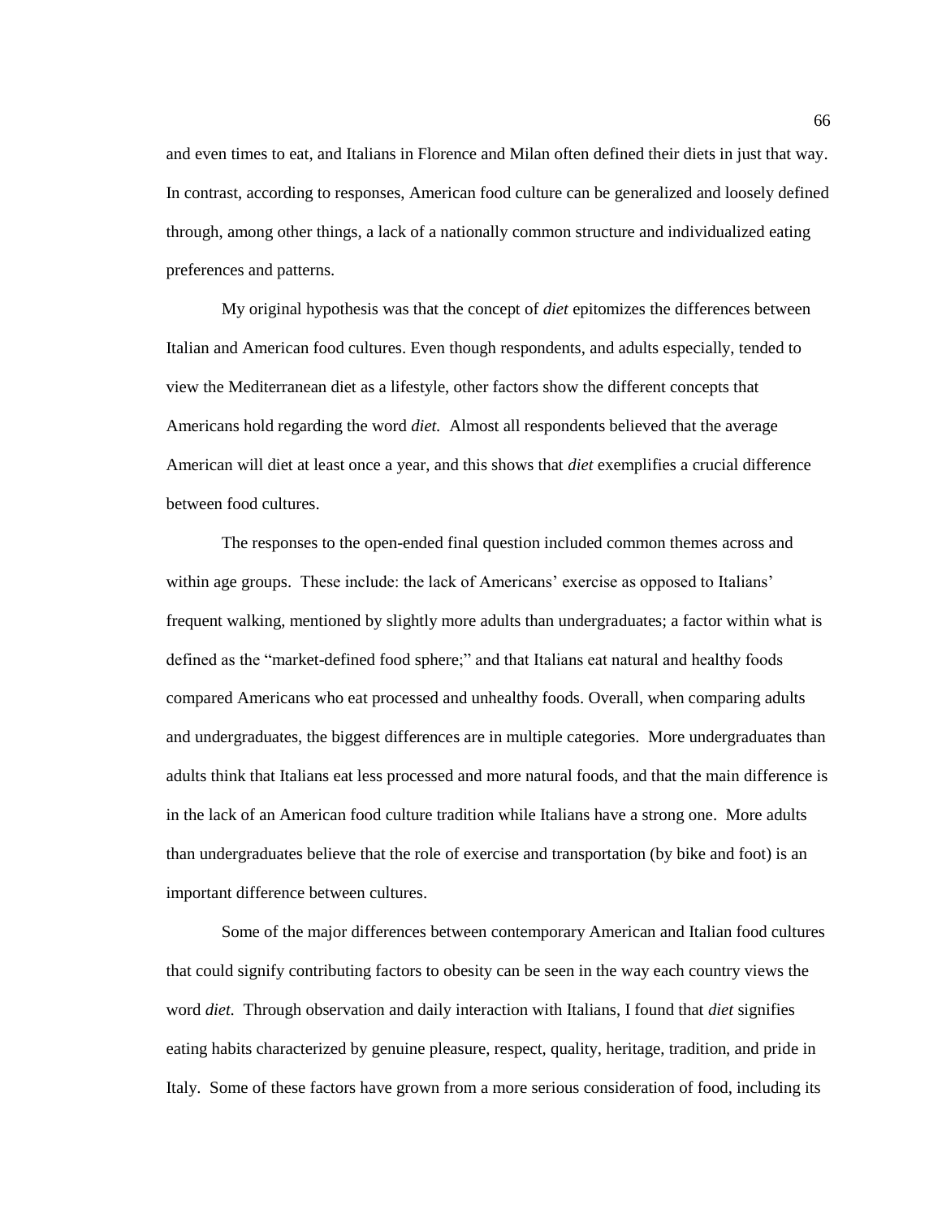and even times to eat, and Italians in Florence and Milan often defined their diets in just that way. In contrast, according to responses, American food culture can be generalized and loosely defined through, among other things, a lack of a nationally common structure and individualized eating preferences and patterns.

My original hypothesis was that the concept of *diet* epitomizes the differences between Italian and American food cultures. Even though respondents, and adults especially, tended to view the Mediterranean diet as a lifestyle, other factors show the different concepts that Americans hold regarding the word *diet.* Almost all respondents believed that the average American will diet at least once a year, and this shows that *diet* exemplifies a crucial difference between food cultures.

The responses to the open-ended final question included common themes across and within age groups. These include: the lack of Americans' exercise as opposed to Italians' frequent walking, mentioned by slightly more adults than undergraduates; a factor within what is defined as the "market-defined food sphere;" and that Italians eat natural and healthy foods compared Americans who eat processed and unhealthy foods. Overall, when comparing adults and undergraduates, the biggest differences are in multiple categories. More undergraduates than adults think that Italians eat less processed and more natural foods, and that the main difference is in the lack of an American food culture tradition while Italians have a strong one. More adults than undergraduates believe that the role of exercise and transportation (by bike and foot) is an important difference between cultures.

Some of the major differences between contemporary American and Italian food cultures that could signify contributing factors to obesity can be seen in the way each country views the word *diet.* Through observation and daily interaction with Italians, I found that *diet* signifies eating habits characterized by genuine pleasure, respect, quality, heritage, tradition, and pride in Italy. Some of these factors have grown from a more serious consideration of food, including its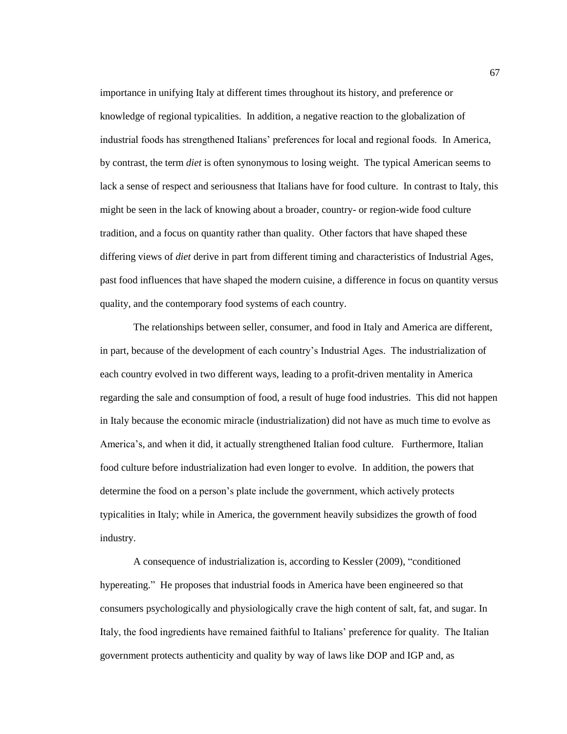importance in unifying Italy at different times throughout its history, and preference or knowledge of regional typicalities. In addition, a negative reaction to the globalization of industrial foods has strengthened Italians' preferences for local and regional foods. In America, by contrast, the term *diet* is often synonymous to losing weight. The typical American seems to lack a sense of respect and seriousness that Italians have for food culture. In contrast to Italy, this might be seen in the lack of knowing about a broader, country- or region-wide food culture tradition, and a focus on quantity rather than quality. Other factors that have shaped these differing views of *diet* derive in part from different timing and characteristics of Industrial Ages, past food influences that have shaped the modern cuisine, a difference in focus on quantity versus quality, and the contemporary food systems of each country.

The relationships between seller, consumer, and food in Italy and America are different, in part, because of the development of each country's Industrial Ages. The industrialization of each country evolved in two different ways, leading to a profit-driven mentality in America regarding the sale and consumption of food, a result of huge food industries. This did not happen in Italy because the economic miracle (industrialization) did not have as much time to evolve as America's, and when it did, it actually strengthened Italian food culture. Furthermore, Italian food culture before industrialization had even longer to evolve. In addition, the powers that determine the food on a person's plate include the government, which actively protects typicalities in Italy; while in America, the government heavily subsidizes the growth of food industry.

A consequence of industrialization is, according to Kessler (2009), "conditioned hypereating." He proposes that industrial foods in America have been engineered so that consumers psychologically and physiologically crave the high content of salt, fat, and sugar. In Italy, the food ingredients have remained faithful to Italians' preference for quality. The Italian government protects authenticity and quality by way of laws like DOP and IGP and, as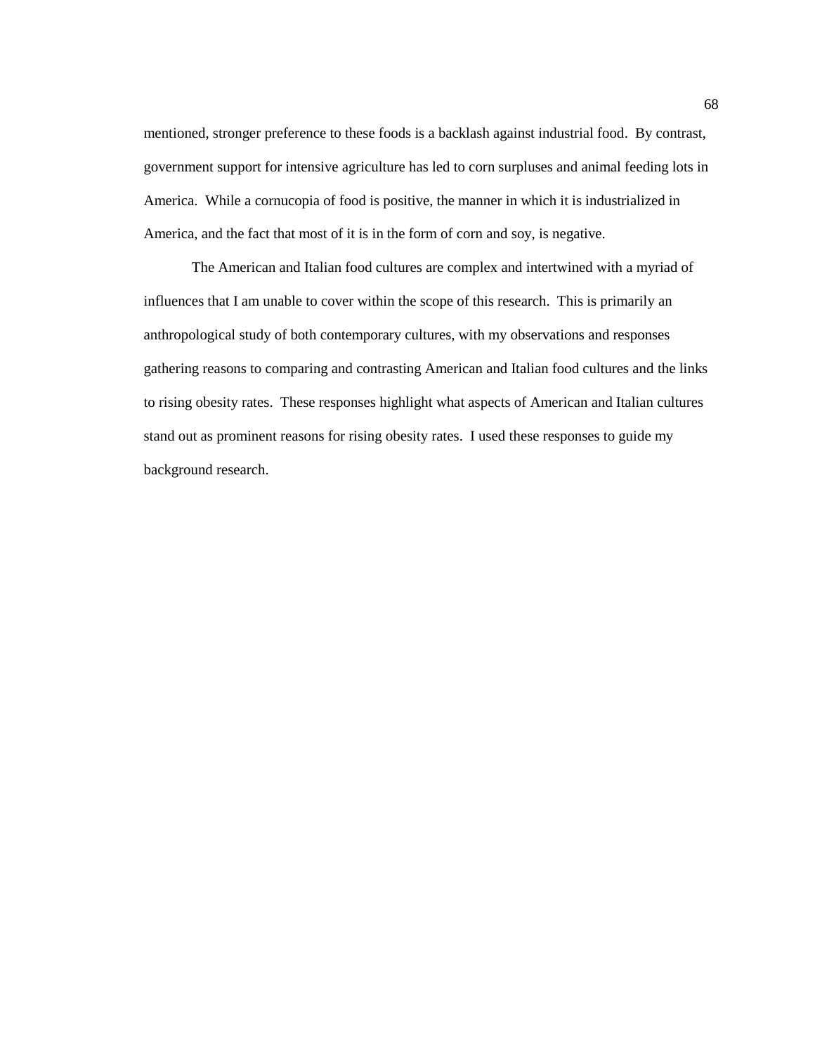mentioned, stronger preference to these foods is a backlash against industrial food. By contrast, government support for intensive agriculture has led to corn surpluses and animal feeding lots in America. While a cornucopia of food is positive, the manner in which it is industrialized in America, and the fact that most of it is in the form of corn and soy, is negative.

The American and Italian food cultures are complex and intertwined with a myriad of influences that I am unable to cover within the scope of this research. This is primarily an anthropological study of both contemporary cultures, with my observations and responses gathering reasons to comparing and contrasting American and Italian food cultures and the links to rising obesity rates. These responses highlight what aspects of American and Italian cultures stand out as prominent reasons for rising obesity rates. I used these responses to guide my background research.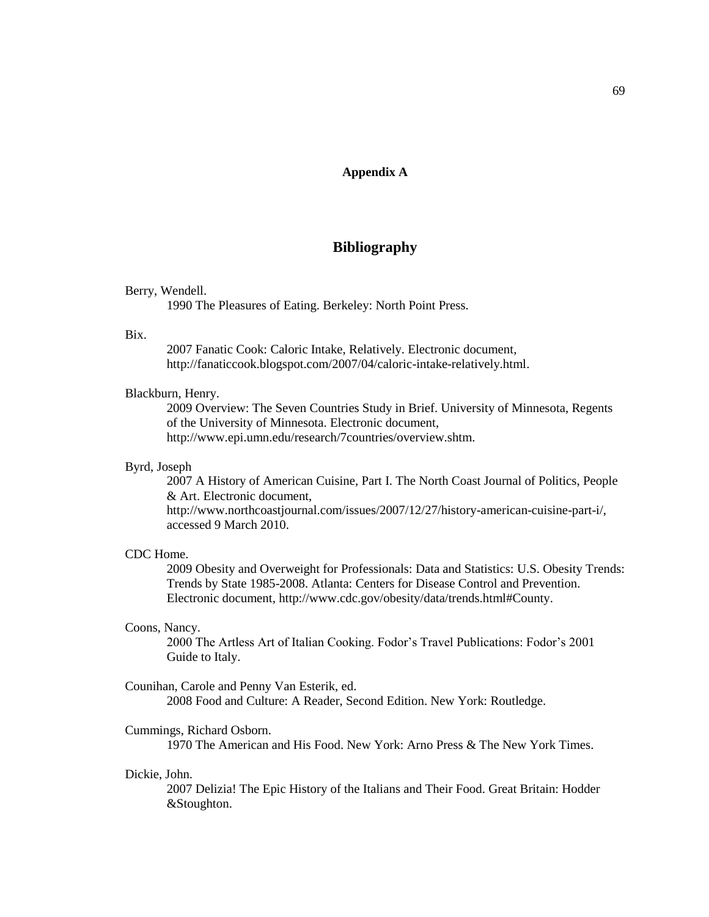## Appendix A

# Bibliography

Berry, Wendell.
    1990 The Pleasures of Eating. Berkeley: North Point Press.

Bix.
    2007 Fanatic Cook: Caloric Intake, Relatively. Electronic document, http://fanaticcook.blogspot.com/2007/04/caloric-intake-relatively.html.

Blackburn, Henry.
    2009 Overview: The Seven Countries Study in Brief. University of Minnesota, Regents of the University of Minnesota. Electronic document, http://www.epi.umn.edu/research/7countries/overview.shtm.

Byrd, Joseph
    2007 A History of American Cuisine, Part I. The North Coast Journal of Politics, People & Art. Electronic document, http://www.northcoastjournal.com/issues/2007/12/27/history-american-cuisine-part-i/, accessed 9 March 2010.

CDC Home.
    2009 Obesity and Overweight for Professionals: Data and Statistics: U.S. Obesity Trends: Trends by State 1985-2008. Atlanta: Centers for Disease Control and Prevention. Electronic document, http://www.cdc.gov/obesity/data/trends.html#County.

Coons, Nancy.
    2000 The Artless Art of Italian Cooking. Fodor's Travel Publications: Fodor's 2001 Guide to Italy.

Counihan, Carole and Penny Van Esterik, ed.
    2008 Food and Culture: A Reader, Second Edition. New York: Routledge.

Cummings, Richard Osborn.
    1970 The American and His Food. New York: Arno Press & The New York Times.

Dickie, John.
    2007 Delizia! The Epic History of the Italians and Their Food. Great Britain: Hodder &Stoughton.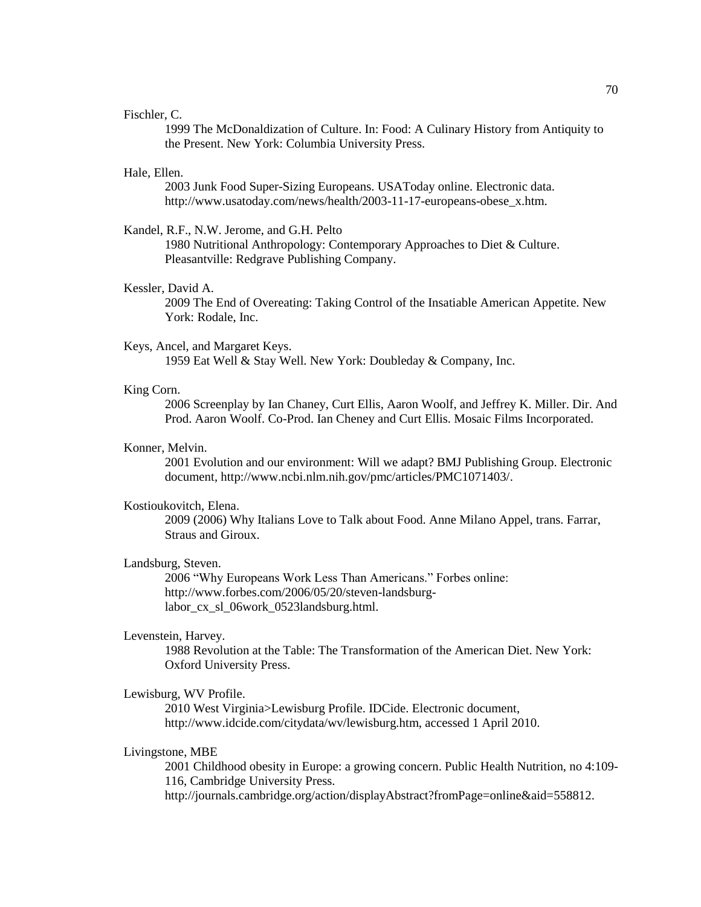Fischler, C.

1999 The McDonaldization of Culture. In: Food: A Culinary History from Antiquity to the Present. New York: Columbia University Press.

Hale, Ellen.

2003 Junk Food Super-Sizing Europeans. USAToday online. Electronic data. http://www.usatoday.com/news/health/2003-11-17-europeans-obese_x.htm.

Kandel, R.F., N.W. Jerome, and G.H. Pelto

1980 Nutritional Anthropology: Contemporary Approaches to Diet & Culture. Pleasantville: Redgrave Publishing Company.

Kessler, David A.

2009 The End of Overeating: Taking Control of the Insatiable American Appetite. New York: Rodale, Inc.

Keys, Ancel, and Margaret Keys.

1959 Eat Well & Stay Well. New York: Doubleday & Company, Inc.

King Corn.

2006 Screenplay by Ian Chaney, Curt Ellis, Aaron Woolf, and Jeffrey K. Miller. Dir. And Prod. Aaron Woolf. Co-Prod. Ian Cheney and Curt Ellis. Mosaic Films Incorporated.

Konner, Melvin.

2001 Evolution and our environment: Will we adapt? BMJ Publishing Group. Electronic document, http://www.ncbi.nlm.nih.gov/pmc/articles/PMC1071403/.

Kostioukovitch, Elena.

2009 (2006) Why Italians Love to Talk about Food. Anne Milano Appel, trans. Farrar, Straus and Giroux.

Landsburg, Steven.

2006 "Why Europeans Work Less Than Americans." Forbes online: http://www.forbes.com/2006/05/20/steven-landsburg-labor_cx_sl_06work_0523landsburg.html.

Levenstein, Harvey.

1988 Revolution at the Table: The Transformation of the American Diet. New York: Oxford University Press.

Lewisburg, WV Profile.

2010 West Virginia>Lewisburg Profile. IDCide. Electronic document, http://www.idcide.com/citydata/wv/lewisburg.htm, accessed 1 April 2010.

Livingstone, MBE

2001 Childhood obesity in Europe: a growing concern. Public Health Nutrition, no 4:109-116, Cambridge University Press. http://journals.cambridge.org/action/displayAbstract?fromPage=online&aid=558812.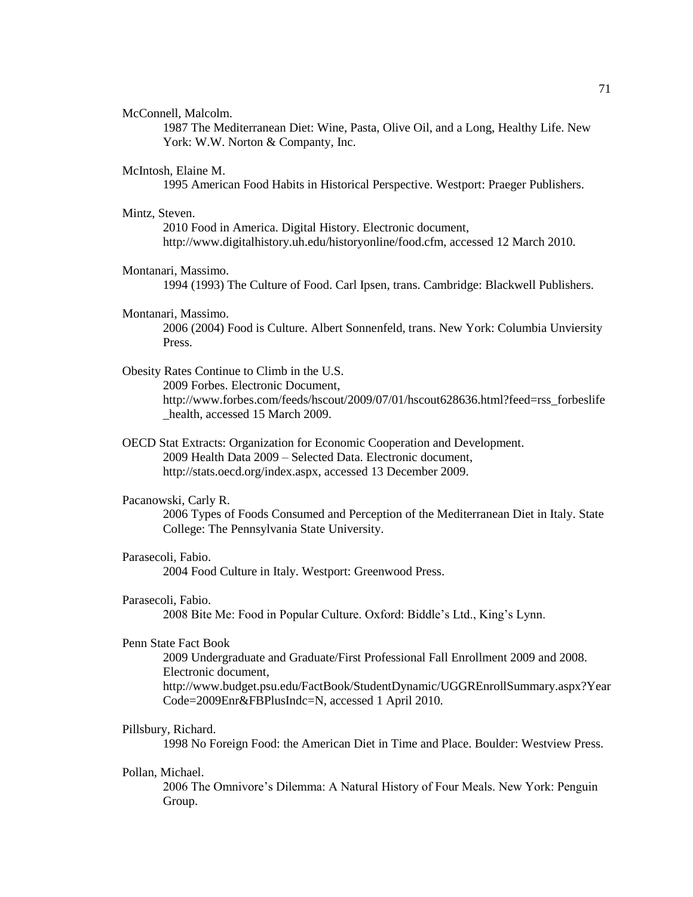McConnell, Malcolm.

1987 The Mediterranean Diet: Wine, Pasta, Olive Oil, and a Long, Healthy Life. New York: W.W. Norton & Compamty, Inc.

McIntosh, Elaine M.

1995 American Food Habits in Historical Perspective. Westport: Praeger Publishers.

Mintz, Steven.

2010 Food in America. Digital History. Electronic document, http://www.digitalhistory.uh.edu/historyonline/food.cfm, accessed 12 March 2010.

Montanari, Massimo.

1994 (1993) The Culture of Food. Carl Ipsen, trans. Cambridge: Blackwell Publishers.

Montanari, Massimo.

2006 (2004) Food is Culture. Albert Sonnenfeld, trans. New York: Columbia Unviersity Press.

Obesity Rates Continue to Climb in the U.S.

2009 Forbes. Electronic Document, http://www.forbes.com/feeds/hscout/2009/07/01/hscout628636.html?feed=rss_forbeslife_health, accessed 15 March 2009.

OECD Stat Extracts: Organization for Economic Cooperation and Development.

2009 Health Data 2009 – Selected Data. Electronic document, http://stats.oecd.org/index.aspx, accessed 13 December 2009.

Pacanowski, Carly R.

2006 Types of Foods Consumed and Perception of the Mediterranean Diet in Italy. State College: The Pennsylvania State University.

Parasecoli, Fabio.

2004 Food Culture in Italy. Westport: Greenwood Press.

Parasecoli, Fabio.

2008 Bite Me: Food in Popular Culture. Oxford: Biddle's Ltd., King's Lynn.

Penn State Fact Book

2009 Undergraduate and Graduate/First Professional Fall Enrollment 2009 and 2008. Electronic document, http://www.budget.psu.edu/FactBook/StudentDynamic/UGGREnrollSummary.aspx?YearCode=2009Enr&FBPlusIndc=N, accessed 1 April 2010.

Pillsbury, Richard.

1998 No Foreign Food: the American Diet in Time and Place. Boulder: Westview Press.

Pollan, Michael.

2006 The Omnivore's Dilemma: A Natural History of Four Meals. New York: Penguin Group.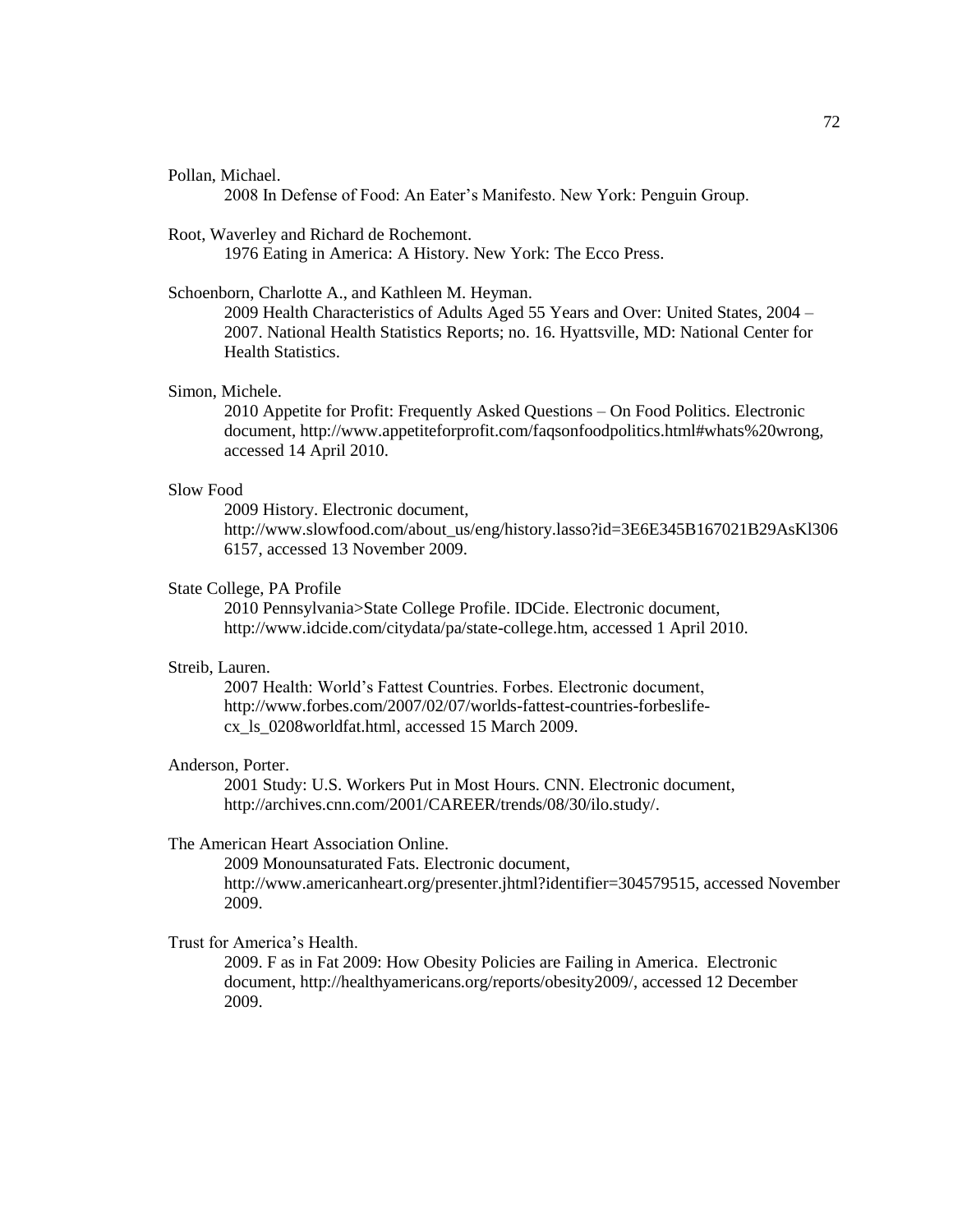Pollan, Michael.

2008 In Defense of Food: An Eater's Manifesto. New York: Penguin Group.

Root, Waverley and Richard de Rochemont.

1976 Eating in America: A History. New York: The Ecco Press.

Schoenborn, Charlotte A., and Kathleen M. Heyman.

2009 Health Characteristics of Adults Aged 55 Years and Over: United States, 2004 – 2007. National Health Statistics Reports; no. 16. Hyattsville, MD: National Center for Health Statistics.

Simon, Michele.

2010 Appetite for Profit: Frequently Asked Questions – On Food Politics. Electronic document, http://www.appetiteforprofit.com/faqsonfoodpolitics.html#whats%20wrong, accessed 14 April 2010.

Slow Food

2009 History. Electronic document, http://www.slowfood.com/about_us/eng/history.lasso?id=3E6E345B167021B29AsKl3066157, accessed 13 November 2009.

State College, PA Profile

2010 Pennsylvania>State College Profile. IDCide. Electronic document, http://www.idcide.com/citydata/pa/state-college.htm, accessed 1 April 2010.

Streib, Lauren.

2007 Health: World's Fattest Countries. Forbes. Electronic document, http://www.forbes.com/2007/02/07/worlds-fattest-countries-forbeslife-cx_ls_0208worldfat.html, accessed 15 March 2009.

Anderson, Porter.

2001 Study: U.S. Workers Put in Most Hours. CNN. Electronic document, http://archives.cnn.com/2001/CAREER/trends/08/30/ilo.study/.

The American Heart Association Online.

2009 Monounsaturated Fats. Electronic document, http://www.americanheart.org/presenter.jhtml?identifier=304579515, accessed November 2009.

Trust for America's Health.

2009. F as in Fat 2009: How Obesity Policies are Failing in America. Electronic document, http://healthyamericans.org/reports/obesity2009/, accessed 12 December 2009.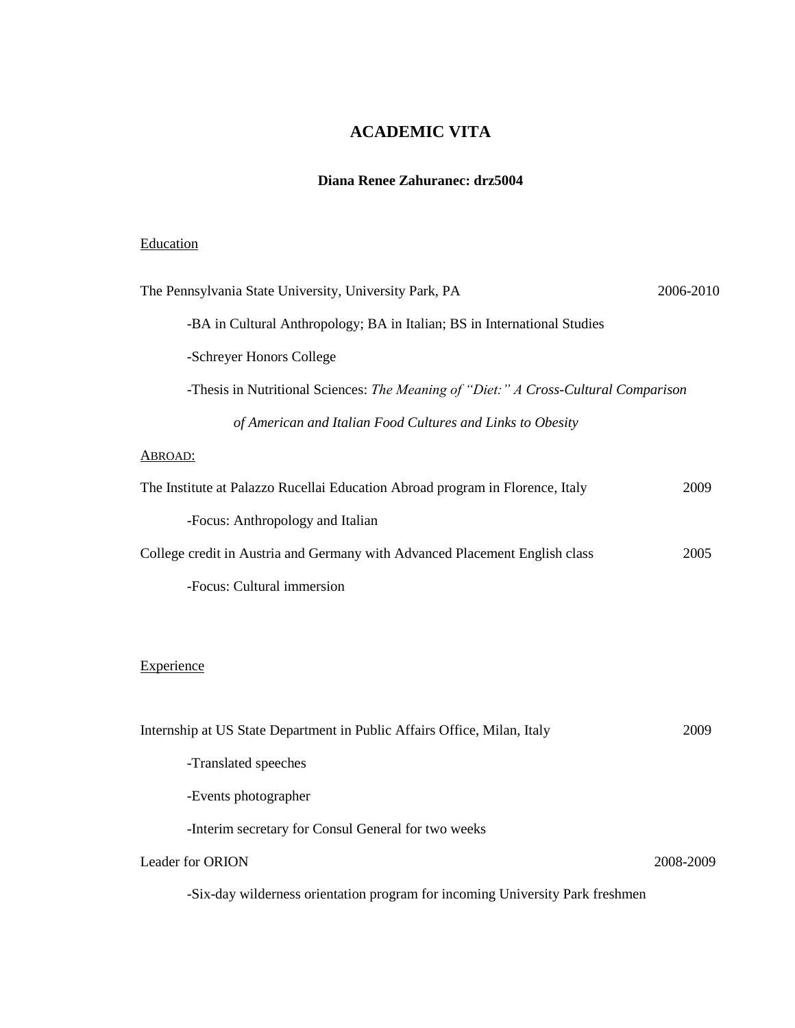# ACADEMIC VITA

**Diana Renee Zahuranec: drz5004**

Education

The Pennsylvania State University, University Park, PA 2006-2010

- BA in Cultural Anthropology; BA in Italian; BS in International Studies
- Schreyer Honors College
- Thesis in Nutritional Sciences: *The Meaning of "Diet:" A Cross-Cultural Comparison of American and Italian Food Cultures and Links to Obesity*

ABROAD:

The Institute at Palazzo Rucellai Education Abroad program in Florence, Italy 2009

- Focus: Anthropology and Italian

College credit in Austria and Germany with Advanced Placement English class 2005

- Focus: Cultural immersion

Experience

Internship at US State Department in Public Affairs Office, Milan, Italy 2009

- Translated speeches
- Events photographer
- Interim secretary for Consul General for two weeks

Leader for ORION 2008-2009

- Six-day wilderness orientation program for incoming University Park freshmen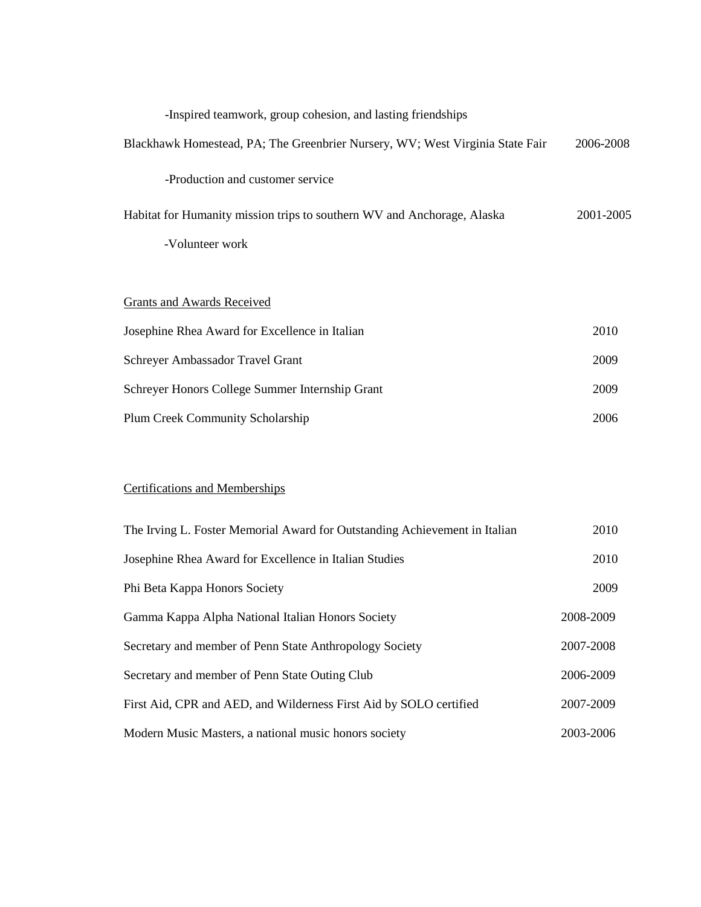-Inspired teamwork, group cohesion, and lasting friendships

Blackhawk Homestead, PA; The Greenbrier Nursery, WV; West Virginia State Fair 2006-2008

-Production and customer service

Habitat for Humanity mission trips to southern WV and Anchorage, Alaska 2001-2005

-Volunteer work

Grants and Awards Received

Josephine Rhea Award for Excellence in Italian 2010

Schreyer Ambassador Travel Grant 2009

Schreyer Honors College Summer Internship Grant 2009

Plum Creek Community Scholarship 2006

Certifications and Memberships

The Irving L. Foster Memorial Award for Outstanding Achievement in Italian 2010

Josephine Rhea Award for Excellence in Italian Studies 2010

Phi Beta Kappa Honors Society 2009

Gamma Kappa Alpha National Italian Honors Society 2008-2009

Secretary and member of Penn State Anthropology Society 2007-2008

Secretary and member of Penn State Outing Club 2006-2009

First Aid, CPR and AED, and Wilderness First Aid by SOLO certified 2007-2009

Modern Music Masters, a national music honors society 2003-2006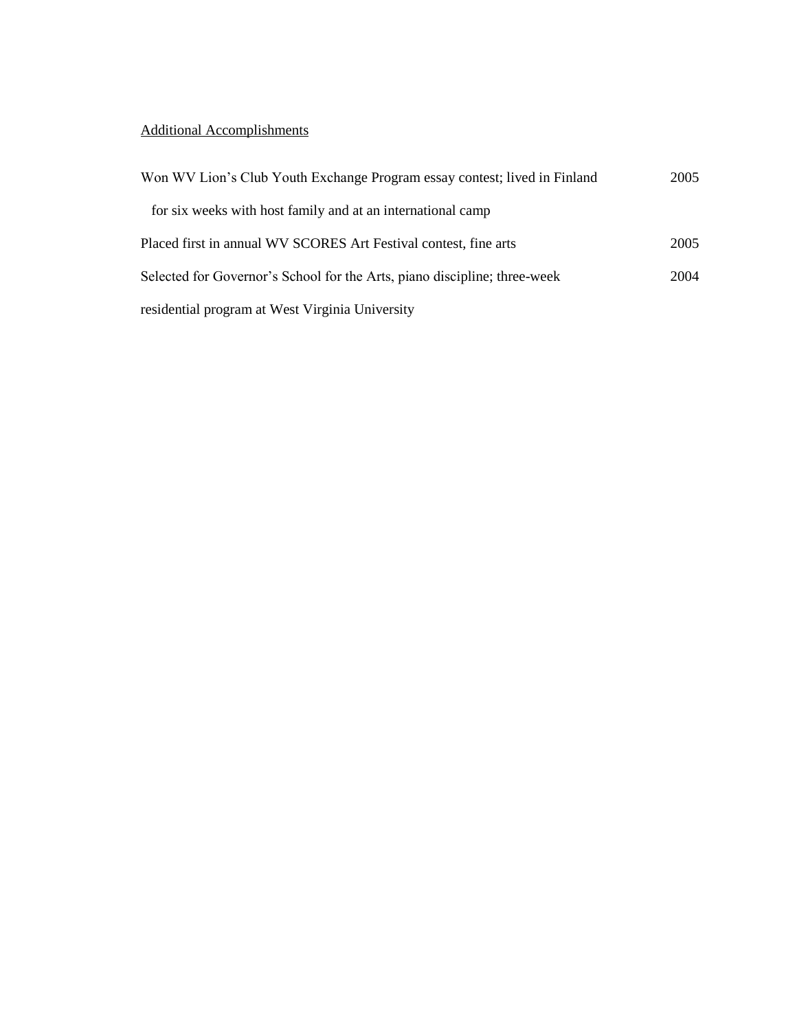Additional Accomplishments

| | |
|---|---|
| Won WV Lion's Club Youth Exchange Program essay contest; lived in Finland for six weeks with host family and at an international camp | 2005 |
| Placed first in annual WV SCORES Art Festival contest, fine arts | 2005 |
| Selected for Governor's School for the Arts, piano discipline; three-week residential program at West Virginia University | 2004 |